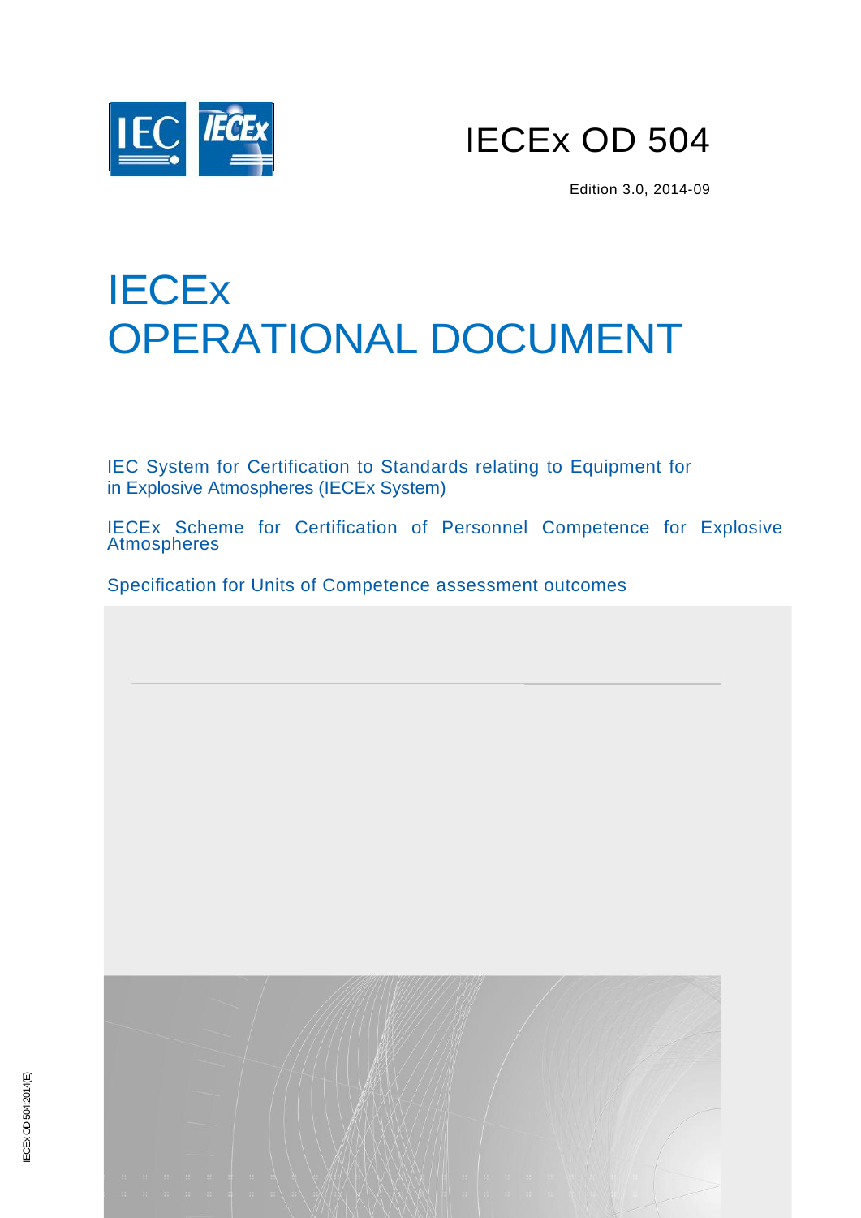# IECEx OD 504

Edition 3.0, 2014-09

# IECEx OPERATIONAL DOCUMENT

IEC System for Certification to Standards relating to Equipment for in Explosive Atmospheres (IECEx System)

IECEx Scheme for Certification of Personnel Competence for Explosive Atmospheres

Specification for Units of Competence assessment outcomes

IECEx OD 504:2014(E)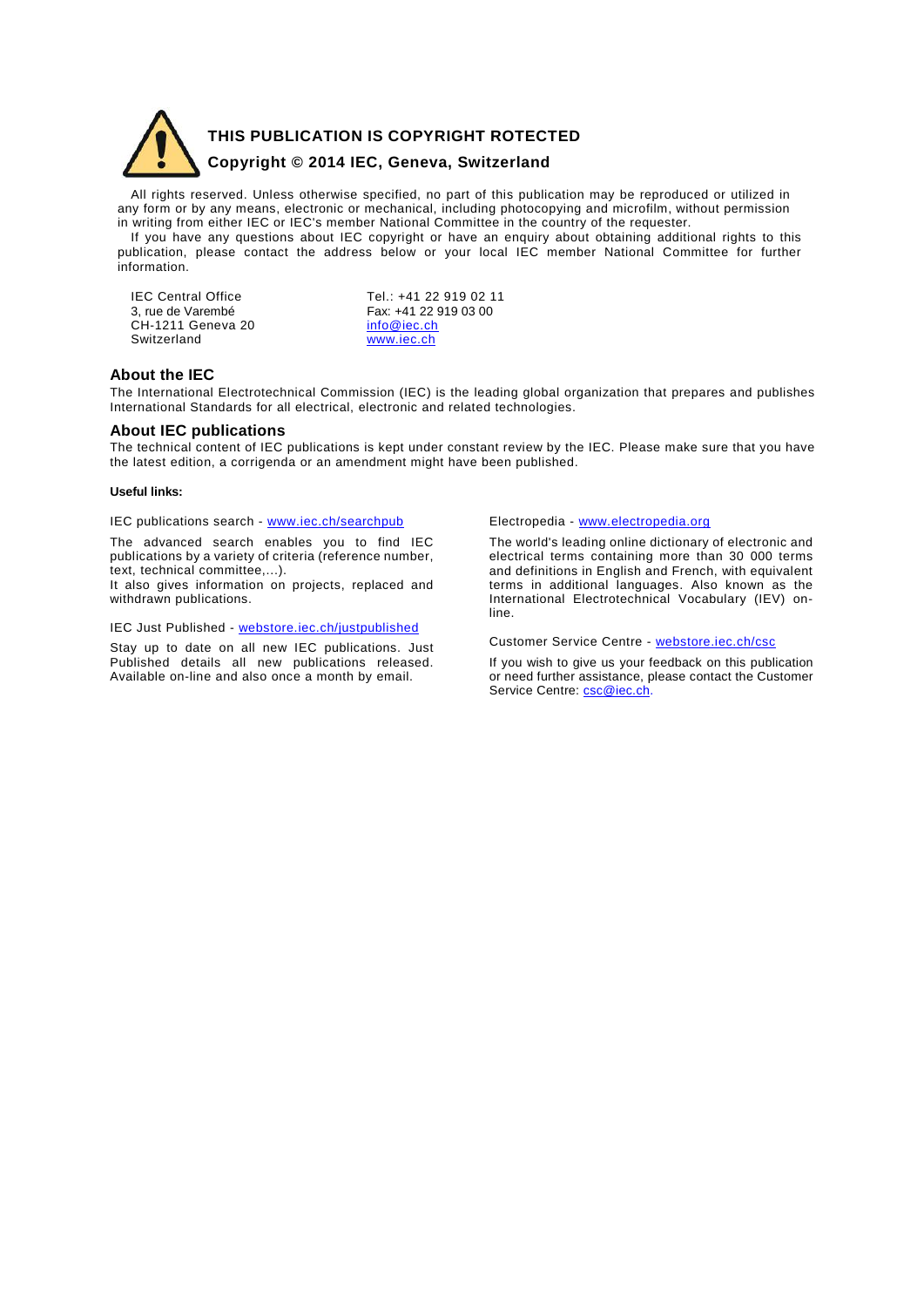## THIS PUBLICATION IS COPYRIGHT ROTECTED

**Copyright © 2014 IEC, Geneva, Switzerland**

All rights reserved. Unless otherwise specified, no part of this publication may be reproduced or utilized in any form or by any means, electronic or mechanical, including photocopying and microfilm, without permission in writing from either IEC or IEC's member National Committee in the country of the requester.

If you have any questions about IEC copyright or have an enquiry about obtaining additional rights to this publication, please contact the address below or your local IEC member National Committee for further information.

IEC Central Office
3, rue de Varembé
CH-1211 Geneva 20
Switzerland

Tel.: +41 22 919 02 11
Fax: +41 22 919 03 00
info@iec.ch
www.iec.ch

### About the IEC

The International Electrotechnical Commission (IEC) is the leading global organization that prepares and publishes International Standards for all electrical, electronic and related technologies.

### About IEC publications

The technical content of IEC publications is kept under constant review by the IEC. Please make sure that you have the latest edition, a corrigenda or an amendment might have been published.

**Useful links:**

IEC publications search - www.iec.ch/searchpub

The advanced search enables you to find IEC publications by a variety of criteria (reference number, text, technical committee,…).
It also gives information on projects, replaced and withdrawn publications.

IEC Just Published - webstore.iec.ch/justpublished

Stay up to date on all new IEC publications. Just Published details all new publications released. Available on-line and also once a month by email.

Electropedia - www.electropedia.org

The world's leading online dictionary of electronic and electrical terms containing more than 30 000 terms and definitions in English and French, with equivalent terms in additional languages. Also known as the International Electrotechnical Vocabulary (IEV) on-line.

Customer Service Centre - webstore.iec.ch/csc

If you wish to give us your feedback on this publication or need further assistance, please contact the Customer Service Centre: csc@iec.ch.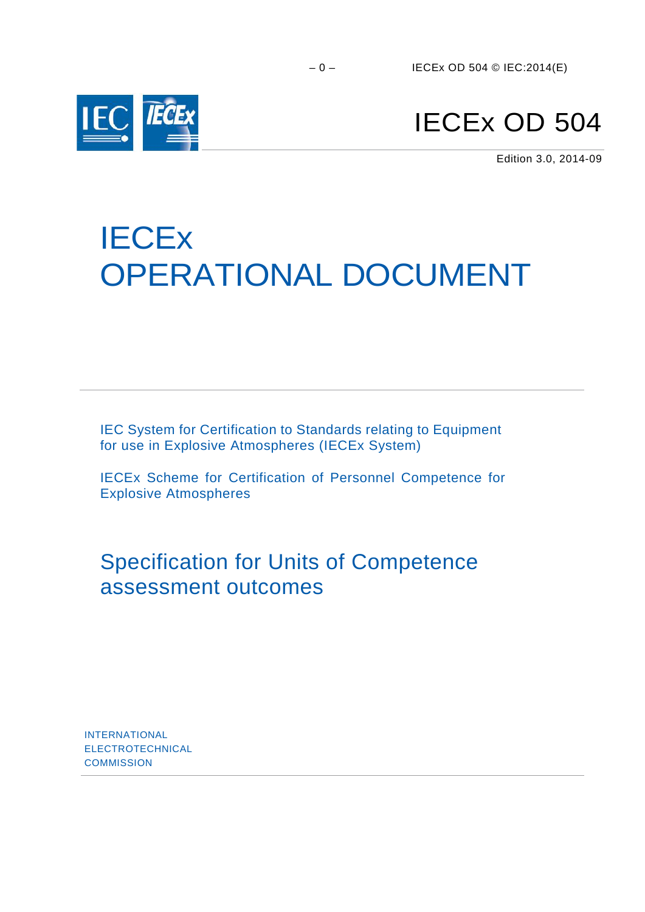# IECEx OD 504

Edition 3.0, 2014-09

# IECEx OPERATIONAL DOCUMENT

IEC System for Certification to Standards relating to Equipment for use in Explosive Atmospheres (IECEx System)

IECEx Scheme for Certification of Personnel Competence for Explosive Atmospheres

## Specification for Units of Competence assessment outcomes

INTERNATIONAL
ELECTROTECHNICAL
COMMISSION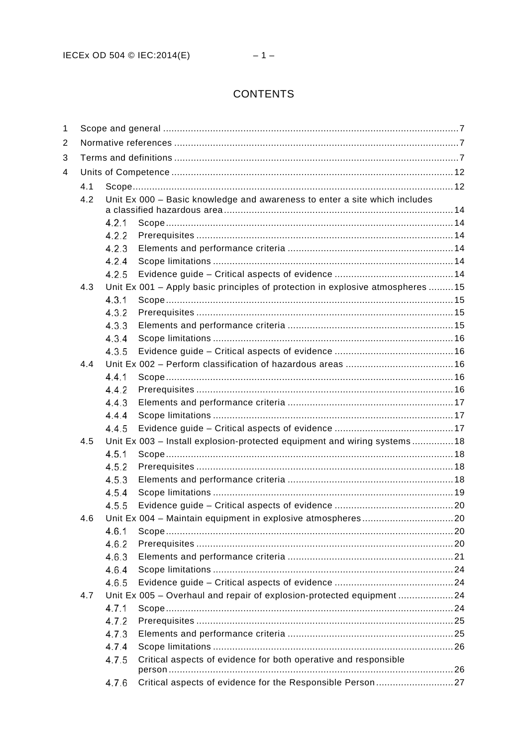# CONTENTS

1 Scope and general ........................................................................................................ 7
2 Normative references ..................................................................................................... 7
3 Terms and definitions ..................................................................................................... 7
4 Units of Competence .................................................................................................... 12
   4.1 Scope ................................................................................................................... 12
   4.2 Unit Ex 000 – Basic knowledge and awareness to enter a site which includes a classified hazardous area ......................................................................... 14
      4.2.1 Scope ............................................................................................................ 14
      4.2.2 Prerequisites ................................................................................................. 14
      4.2.3 Elements and performance criteria ............................................................... 14
      4.2.4 Scope limitations ........................................................................................... 14
      4.2.5 Evidence guide – Critical aspects of evidence .............................................. 14
   4.3 Unit Ex 001 – Apply basic principles of protection in explosive atmospheres ......... 15
      4.3.1 Scope ............................................................................................................ 15
      4.3.2 Prerequisites ................................................................................................. 15
      4.3.3 Elements and performance criteria ............................................................... 15
      4.3.4 Scope limitations ........................................................................................... 16
      4.3.5 Evidence guide – Critical aspects of evidence .............................................. 16
   4.4 Unit Ex 002 – Perform classification of hazardous areas ........................................ 16
      4.4.1 Scope ............................................................................................................ 16
      4.4.2 Prerequisites ................................................................................................. 16
      4.4.3 Elements and performance criteria ............................................................... 17
      4.4.4 Scope limitations ........................................................................................... 17
      4.4.5 Evidence guide – Critical aspects of evidence .............................................. 17
   4.5 Unit Ex 003 – Install explosion-protected equipment and wiring systems ............... 18
      4.5.1 Scope ............................................................................................................ 18
      4.5.2 Prerequisites ................................................................................................. 18
      4.5.3 Elements and performance criteria ............................................................... 18
      4.5.4 Scope limitations ........................................................................................... 19
      4.5.5 Evidence guide – Critical aspects of evidence .............................................. 20
   4.6 Unit Ex 004 – Maintain equipment in explosive atmospheres ................................. 20
      4.6.1 Scope ............................................................................................................ 20
      4.6.2 Prerequisites ................................................................................................. 20
      4.6.3 Elements and performance criteria ............................................................... 21
      4.6.4 Scope limitations ........................................................................................... 24
      4.6.5 Evidence guide – Critical aspects of evidence .............................................. 24
   4.7 Unit Ex 005 – Overhaul and repair of explosion-protected equipment .................... 24
      4.7.1 Scope ............................................................................................................ 24
      4.7.2 Prerequisites ................................................................................................. 25
      4.7.3 Elements and performance criteria ............................................................... 25
      4.7.4 Scope limitations ........................................................................................... 26
      4.7.5 Critical aspects of evidence for both operative and responsible person ........................................................................................................ 26
      4.7.6 Critical aspects of evidence for the Responsible Person ............................... 27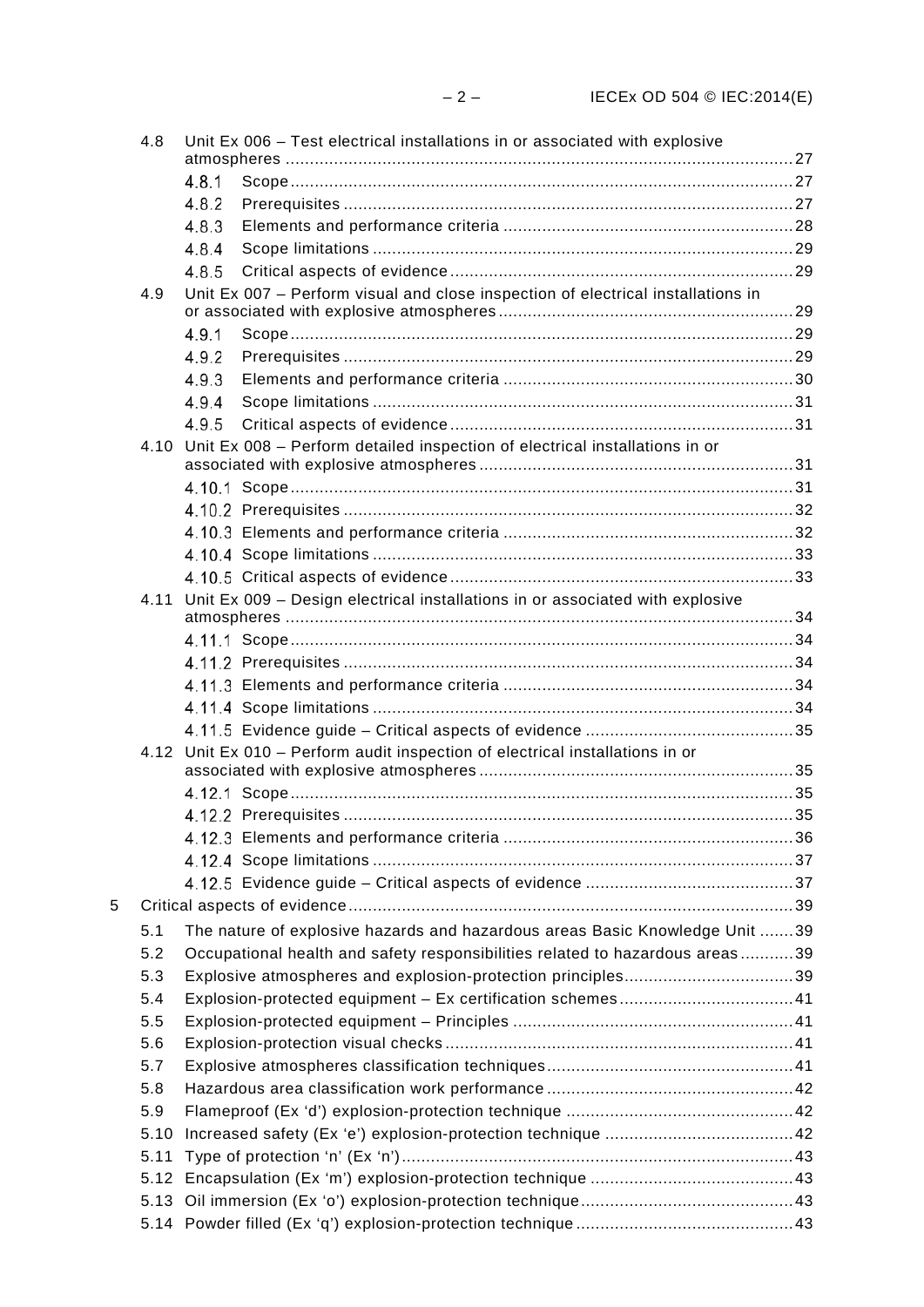4.8 Unit Ex 006 – Test electrical installations in or associated with explosive atmospheres ........................................................................................................ 27

4.8.1 Scope ....................................................................................................... 27

4.8.2 Prerequisites ............................................................................................ 27

4.8.3 Elements and performance criteria ........................................................... 28

4.8.4 Scope limitations ...................................................................................... 29

4.8.5 Critical aspects of evidence ...................................................................... 29

4.9 Unit Ex 007 – Perform visual and close inspection of electrical installations in or associated with explosive atmospheres ............................................................ 29

4.9.1 Scope ....................................................................................................... 29

4.9.2 Prerequisites ............................................................................................ 29

4.9.3 Elements and performance criteria ........................................................... 30

4.9.4 Scope limitations ...................................................................................... 31

4.9.5 Critical aspects of evidence ...................................................................... 31

4.10 Unit Ex 008 – Perform detailed inspection of electrical installations in or associated with explosive atmospheres ................................................................ 31

4.10.1 Scope ....................................................................................................... 31

4.10.2 Prerequisites ............................................................................................ 32

4.10.3 Elements and performance criteria ........................................................... 32

4.10.4 Scope limitations ...................................................................................... 33

4.10.5 Critical aspects of evidence ...................................................................... 33

4.11 Unit Ex 009 – Design electrical installations in or associated with explosive atmospheres ........................................................................................................ 34

4.11.1 Scope ....................................................................................................... 34

4.11.2 Prerequisites ............................................................................................ 34

4.11.3 Elements and performance criteria ........................................................... 34

4.11.4 Scope limitations ...................................................................................... 34

4.11.5 Evidence guide – Critical aspects of evidence .......................................... 35

4.12 Unit Ex 010 – Perform audit inspection of electrical installations in or associated with explosive atmospheres ................................................................ 35

4.12.1 Scope ....................................................................................................... 35

4.12.2 Prerequisites ............................................................................................ 35

4.12.3 Elements and performance criteria ........................................................... 36

4.12.4 Scope limitations ...................................................................................... 37

4.12.5 Evidence guide – Critical aspects of evidence .......................................... 37

5 Critical aspects of evidence ........................................................................................... 39

5.1 The nature of explosive hazards and hazardous areas Basic Knowledge Unit ....... 39

5.2 Occupational health and safety responsibilities related to hazardous areas ........... 39

5.3 Explosive atmospheres and explosion-protection principles .................................. 39

5.4 Explosion-protected equipment – Ex certification schemes .................................... 41

5.5 Explosion-protected equipment – Principles .......................................................... 41

5.6 Explosion-protection visual checks ........................................................................ 41

5.7 Explosive atmospheres classification techniques ................................................... 41

5.8 Hazardous area classification work performance ................................................... 42

5.9 Flameproof (Ex 'd') explosion-protection technique ............................................... 42

5.10 Increased safety (Ex 'e') explosion-protection technique ....................................... 42

5.11 Type of protection 'n' (Ex 'n') ................................................................................ 43

5.12 Encapsulation (Ex 'm') explosion-protection technique .......................................... 43

5.13 Oil immersion (Ex 'o') explosion-protection technique ............................................ 43

5.14 Powder filled (Ex 'q') explosion-protection technique ............................................. 43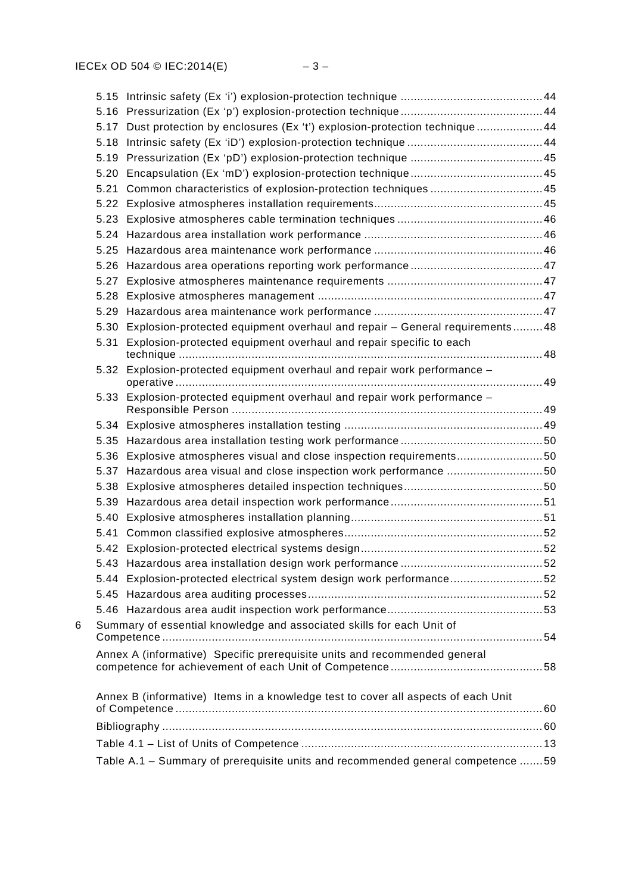5.15 Intrinsic safety (Ex 'i') explosion-protection technique ..... 44
5.16 Pressurization (Ex 'p') explosion-protection technique ..... 44
5.17 Dust protection by enclosures (Ex 't') explosion-protection technique ..... 44
5.18 Intrinsic safety (Ex 'iD') explosion-protection technique ..... 44
5.19 Pressurization (Ex 'pD') explosion-protection technique ..... 45
5.20 Encapsulation (Ex 'mD') explosion-protection technique ..... 45
5.21 Common characteristics of explosion-protection techniques ..... 45
5.22 Explosive atmospheres installation requirements ..... 45
5.23 Explosive atmospheres cable termination techniques ..... 46
5.24 Hazardous area installation work performance ..... 46
5.25 Hazardous area maintenance work performance ..... 46
5.26 Hazardous area operations reporting work performance ..... 47
5.27 Explosive atmospheres maintenance requirements ..... 47
5.28 Explosive atmospheres management ..... 47
5.29 Hazardous area maintenance work performance ..... 47
5.30 Explosion-protected equipment overhaul and repair – General requirements ..... 48
5.31 Explosion-protected equipment overhaul and repair specific to each technique ..... 48
5.32 Explosion-protected equipment overhaul and repair work performance – operative ..... 49
5.33 Explosion-protected equipment overhaul and repair work performance – Responsible Person ..... 49
5.34 Explosive atmospheres installation testing ..... 49
5.35 Hazardous area installation testing work performance ..... 50
5.36 Explosive atmospheres visual and close inspection requirements ..... 50
5.37 Hazardous area visual and close inspection work performance ..... 50
5.38 Explosive atmospheres detailed inspection techniques ..... 50
5.39 Hazardous area detail inspection work performance ..... 51
5.40 Explosive atmospheres installation planning ..... 51
5.41 Common classified explosive atmospheres ..... 52
5.42 Explosion-protected electrical systems design ..... 52
5.43 Hazardous area installation design work performance ..... 52
5.44 Explosion-protected electrical system design work performance ..... 52
5.45 Hazardous area auditing processes ..... 52
5.46 Hazardous area audit inspection work performance ..... 53

6 Summary of essential knowledge and associated skills for each Unit of Competence ..... 54

Annex A (informative) Specific prerequisite units and recommended general competence for achievement of each Unit of Competence ..... 58

Annex B (informative) Items in a knowledge test to cover all aspects of each Unit of Competence ..... 60

Bibliography ..... 60

Table 4.1 – List of Units of Competence ..... 13

Table A.1 – Summary of prerequisite units and recommended general competence ..... 59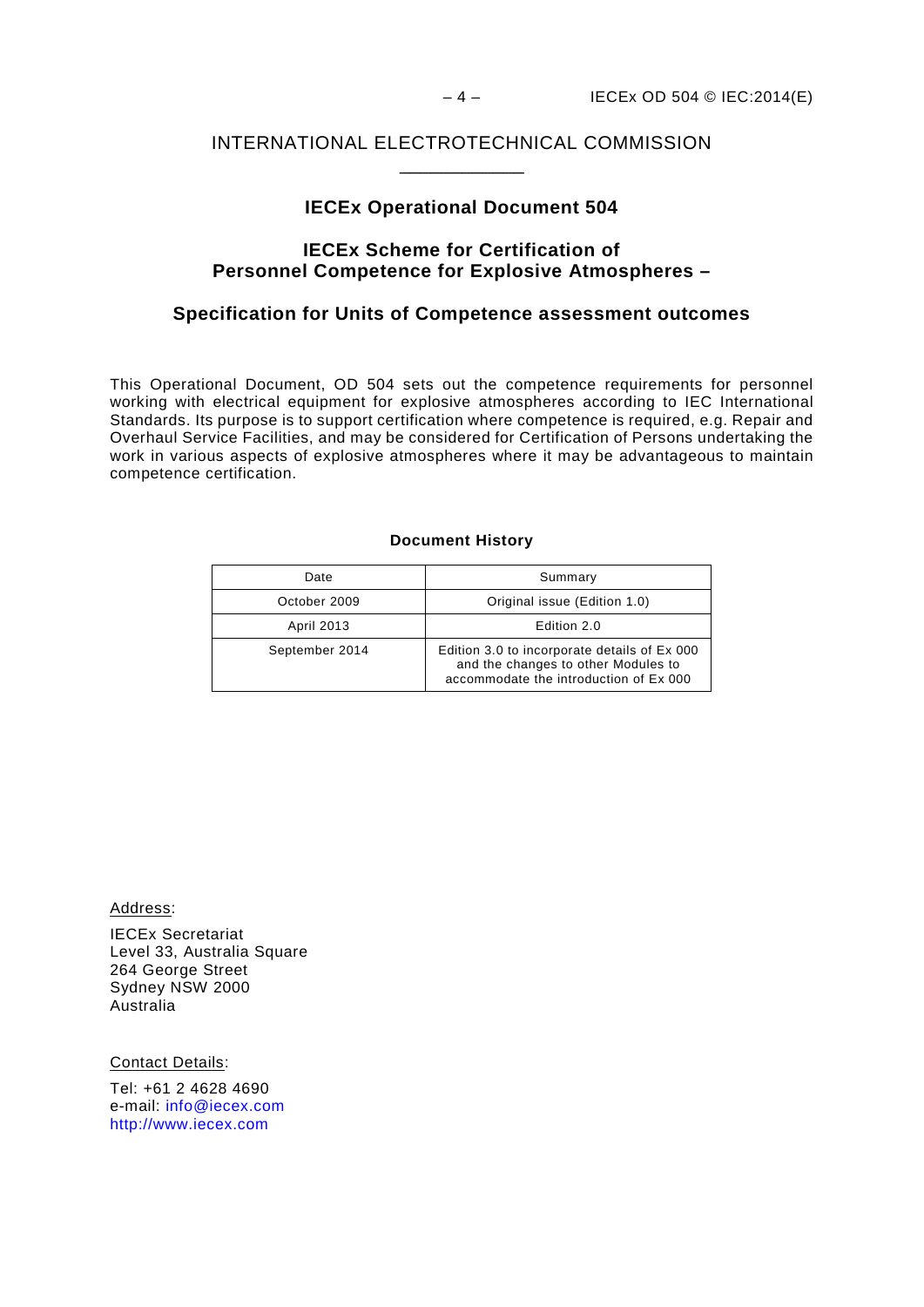INTERNATIONAL ELECTROTECHNICAL COMMISSION

# IECEx Operational Document 504

## IECEx Scheme for Certification of Personnel Competence for Explosive Atmospheres –

## Specification for Units of Competence assessment outcomes

This Operational Document, OD 504 sets out the competence requirements for personnel working with electrical equipment for explosive atmospheres according to IEC International Standards. Its purpose is to support certification where competence is required, e.g. Repair and Overhaul Service Facilities, and may be considered for Certification of Persons undertaking the work in various aspects of explosive atmospheres where it may be advantageous to maintain competence certification.

**Document History**

| Date | Summary |
| --- | --- |
| October 2009 | Original issue (Edition 1.0) |
| April 2013 | Edition 2.0 |
| September 2014 | Edition 3.0 to incorporate details of Ex 000 and the changes to other Modules to accommodate the introduction of Ex 000 |

Address:

IECEx Secretariat
Level 33, Australia Square
264 George Street
Sydney NSW 2000
Australia

Contact Details:

Tel: +61 2 4628 4690
e-mail: info@iecex.com
http://www.iecex.com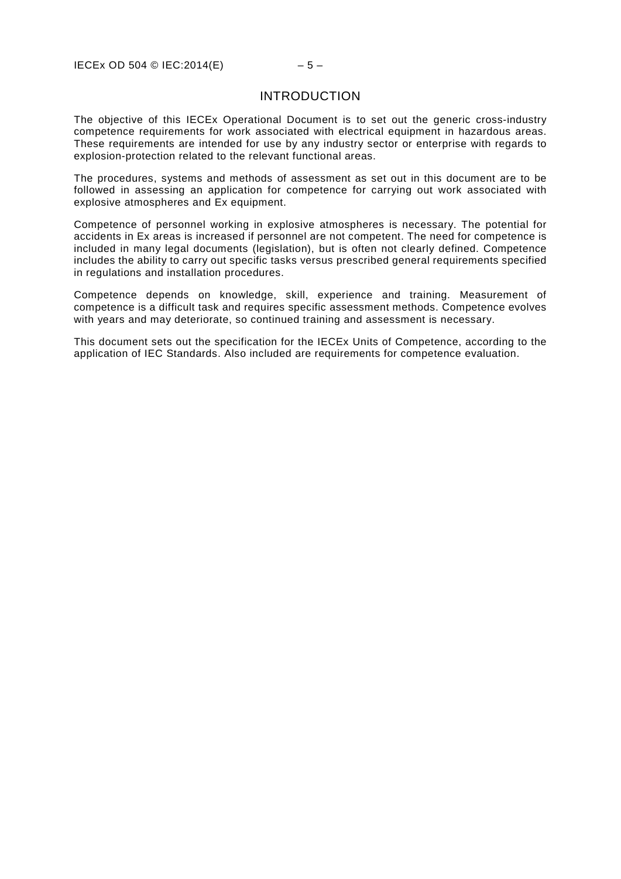# INTRODUCTION

The objective of this IECEx Operational Document is to set out the generic cross-industry competence requirements for work associated with electrical equipment in hazardous areas. These requirements are intended for use by any industry sector or enterprise with regards to explosion-protection related to the relevant functional areas.

The procedures, systems and methods of assessment as set out in this document are to be followed in assessing an application for competence for carrying out work associated with explosive atmospheres and Ex equipment.

Competence of personnel working in explosive atmospheres is necessary. The potential for accidents in Ex areas is increased if personnel are not competent. The need for competence is included in many legal documents (legislation), but is often not clearly defined. Competence includes the ability to carry out specific tasks versus prescribed general requirements specified in regulations and installation procedures.

Competence depends on knowledge, skill, experience and training. Measurement of competence is a difficult task and requires specific assessment methods. Competence evolves with years and may deteriorate, so continued training and assessment is necessary.

This document sets out the specification for the IECEx Units of Competence, according to the application of IEC Standards. Also included are requirements for competence evaluation.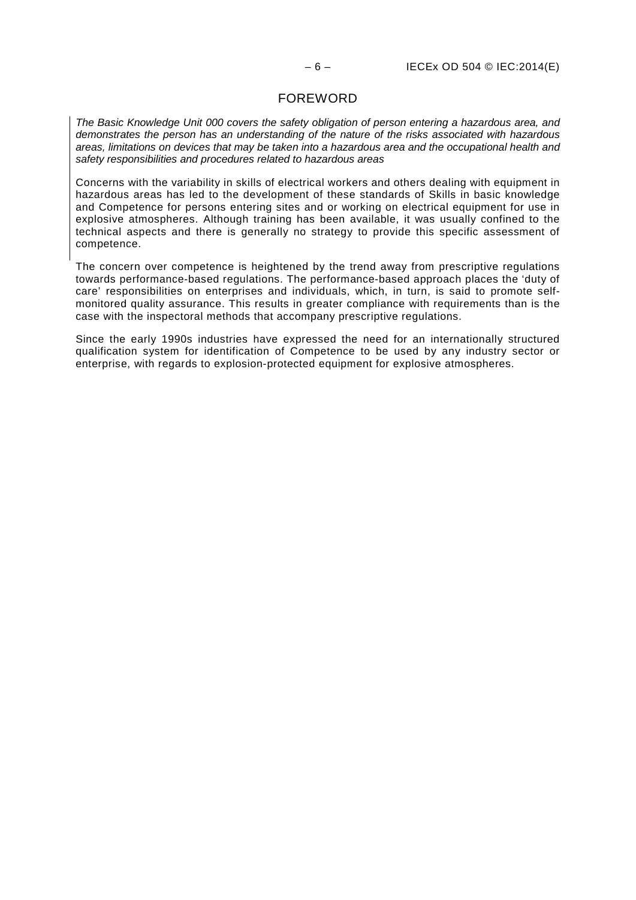# FOREWORD

*The Basic Knowledge Unit 000 covers the safety obligation of person entering a hazardous area, and demonstrates the person has an understanding of the nature of the risks associated with hazardous areas, limitations on devices that may be taken into a hazardous area and the occupational health and safety responsibilities and procedures related to hazardous areas*

Concerns with the variability in skills of electrical workers and others dealing with equipment in hazardous areas has led to the development of these standards of Skills in basic knowledge and Competence for persons entering sites and or working on electrical equipment for use in explosive atmospheres. Although training has been available, it was usually confined to the technical aspects and there is generally no strategy to provide this specific assessment of competence.

The concern over competence is heightened by the trend away from prescriptive regulations towards performance-based regulations. The performance-based approach places the 'duty of care' responsibilities on enterprises and individuals, which, in turn, is said to promote self-monitored quality assurance. This results in greater compliance with requirements than is the case with the inspectoral methods that accompany prescriptive regulations.

Since the early 1990s industries have expressed the need for an internationally structured qualification system for identification of Competence to be used by any industry sector or enterprise, with regards to explosion-protected equipment for explosive atmospheres.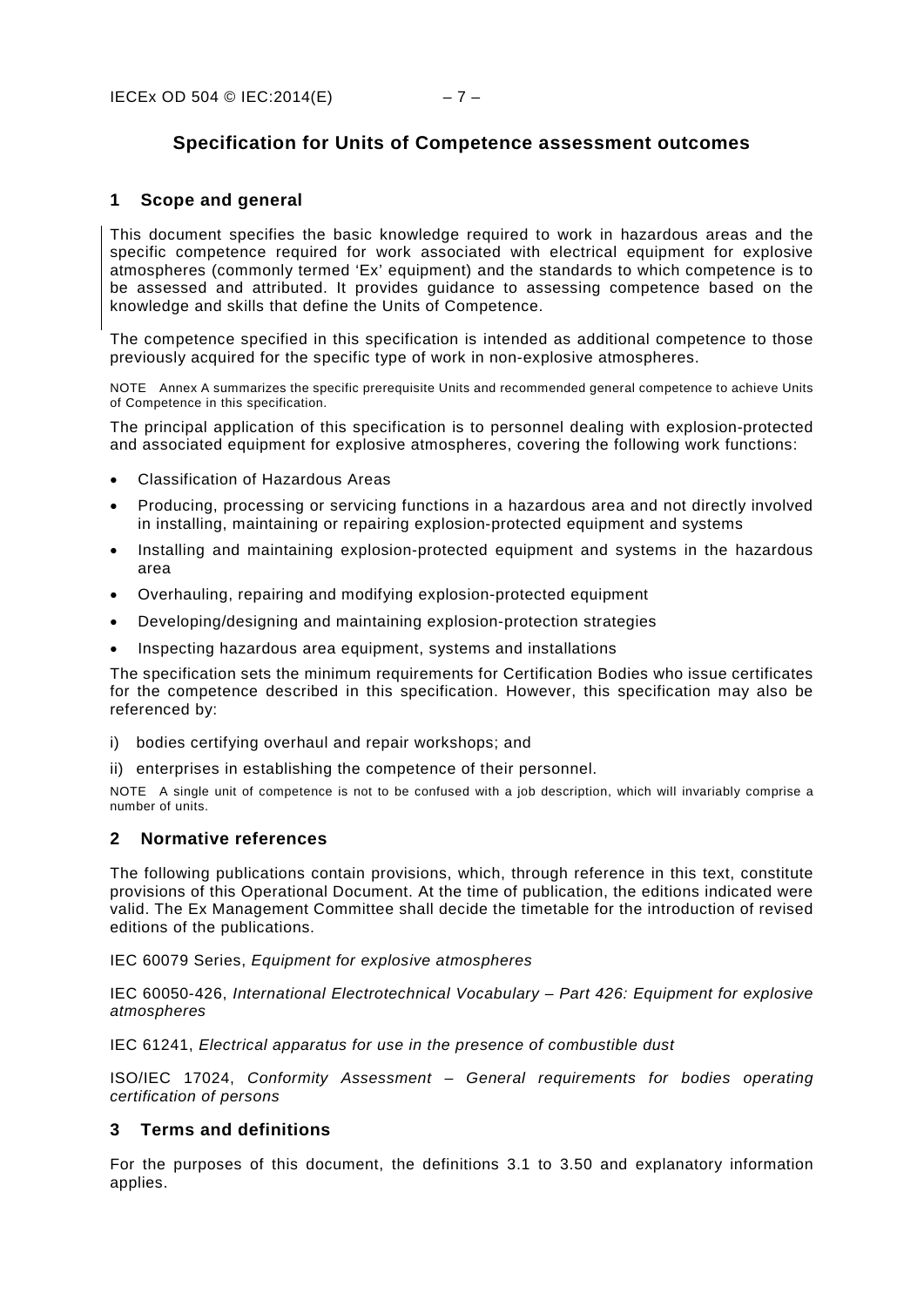# Specification for Units of Competence assessment outcomes

## 1 Scope and general

This document specifies the basic knowledge required to work in hazardous areas and the specific competence required for work associated with electrical equipment for explosive atmospheres (commonly termed 'Ex' equipment) and the standards to which competence is to be assessed and attributed. It provides guidance to assessing competence based on the knowledge and skills that define the Units of Competence.

The competence specified in this specification is intended as additional competence to those previously acquired for the specific type of work in non-explosive atmospheres.

NOTE Annex A summarizes the specific prerequisite Units and recommended general competence to achieve Units of Competence in this specification.

The principal application of this specification is to personnel dealing with explosion-protected and associated equipment for explosive atmospheres, covering the following work functions:

- Classification of Hazardous Areas
- Producing, processing or servicing functions in a hazardous area and not directly involved in installing, maintaining or repairing explosion-protected equipment and systems
- Installing and maintaining explosion-protected equipment and systems in the hazardous area
- Overhauling, repairing and modifying explosion-protected equipment
- Developing/designing and maintaining explosion-protection strategies
- Inspecting hazardous area equipment, systems and installations

The specification sets the minimum requirements for Certification Bodies who issue certificates for the competence described in this specification. However, this specification may also be referenced by:

i) bodies certifying overhaul and repair workshops; and

ii) enterprises in establishing the competence of their personnel.

NOTE A single unit of competence is not to be confused with a job description, which will invariably comprise a number of units.

## 2 Normative references

The following publications contain provisions, which, through reference in this text, constitute provisions of this Operational Document. At the time of publication, the editions indicated were valid. The Ex Management Committee shall decide the timetable for the introduction of revised editions of the publications.

IEC 60079 Series, *Equipment for explosive atmospheres*

IEC 60050-426, *International Electrotechnical Vocabulary – Part 426: Equipment for explosive atmospheres*

IEC 61241, *Electrical apparatus for use in the presence of combustible dust*

ISO/IEC 17024, *Conformity Assessment – General requirements for bodies operating certification of persons*

## 3 Terms and definitions

For the purposes of this document, the definitions 3.1 to 3.50 and explanatory information applies.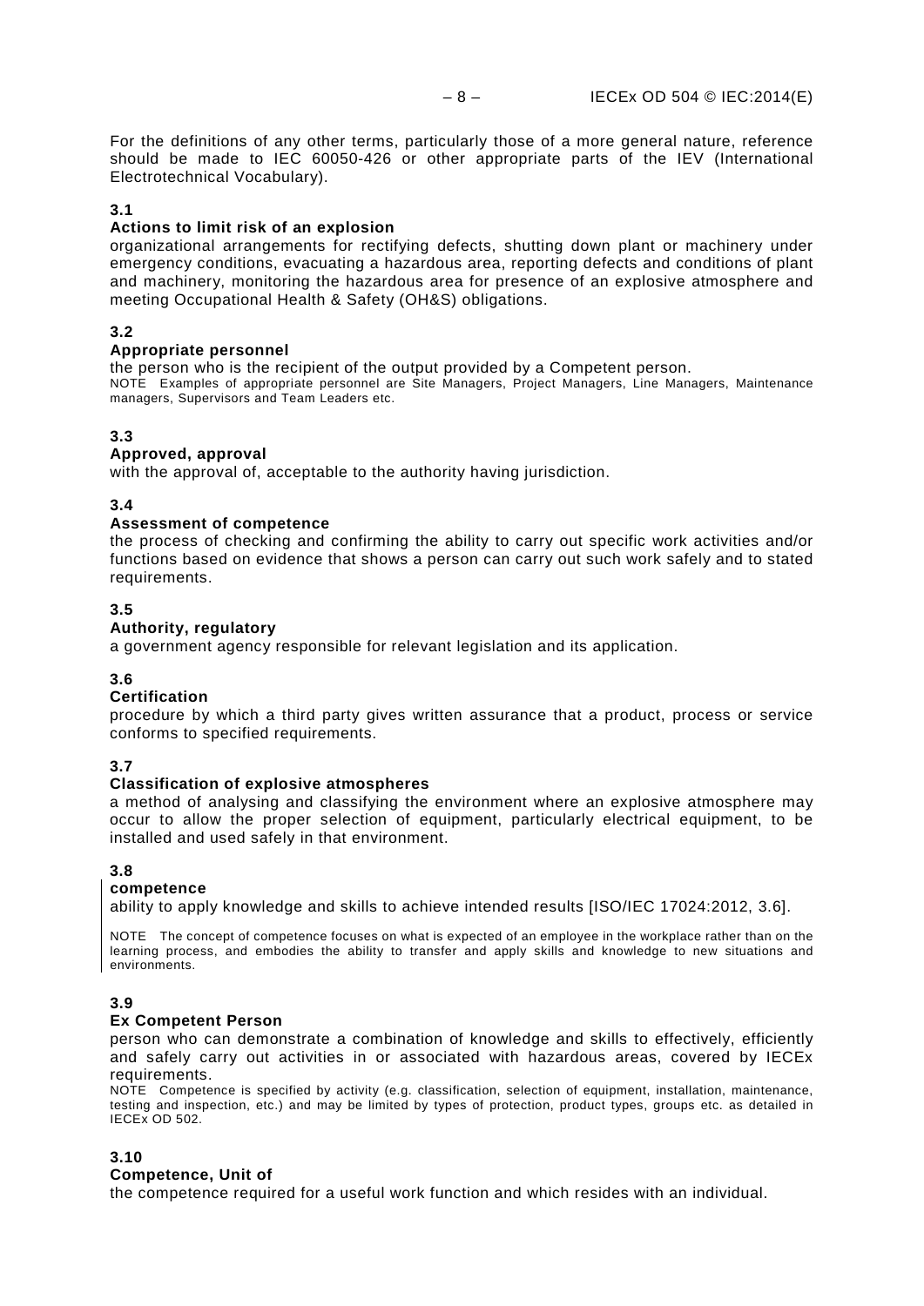For the definitions of any other terms, particularly those of a more general nature, reference should be made to IEC 60050-426 or other appropriate parts of the IEV (International Electrotechnical Vocabulary).

**3.1**
**Actions to limit risk of an explosion**
organizational arrangements for rectifying defects, shutting down plant or machinery under emergency conditions, evacuating a hazardous area, reporting defects and conditions of plant and machinery, monitoring the hazardous area for presence of an explosive atmosphere and meeting Occupational Health & Safety (OH&S) obligations.

**3.2**
**Appropriate personnel**
the person who is the recipient of the output provided by a Competent person.

NOTE Examples of appropriate personnel are Site Managers, Project Managers, Line Managers, Maintenance managers, Supervisors and Team Leaders etc.

**3.3**
**Approved, approval**
with the approval of, acceptable to the authority having jurisdiction.

**3.4**
**Assessment of competence**
the process of checking and confirming the ability to carry out specific work activities and/or functions based on evidence that shows a person can carry out such work safely and to stated requirements.

**3.5**
**Authority, regulatory**
a government agency responsible for relevant legislation and its application.

**3.6**
**Certification**
procedure by which a third party gives written assurance that a product, process or service conforms to specified requirements.

**3.7**
**Classification of explosive atmospheres**
a method of analysing and classifying the environment where an explosive atmosphere may occur to allow the proper selection of equipment, particularly electrical equipment, to be installed and used safely in that environment.

**3.8**
**competence**
ability to apply knowledge and skills to achieve intended results [ISO/IEC 17024:2012, 3.6].

NOTE The concept of competence focuses on what is expected of an employee in the workplace rather than on the learning process, and embodies the ability to transfer and apply skills and knowledge to new situations and environments.

**3.9**
**Ex Competent Person**
person who can demonstrate a combination of knowledge and skills to effectively, efficiently and safely carry out activities in or associated with hazardous areas, covered by IECEx requirements.

NOTE Competence is specified by activity (e.g. classification, selection of equipment, installation, maintenance, testing and inspection, etc.) and may be limited by types of protection, product types, groups etc. as detailed in IECEx OD 502.

**3.10**
**Competence, Unit of**
the competence required for a useful work function and which resides with an individual.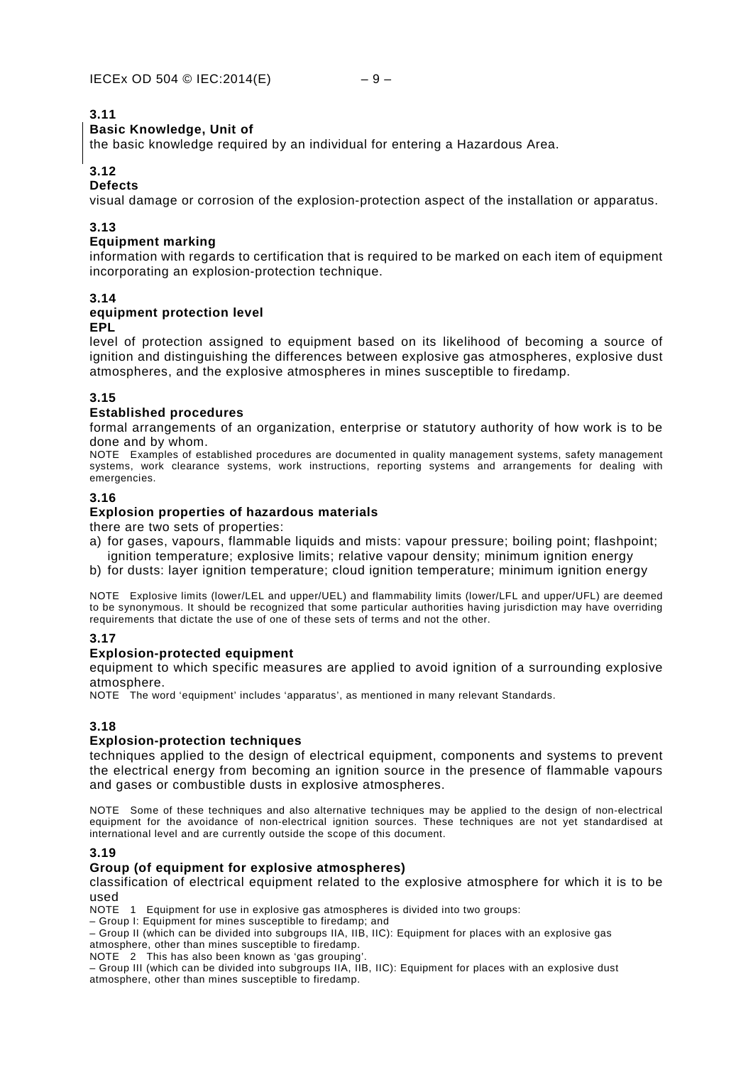**3.11**
**Basic Knowledge, Unit of**
the basic knowledge required by an individual for entering a Hazardous Area.

**3.12**
**Defects**
visual damage or corrosion of the explosion-protection aspect of the installation or apparatus.

**3.13**
**Equipment marking**
information with regards to certification that is required to be marked on each item of equipment incorporating an explosion-protection technique.

**3.14**
**equipment protection level**
**EPL**
level of protection assigned to equipment based on its likelihood of becoming a source of ignition and distinguishing the differences between explosive gas atmospheres, explosive dust atmospheres, and the explosive atmospheres in mines susceptible to firedamp.

**3.15**
**Established procedures**
formal arrangements of an organization, enterprise or statutory authority of how work is to be done and by whom.

NOTE Examples of established procedures are documented in quality management systems, safety management systems, work clearance systems, work instructions, reporting systems and arrangements for dealing with emergencies.

**3.16**
**Explosion properties of hazardous materials**
there are two sets of properties:

a) for gases, vapours, flammable liquids and mists: vapour pressure; boiling point; flashpoint; ignition temperature; explosive limits; relative vapour density; minimum ignition energy
b) for dusts: layer ignition temperature; cloud ignition temperature; minimum ignition energy

NOTE Explosive limits (lower/LEL and upper/UEL) and flammability limits (lower/LFL and upper/UFL) are deemed to be synonymous. It should be recognized that some particular authorities having jurisdiction may have overriding requirements that dictate the use of one of these sets of terms and not the other.

**3.17**
**Explosion-protected equipment**
equipment to which specific measures are applied to avoid ignition of a surrounding explosive atmosphere.

NOTE The word 'equipment' includes 'apparatus', as mentioned in many relevant Standards.

**3.18**
**Explosion-protection techniques**
techniques applied to the design of electrical equipment, components and systems to prevent the electrical energy from becoming an ignition source in the presence of flammable vapours and gases or combustible dusts in explosive atmospheres.

NOTE Some of these techniques and also alternative techniques may be applied to the design of non-electrical equipment for the avoidance of non-electrical ignition sources. These techniques are not yet standardised at international level and are currently outside the scope of this document.

**3.19**
**Group (of equipment for explosive atmospheres)**
classification of electrical equipment related to the explosive atmosphere for which it is to be used

NOTE 1 Equipment for use in explosive gas atmospheres is divided into two groups:

– Group I: Equipment for mines susceptible to firedamp; and
– Group II (which can be divided into subgroups IIA, IIB, IIC): Equipment for places with an explosive gas atmosphere, other than mines susceptible to firedamp.

NOTE 2 This has also been known as 'gas grouping'.

– Group III (which can be divided into subgroups IIA, IIB, IIC): Equipment for places with an explosive dust atmosphere, other than mines susceptible to firedamp.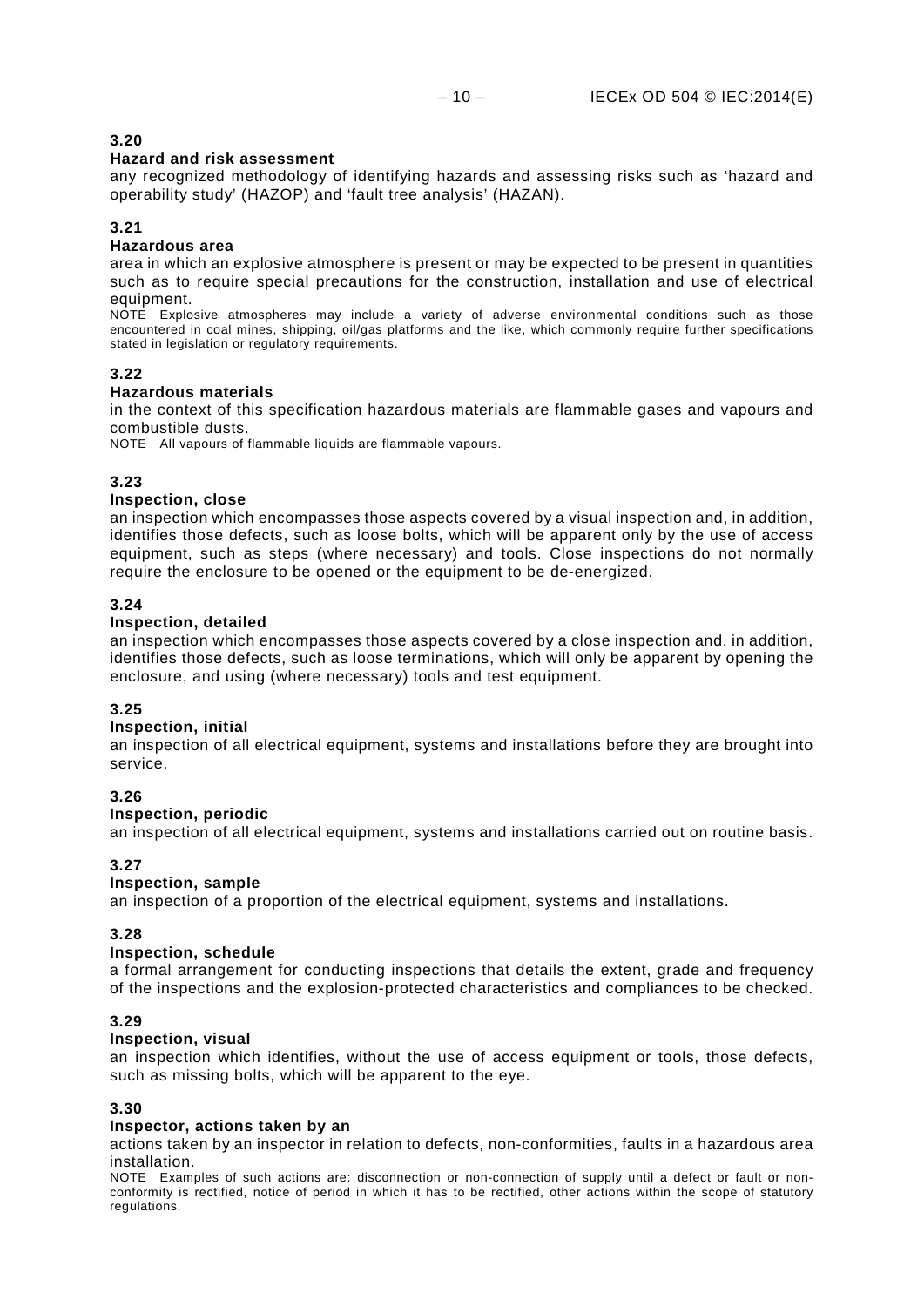### 3.20

**Hazard and risk assessment**

any recognized methodology of identifying hazards and assessing risks such as 'hazard and operability study' (HAZOP) and 'fault tree analysis' (HAZAN).

### 3.21

**Hazardous area**

area in which an explosive atmosphere is present or may be expected to be present in quantities such as to require special precautions for the construction, installation and use of electrical equipment.

NOTE Explosive atmospheres may include a variety of adverse environmental conditions such as those encountered in coal mines, shipping, oil/gas platforms and the like, which commonly require further specifications stated in legislation or regulatory requirements.

### 3.22

**Hazardous materials**

in the context of this specification hazardous materials are flammable gases and vapours and combustible dusts.

NOTE All vapours of flammable liquids are flammable vapours.

### 3.23

**Inspection, close**

an inspection which encompasses those aspects covered by a visual inspection and, in addition, identifies those defects, such as loose bolts, which will be apparent only by the use of access equipment, such as steps (where necessary) and tools. Close inspections do not normally require the enclosure to be opened or the equipment to be de-energized.

### 3.24

**Inspection, detailed**

an inspection which encompasses those aspects covered by a close inspection and, in addition, identifies those defects, such as loose terminations, which will only be apparent by opening the enclosure, and using (where necessary) tools and test equipment.

### 3.25

**Inspection, initial**

an inspection of all electrical equipment, systems and installations before they are brought into service.

### 3.26

**Inspection, periodic**

an inspection of all electrical equipment, systems and installations carried out on routine basis.

### 3.27

**Inspection, sample**

an inspection of a proportion of the electrical equipment, systems and installations.

### 3.28

**Inspection, schedule**

a formal arrangement for conducting inspections that details the extent, grade and frequency of the inspections and the explosion-protected characteristics and compliances to be checked.

### 3.29

**Inspection, visual**

an inspection which identifies, without the use of access equipment or tools, those defects, such as missing bolts, which will be apparent to the eye.

### 3.30

**Inspector, actions taken by an**

actions taken by an inspector in relation to defects, non-conformities, faults in a hazardous area installation.

NOTE Examples of such actions are: disconnection or non-connection of supply until a defect or fault or non-conformity is rectified, notice of period in which it has to be rectified, other actions within the scope of statutory regulations.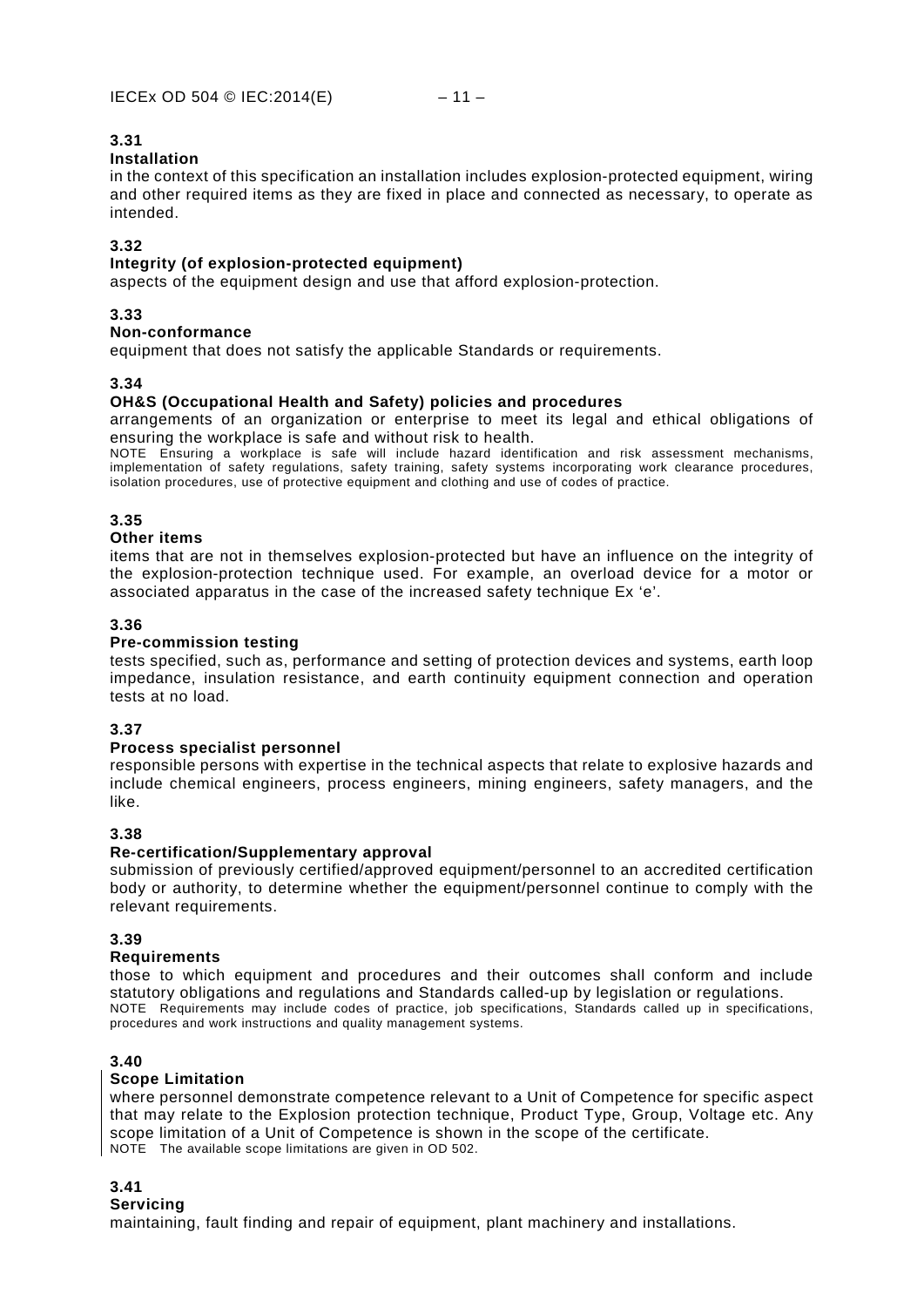**3.31**

**Installation**

in the context of this specification an installation includes explosion-protected equipment, wiring and other required items as they are fixed in place and connected as necessary, to operate as intended.

**3.32**

**Integrity (of explosion-protected equipment)**

aspects of the equipment design and use that afford explosion-protection.

**3.33**

**Non-conformance**

equipment that does not satisfy the applicable Standards or requirements.

**3.34**

**OH&S (Occupational Health and Safety) policies and procedures**

arrangements of an organization or enterprise to meet its legal and ethical obligations of ensuring the workplace is safe and without risk to health.

NOTE Ensuring a workplace is safe will include hazard identification and risk assessment mechanisms, implementation of safety regulations, safety training, safety systems incorporating work clearance procedures, isolation procedures, use of protective equipment and clothing and use of codes of practice.

**3.35**

**Other items**

items that are not in themselves explosion-protected but have an influence on the integrity of the explosion-protection technique used. For example, an overload device for a motor or associated apparatus in the case of the increased safety technique Ex 'e'.

**3.36**

**Pre-commission testing**

tests specified, such as, performance and setting of protection devices and systems, earth loop impedance, insulation resistance, and earth continuity equipment connection and operation tests at no load.

**3.37**

**Process specialist personnel**

responsible persons with expertise in the technical aspects that relate to explosive hazards and include chemical engineers, process engineers, mining engineers, safety managers, and the like.

**3.38**

**Re-certification/Supplementary approval**

submission of previously certified/approved equipment/personnel to an accredited certification body or authority, to determine whether the equipment/personnel continue to comply with the relevant requirements.

**3.39**

**Requirements**

those to which equipment and procedures and their outcomes shall conform and include statutory obligations and regulations and Standards called-up by legislation or regulations.

NOTE Requirements may include codes of practice, job specifications, Standards called up in specifications, procedures and work instructions and quality management systems.

**3.40**

**Scope Limitation**

where personnel demonstrate competence relevant to a Unit of Competence for specific aspect that may relate to the Explosion protection technique, Product Type, Group, Voltage etc. Any scope limitation of a Unit of Competence is shown in the scope of the certificate.

NOTE The available scope limitations are given in OD 502.

**3.41**

**Servicing**

maintaining, fault finding and repair of equipment, plant machinery and installations.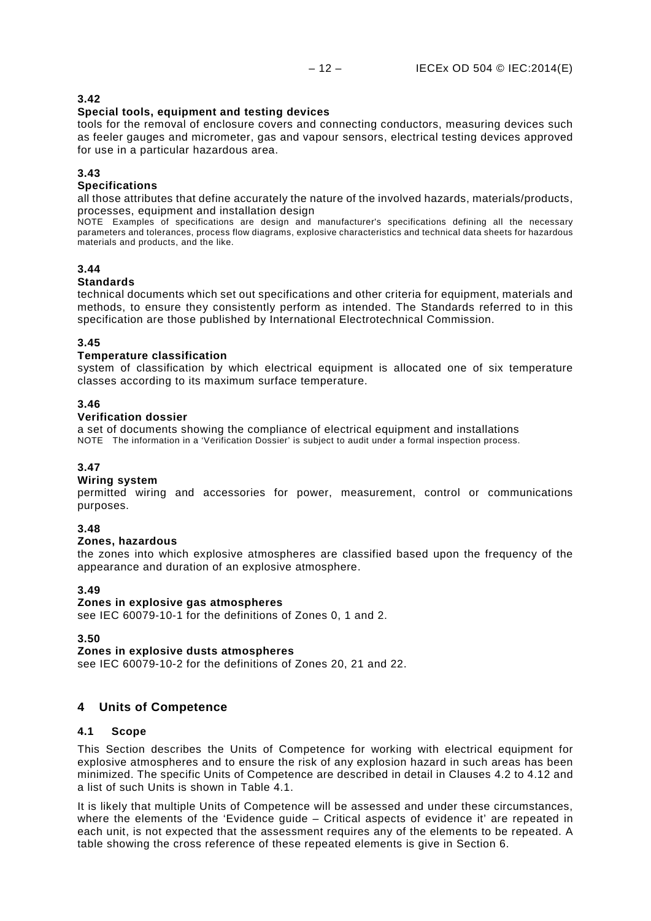**3.42**

**Special tools, equipment and testing devices**

tools for the removal of enclosure covers and connecting conductors, measuring devices such as feeler gauges and micrometer, gas and vapour sensors, electrical testing devices approved for use in a particular hazardous area.

**3.43**

**Specifications**

all those attributes that define accurately the nature of the involved hazards, materials/products, processes, equipment and installation design

NOTE Examples of specifications are design and manufacturer's specifications defining all the necessary parameters and tolerances, process flow diagrams, explosive characteristics and technical data sheets for hazardous materials and products, and the like.

**3.44**

**Standards**

technical documents which set out specifications and other criteria for equipment, materials and methods, to ensure they consistently perform as intended. The Standards referred to in this specification are those published by International Electrotechnical Commission.

**3.45**

**Temperature classification**

system of classification by which electrical equipment is allocated one of six temperature classes according to its maximum surface temperature.

**3.46**

**Verification dossier**

a set of documents showing the compliance of electrical equipment and installations

NOTE The information in a 'Verification Dossier' is subject to audit under a formal inspection process.

**3.47**

**Wiring system**

permitted wiring and accessories for power, measurement, control or communications purposes.

**3.48**

**Zones, hazardous**

the zones into which explosive atmospheres are classified based upon the frequency of the appearance and duration of an explosive atmosphere.

**3.49**

**Zones in explosive gas atmospheres**

see IEC 60079-10-1 for the definitions of Zones 0, 1 and 2.

**3.50**

**Zones in explosive dusts atmospheres**

see IEC 60079-10-2 for the definitions of Zones 20, 21 and 22.

## 4 Units of Competence

### 4.1 Scope

This Section describes the Units of Competence for working with electrical equipment for explosive atmospheres and to ensure the risk of any explosion hazard in such areas has been minimized. The specific Units of Competence are described in detail in Clauses 4.2 to 4.12 and a list of such Units is shown in Table 4.1.

It is likely that multiple Units of Competence will be assessed and under these circumstances, where the elements of the 'Evidence guide – Critical aspects of evidence it' are repeated in each unit, is not expected that the assessment requires any of the elements to be repeated. A table showing the cross reference of these repeated elements is give in Section 6.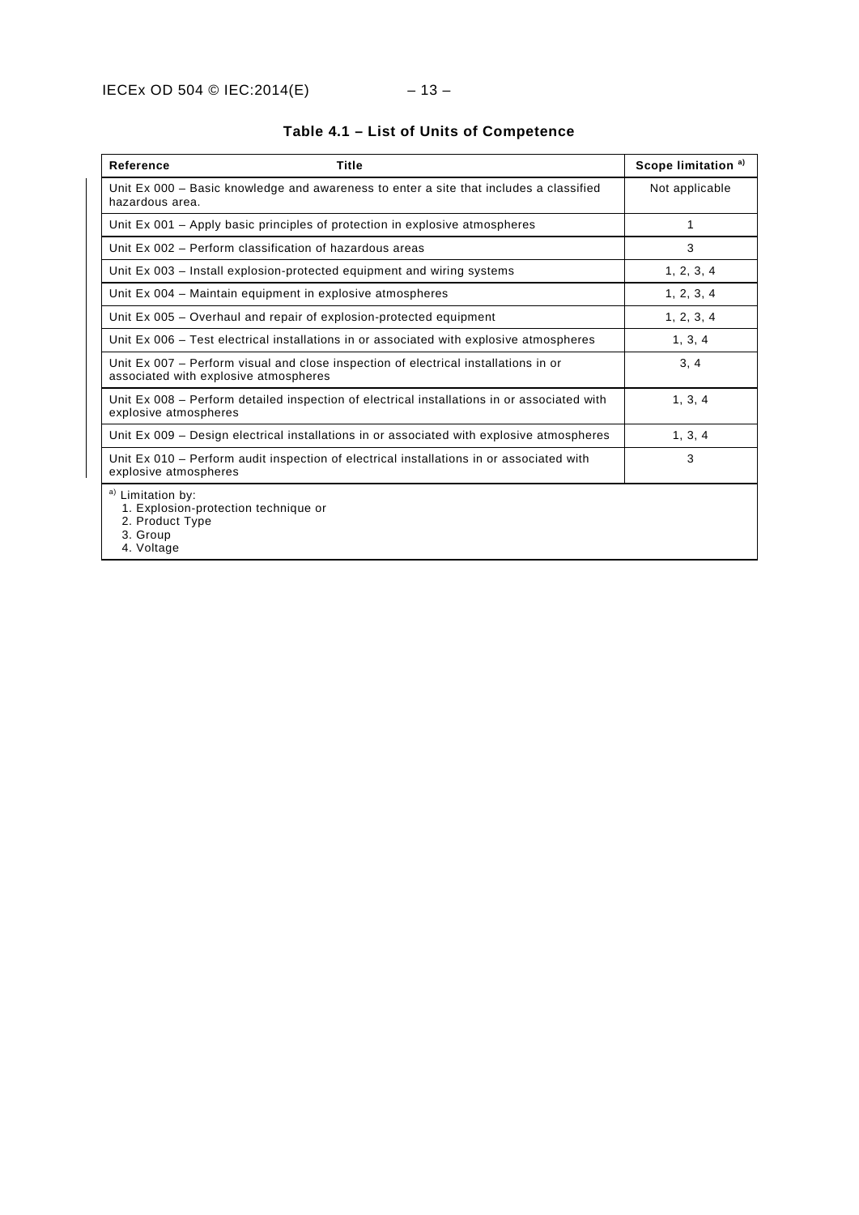**Table 4.1 – List of Units of Competence**

| Reference | Title | Scope limitation [a] |
|---|---|---|
| Unit Ex 000 – Basic knowledge and awareness to enter a site that includes a classified hazardous area. | | Not applicable |
| Unit Ex 001 – Apply basic principles of protection in explosive atmospheres | | 1 |
| Unit Ex 002 – Perform classification of hazardous areas | | 3 |
| Unit Ex 003 – Install explosion-protected equipment and wiring systems | | 1, 2, 3, 4 |
| Unit Ex 004 – Maintain equipment in explosive atmospheres | | 1, 2, 3, 4 |
| Unit Ex 005 – Overhaul and repair of explosion-protected equipment | | 1, 2, 3, 4 |
| Unit Ex 006 – Test electrical installations in or associated with explosive atmospheres | | 1, 3, 4 |
| Unit Ex 007 – Perform visual and close inspection of electrical installations in or associated with explosive atmospheres | | 3, 4 |
| Unit Ex 008 – Perform detailed inspection of electrical installations in or associated with explosive atmospheres | | 1, 3, 4 |
| Unit Ex 009 – Design electrical installations in or associated with explosive atmospheres | | 1, 3, 4 |
| Unit Ex 010 – Perform audit inspection of electrical installations in or associated with explosive atmospheres | | 3 |

[a] Limitation by:
1. Explosion-protection technique or
2. Product Type
3. Group
4. Voltage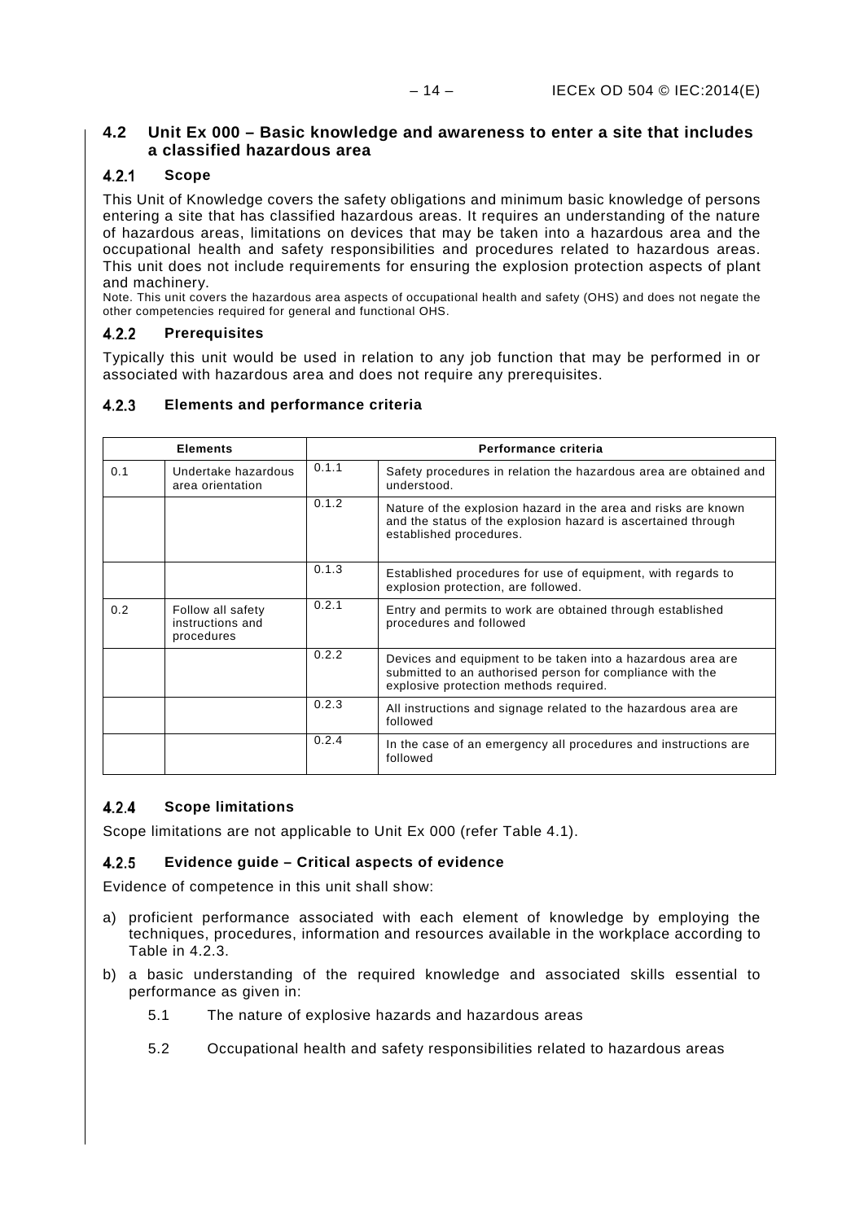## 4.2 Unit Ex 000 – Basic knowledge and awareness to enter a site that includes a classified hazardous area

### 4.2.1 Scope

This Unit of Knowledge covers the safety obligations and minimum basic knowledge of persons entering a site that has classified hazardous areas. It requires an understanding of the nature of hazardous areas, limitations on devices that may be taken into a hazardous area and the occupational health and safety responsibilities and procedures related to hazardous areas. This unit does not include requirements for ensuring the explosion protection aspects of plant and machinery.

Note. This unit covers the hazardous area aspects of occupational health and safety (OHS) and does not negate the other competencies required for general and functional OHS.

### 4.2.2 Prerequisites

Typically this unit would be used in relation to any job function that may be performed in or associated with hazardous area and does not require any prerequisites.

### 4.2.3 Elements and performance criteria

| Elements | | Performance criteria | |
|---|---|---|---|
| 0.1 | Undertake hazardous area orientation | 0.1.1 | Safety procedures in relation the hazardous area are obtained and understood. |
| | | 0.1.2 | Nature of the explosion hazard in the area and risks are known and the status of the explosion hazard is ascertained through established procedures. |
| | | 0.1.3 | Established procedures for use of equipment, with regards to explosion protection, are followed. |
| 0.2 | Follow all safety instructions and procedures | 0.2.1 | Entry and permits to work are obtained through established procedures and followed |
| | | 0.2.2 | Devices and equipment to be taken into a hazardous area are submitted to an authorised person for compliance with the explosive protection methods required. |
| | | 0.2.3 | All instructions and signage related to the hazardous area are followed |
| | | 0.2.4 | In the case of an emergency all procedures and instructions are followed |

### 4.2.4 Scope limitations

Scope limitations are not applicable to Unit Ex 000 (refer Table 4.1).

### 4.2.5 Evidence guide – Critical aspects of evidence

Evidence of competence in this unit shall show:

a) proficient performance associated with each element of knowledge by employing the techniques, procedures, information and resources available in the workplace according to Table in 4.2.3.

b) a basic understanding of the required knowledge and associated skills essential to performance as given in:

   5.1 The nature of explosive hazards and hazardous areas

   5.2 Occupational health and safety responsibilities related to hazardous areas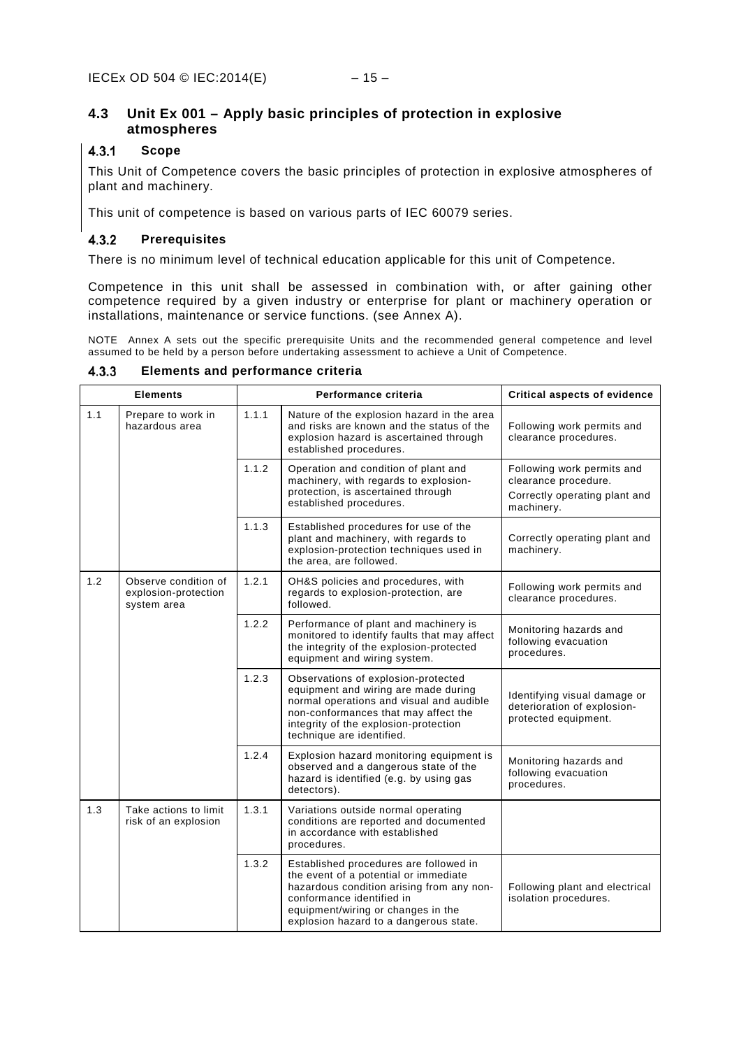## 4.3 Unit Ex 001 – Apply basic principles of protection in explosive atmospheres

### 4.3.1 Scope

This Unit of Competence covers the basic principles of protection in explosive atmospheres of plant and machinery.

This unit of competence is based on various parts of IEC 60079 series.

### 4.3.2 Prerequisites

There is no minimum level of technical education applicable for this unit of Competence.

Competence in this unit shall be assessed in combination with, or after gaining other competence required by a given industry or enterprise for plant or machinery operation or installations, maintenance or service functions. (see Annex A).

NOTE Annex A sets out the specific prerequisite Units and the recommended general competence and level assumed to be held by a person before undertaking assessment to achieve a Unit of Competence.

### 4.3.3 Elements and performance criteria

| Elements | | Performance criteria | | Critical aspects of evidence |
|---|---|---|---|---|
| 1.1 | Prepare to work in hazardous area | 1.1.1 | Nature of the explosion hazard in the area and risks are known and the status of the explosion hazard is ascertained through established procedures. | Following work permits and clearance procedures. |
| | | 1.1.2 | Operation and condition of plant and machinery, with regards to explosion-protection, is ascertained through established procedures. | Following work permits and clearance procedure. Correctly operating plant and machinery. |
| | | 1.1.3 | Established procedures for use of the plant and machinery, with regards to explosion-protection techniques used in the area, are followed. | Correctly operating plant and machinery. |
| 1.2 | Observe condition of explosion-protection system area | 1.2.1 | OH&S policies and procedures, with regards to explosion-protection, are followed. | Following work permits and clearance procedures. |
| | | 1.2.2 | Performance of plant and machinery is monitored to identify faults that may affect the integrity of the explosion-protected equipment and wiring system. | Monitoring hazards and following evacuation procedures. |
| | | 1.2.3 | Observations of explosion-protected equipment and wiring are made during normal operations and visual and audible non-conformances that may affect the integrity of the explosion-protection technique are identified. | Identifying visual damage or deterioration of explosion-protected equipment. |
| | | 1.2.4 | Explosion hazard monitoring equipment is observed and a dangerous state of the hazard is identified (e.g. by using gas detectors). | Monitoring hazards and following evacuation procedures. |
| 1.3 | Take actions to limit risk of an explosion | 1.3.1 | Variations outside normal operating conditions are reported and documented in accordance with established procedures. | |
| | | 1.3.2 | Established procedures are followed in the event of a potential or immediate hazardous condition arising from any non-conformance identified in equipment/wiring or changes in the explosion hazard to a dangerous state. | Following plant and electrical isolation procedures. |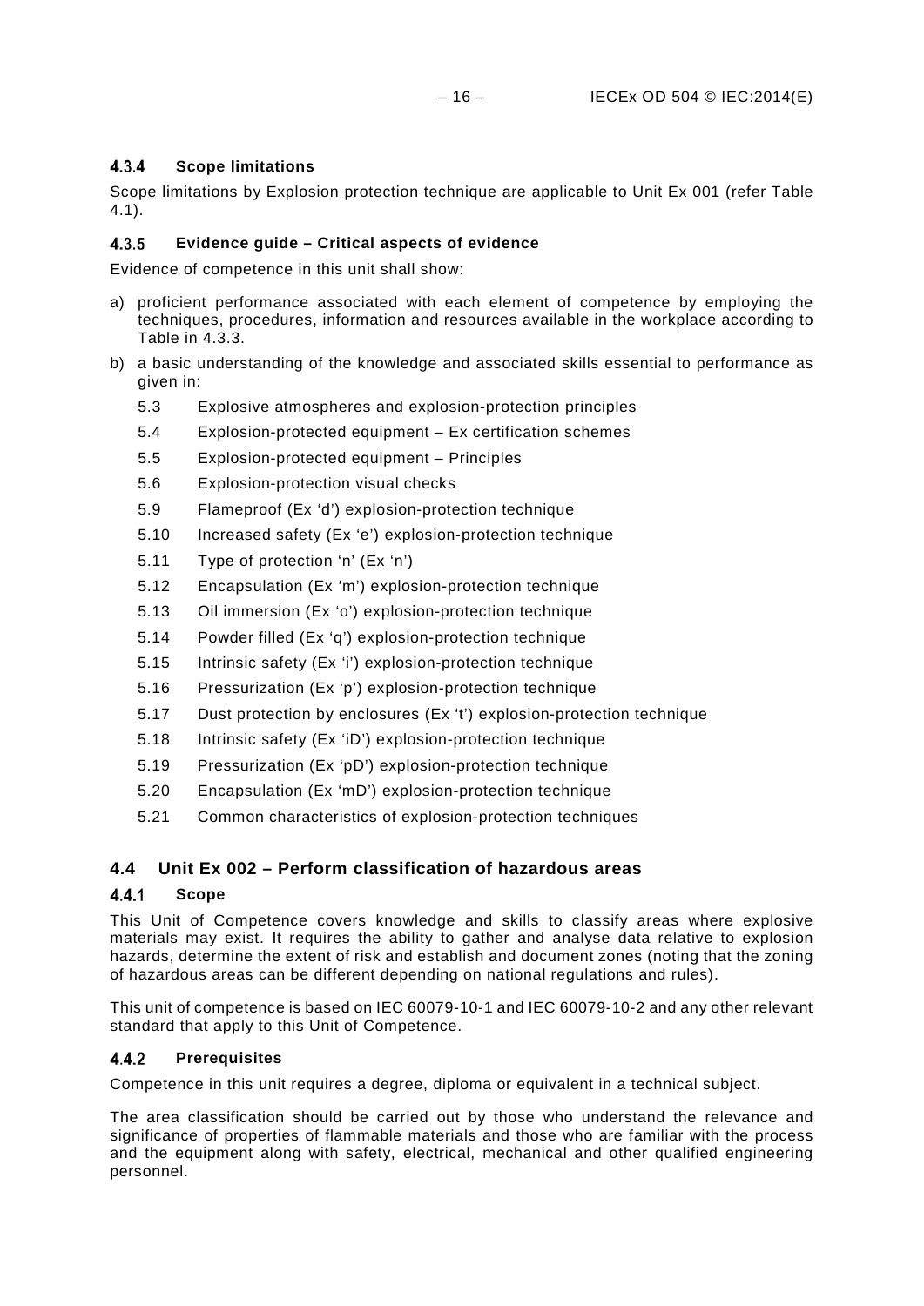#### 4.3.4 Scope limitations

Scope limitations by Explosion protection technique are applicable to Unit Ex 001 (refer Table 4.1).

#### 4.3.5 Evidence guide – Critical aspects of evidence

Evidence of competence in this unit shall show:

a) proficient performance associated with each element of competence by employing the techniques, procedures, information and resources available in the workplace according to Table in 4.3.3.

b) a basic understanding of the knowledge and associated skills essential to performance as given in:

   5.3 Explosive atmospheres and explosion-protection principles

   5.4 Explosion-protected equipment – Ex certification schemes

   5.5 Explosion-protected equipment – Principles

   5.6 Explosion-protection visual checks

   5.9 Flameproof (Ex 'd') explosion-protection technique

   5.10 Increased safety (Ex 'e') explosion-protection technique

   5.11 Type of protection 'n' (Ex 'n')

   5.12 Encapsulation (Ex 'm') explosion-protection technique

   5.13 Oil immersion (Ex 'o') explosion-protection technique

   5.14 Powder filled (Ex 'q') explosion-protection technique

   5.15 Intrinsic safety (Ex 'i') explosion-protection technique

   5.16 Pressurization (Ex 'p') explosion-protection technique

   5.17 Dust protection by enclosures (Ex 't') explosion-protection technique

   5.18 Intrinsic safety (Ex 'iD') explosion-protection technique

   5.19 Pressurization (Ex 'pD') explosion-protection technique

   5.20 Encapsulation (Ex 'mD') explosion-protection technique

   5.21 Common characteristics of explosion-protection techniques

### 4.4 Unit Ex 002 – Perform classification of hazardous areas

#### 4.4.1 Scope

This Unit of Competence covers knowledge and skills to classify areas where explosive materials may exist. It requires the ability to gather and analyse data relative to explosion hazards, determine the extent of risk and establish and document zones (noting that the zoning of hazardous areas can be different depending on national regulations and rules).

This unit of competence is based on IEC 60079-10-1 and IEC 60079-10-2 and any other relevant standard that apply to this Unit of Competence.

#### 4.4.2 Prerequisites

Competence in this unit requires a degree, diploma or equivalent in a technical subject.

The area classification should be carried out by those who understand the relevance and significance of properties of flammable materials and those who are familiar with the process and the equipment along with safety, electrical, mechanical and other qualified engineering personnel.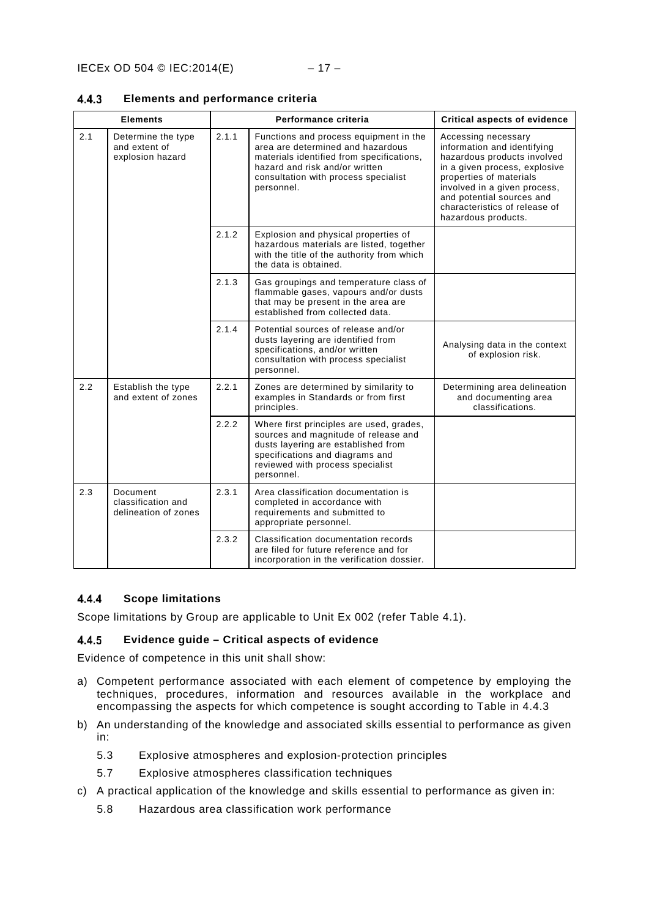#### 4.4.3 Elements and performance criteria

| Elements | | Performance criteria | | Critical aspects of evidence |
|---|---|---|---|---|
| 2.1 | Determine the type and extent of explosion hazard | 2.1.1 | Functions and process equipment in the area are determined and hazardous materials identified from specifications, hazard and risk and/or written consultation with process specialist personnel. | Accessing necessary information and identifying hazardous products involved in a given process, explosive properties of materials involved in a given process, and potential sources and characteristics of release of hazardous products. |
| | | 2.1.2 | Explosion and physical properties of hazardous materials are listed, together with the title of the authority from which the data is obtained. | |
| | | 2.1.3 | Gas groupings and temperature class of flammable gases, vapours and/or dusts that may be present in the area are established from collected data. | |
| | | 2.1.4 | Potential sources of release and/or dusts layering are identified from specifications, and/or written consultation with process specialist personnel. | Analysing data in the context of explosion risk. |
| 2.2 | Establish the type and extent of zones | 2.2.1 | Zones are determined by similarity to examples in Standards or from first principles. | Determining area delineation and documenting area classifications. |
| | | 2.2.2 | Where first principles are used, grades, sources and magnitude of release and dusts layering are established from specifications and diagrams and reviewed with process specialist personnel. | |
| 2.3 | Document classification and delineation of zones | 2.3.1 | Area classification documentation is completed in accordance with requirements and submitted to appropriate personnel. | |
| | | 2.3.2 | Classification documentation records are filed for future reference and for incorporation in the verification dossier. | |

#### 4.4.4 Scope limitations

Scope limitations by Group are applicable to Unit Ex 002 (refer Table 4.1).

#### 4.4.5 Evidence guide – Critical aspects of evidence

Evidence of competence in this unit shall show:

a) Competent performance associated with each element of competence by employing the techniques, procedures, information and resources available in the workplace and encompassing the aspects for which competence is sought according to Table in 4.4.3

b) An understanding of the knowledge and associated skills essential to performance as given in:

   5.3 Explosive atmospheres and explosion-protection principles

   5.7 Explosive atmospheres classification techniques

c) A practical application of the knowledge and skills essential to performance as given in:

   5.8 Hazardous area classification work performance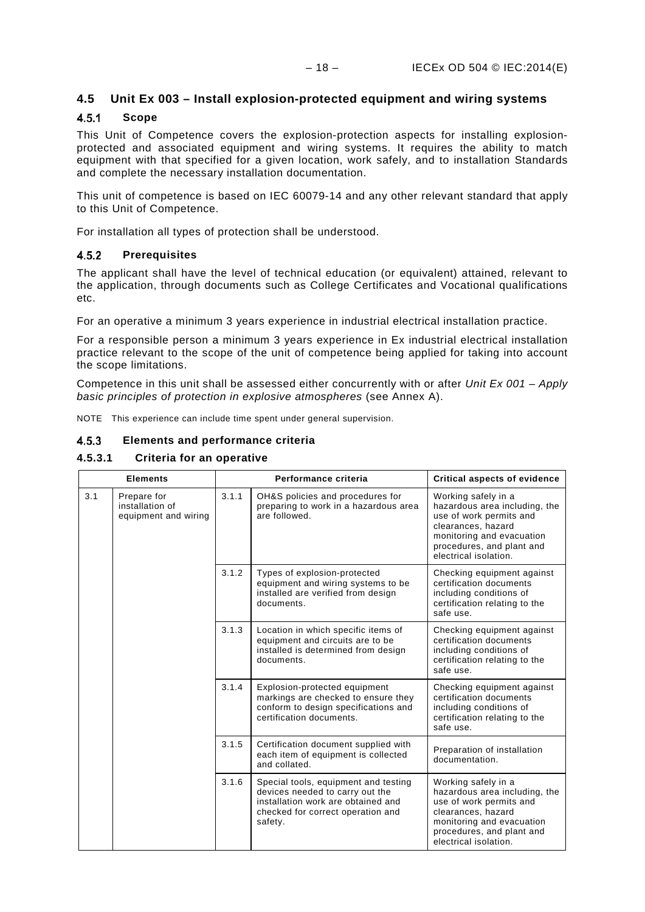## 4.5 Unit Ex 003 – Install explosion-protected equipment and wiring systems

### 4.5.1 Scope

This Unit of Competence covers the explosion-protection aspects for installing explosion-protected and associated equipment and wiring systems. It requires the ability to match equipment with that specified for a given location, work safely, and to installation Standards and complete the necessary installation documentation.

This unit of competence is based on IEC 60079-14 and any other relevant standard that apply to this Unit of Competence.

For installation all types of protection shall be understood.

### 4.5.2 Prerequisites

The applicant shall have the level of technical education (or equivalent) attained, relevant to the application, through documents such as College Certificates and Vocational qualifications etc.

For an operative a minimum 3 years experience in industrial electrical installation practice.

For a responsible person a minimum 3 years experience in Ex industrial electrical installation practice relevant to the scope of the unit of competence being applied for taking into account the scope limitations.

Competence in this unit shall be assessed either concurrently with or after *Unit Ex 001 – Apply basic principles of protection in explosive atmospheres* (see Annex A).

NOTE This experience can include time spent under general supervision.

### 4.5.3 Elements and performance criteria

#### 4.5.3.1 Criteria for an operative

| Elements | | Performance criteria | | Critical aspects of evidence |
|---|---|---|---|---|
| 3.1 | Prepare for installation of equipment and wiring | 3.1.1 | OH&S policies and procedures for preparing to work in a hazardous area are followed. | Working safely in a hazardous area including, the use of work permits and clearances, hazard monitoring and evacuation procedures, and plant and electrical isolation. |
| | | 3.1.2 | Types of explosion-protected equipment and wiring systems to be installed are verified from design documents. | Checking equipment against certification documents including conditions of certification relating to the safe use. |
| | | 3.1.3 | Location in which specific items of equipment and circuits are to be installed is determined from design documents. | Checking equipment against certification documents including conditions of certification relating to the safe use. |
| | | 3.1.4 | Explosion-protected equipment markings are checked to ensure they conform to design specifications and certification documents. | Checking equipment against certification documents including conditions of certification relating to the safe use. |
| | | 3.1.5 | Certification document supplied with each item of equipment is collected and collated. | Preparation of installation documentation. |
| | | 3.1.6 | Special tools, equipment and testing devices needed to carry out the installation work are obtained and checked for correct operation and safety. | Working safely in a hazardous area including, the use of work permits and clearances, hazard monitoring and evacuation procedures, and plant and electrical isolation. |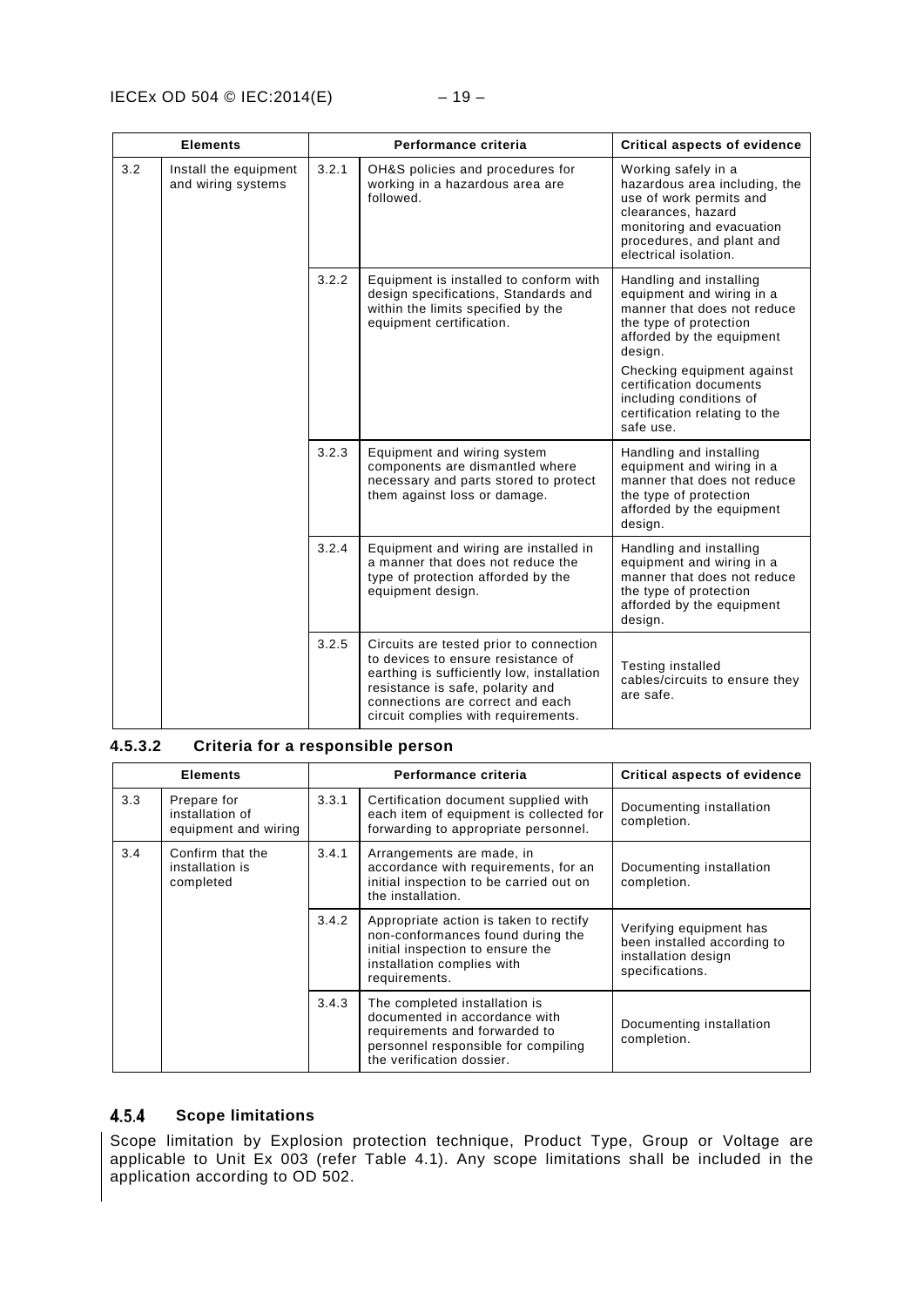| Elements | | Performance criteria | | Critical aspects of evidence |
|---|---|---|---|---|
| 3.2 | Install the equipment and wiring systems | 3.2.1 | OH&S policies and procedures for working in a hazardous area are followed. | Working safely in a hazardous area including, the use of work permits and clearances, hazard monitoring and evacuation procedures, and plant and electrical isolation. |
| | | 3.2.2 | Equipment is installed to conform with design specifications, Standards and within the limits specified by the equipment certification. | Handling and installing equipment and wiring in a manner that does not reduce the type of protection afforded by the equipment design.<br><br>Checking equipment against certification documents including conditions of certification relating to the safe use. |
| | | 3.2.3 | Equipment and wiring system components are dismantled where necessary and parts stored to protect them against loss or damage. | Handling and installing equipment and wiring in a manner that does not reduce the type of protection afforded by the equipment design. |
| | | 3.2.4 | Equipment and wiring are installed in a manner that does not reduce the type of protection afforded by the equipment design. | Handling and installing equipment and wiring in a manner that does not reduce the type of protection afforded by the equipment design. |
| | | 3.2.5 | Circuits are tested prior to connection to devices to ensure resistance of earthing is sufficiently low, installation resistance is safe, polarity and connections are correct and each circuit complies with requirements. | Testing installed cables/circuits to ensure they are safe. |

#### 4.5.3.2 Criteria for a responsible person

| Elements | | Performance criteria | | Critical aspects of evidence |
|---|---|---|---|---|
| 3.3 | Prepare for installation of equipment and wiring | 3.3.1 | Certification document supplied with each item of equipment is collected for forwarding to appropriate personnel. | Documenting installation completion. |
| 3.4 | Confirm that the installation is completed | 3.4.1 | Arrangements are made, in accordance with requirements, for an initial inspection to be carried out on the installation. | Documenting installation completion. |
| | | 3.4.2 | Appropriate action is taken to rectify non-conformances found during the initial inspection to ensure the installation complies with requirements. | Verifying equipment has been installed according to installation design specifications. |
| | | 3.4.3 | The completed installation is documented in accordance with requirements and forwarded to personnel responsible for compiling the verification dossier. | Documenting installation completion. |

### 4.5.4 Scope limitations

Scope limitation by Explosion protection technique, Product Type, Group or Voltage are applicable to Unit Ex 003 (refer Table 4.1). Any scope limitations shall be included in the application according to OD 502.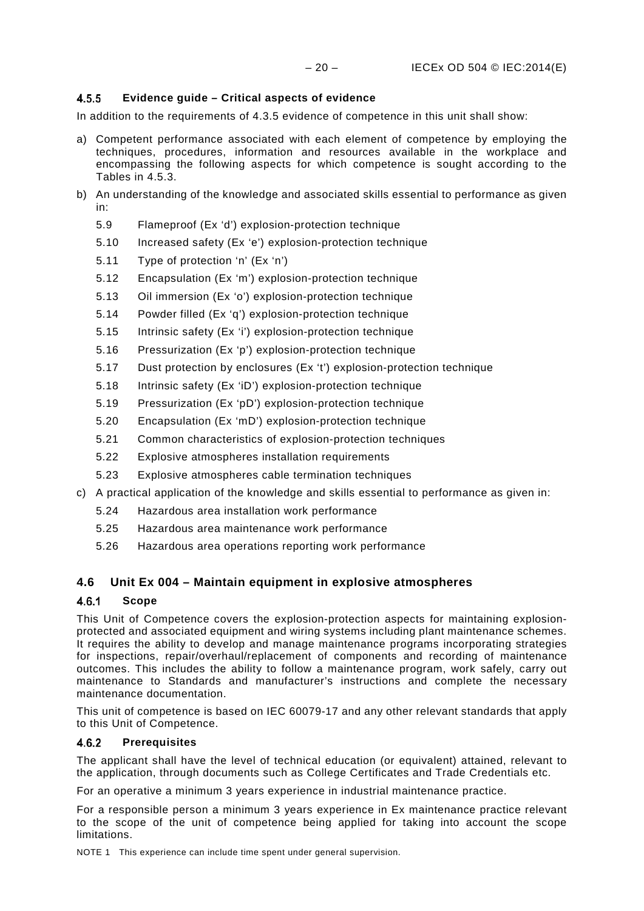#### 4.5.5 Evidence guide – Critical aspects of evidence

In addition to the requirements of 4.3.5 evidence of competence in this unit shall show:

a) Competent performance associated with each element of competence by employing the techniques, procedures, information and resources available in the workplace and encompassing the following aspects for which competence is sought according to the Tables in 4.5.3.

b) An understanding of the knowledge and associated skills essential to performance as given in:

   5.9 Flameproof (Ex 'd') explosion-protection technique

   5.10 Increased safety (Ex 'e') explosion-protection technique

   5.11 Type of protection 'n' (Ex 'n')

   5.12 Encapsulation (Ex 'm') explosion-protection technique

   5.13 Oil immersion (Ex 'o') explosion-protection technique

   5.14 Powder filled (Ex 'q') explosion-protection technique

   5.15 Intrinsic safety (Ex 'i') explosion-protection technique

   5.16 Pressurization (Ex 'p') explosion-protection technique

   5.17 Dust protection by enclosures (Ex 't') explosion-protection technique

   5.18 Intrinsic safety (Ex 'iD') explosion-protection technique

   5.19 Pressurization (Ex 'pD') explosion-protection technique

   5.20 Encapsulation (Ex 'mD') explosion-protection technique

   5.21 Common characteristics of explosion-protection techniques

   5.22 Explosive atmospheres installation requirements

   5.23 Explosive atmospheres cable termination techniques

c) A practical application of the knowledge and skills essential to performance as given in:

   5.24 Hazardous area installation work performance

   5.25 Hazardous area maintenance work performance

   5.26 Hazardous area operations reporting work performance

### 4.6 Unit Ex 004 – Maintain equipment in explosive atmospheres

#### 4.6.1 Scope

This Unit of Competence covers the explosion-protection aspects for maintaining explosion-protected and associated equipment and wiring systems including plant maintenance schemes. It requires the ability to develop and manage maintenance programs incorporating strategies for inspections, repair/overhaul/replacement of components and recording of maintenance outcomes. This includes the ability to follow a maintenance program, work safely, carry out maintenance to Standards and manufacturer's instructions and complete the necessary maintenance documentation.

This unit of competence is based on IEC 60079-17 and any other relevant standards that apply to this Unit of Competence.

#### 4.6.2 Prerequisites

The applicant shall have the level of technical education (or equivalent) attained, relevant to the application, through documents such as College Certificates and Trade Credentials etc.

For an operative a minimum 3 years experience in industrial maintenance practice.

For a responsible person a minimum 3 years experience in Ex maintenance practice relevant to the scope of the unit of competence being applied for taking into account the scope limitations.

NOTE 1 This experience can include time spent under general supervision.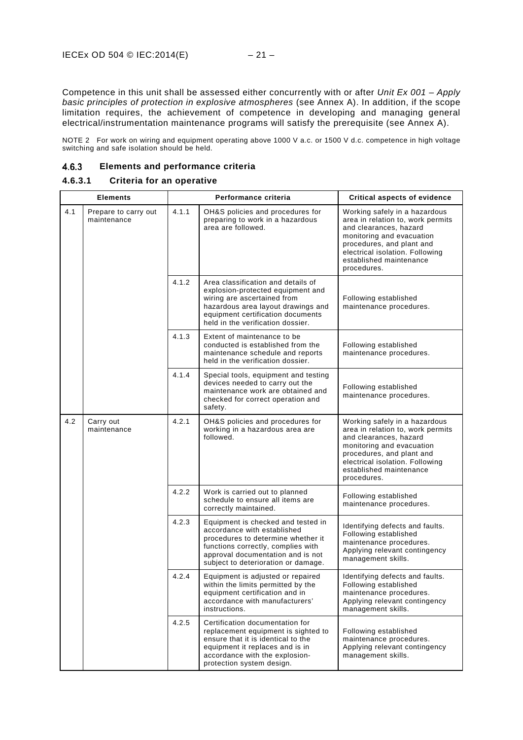Competence in this unit shall be assessed either concurrently with or after *Unit Ex 001 – Apply basic principles of protection in explosive atmospheres* (see Annex A). In addition, if the scope limitation requires, the achievement of competence in developing and managing general electrical/instrumentation maintenance programs will satisfy the prerequisite (see Annex A).

NOTE 2 For work on wiring and equipment operating above 1000 V a.c. or 1500 V d.c. competence in high voltage switching and safe isolation should be held.

### 4.6.3 Elements and performance criteria

#### 4.6.3.1 Criteria for an operative

| Elements | | Performance criteria | | Critical aspects of evidence |
|---|---|---|---|---|
| 4.1 | Prepare to carry out maintenance | 4.1.1 | OH&S policies and procedures for preparing to work in a hazardous area are followed. | Working safely in a hazardous area in relation to, work permits and clearances, hazard monitoring and evacuation procedures, and plant and electrical isolation. Following established maintenance procedures. |
| | | 4.1.2 | Area classification and details of explosion-protected equipment and wiring are ascertained from hazardous area layout drawings and equipment certification documents held in the verification dossier. | Following established maintenance procedures. |
| | | 4.1.3 | Extent of maintenance to be conducted is established from the maintenance schedule and reports held in the verification dossier. | Following established maintenance procedures. |
| | | 4.1.4 | Special tools, equipment and testing devices needed to carry out the maintenance work are obtained and checked for correct operation and safety. | Following established maintenance procedures. |
| 4.2 | Carry out maintenance | 4.2.1 | OH&S policies and procedures for working in a hazardous area are followed. | Working safely in a hazardous area in relation to, work permits and clearances, hazard monitoring and evacuation procedures, and plant and electrical isolation. Following established maintenance procedures. |
| | | 4.2.2 | Work is carried out to planned schedule to ensure all items are correctly maintained. | Following established maintenance procedures. |
| | | 4.2.3 | Equipment is checked and tested in accordance with established procedures to determine whether it functions correctly, complies with approval documentation and is not subject to deterioration or damage. | Identifying defects and faults. Following established maintenance procedures. Applying relevant contingency management skills. |
| | | 4.2.4 | Equipment is adjusted or repaired within the limits permitted by the equipment certification and in accordance with manufacturers' instructions. | Identifying defects and faults. Following established maintenance procedures. Applying relevant contingency management skills. |
| | | 4.2.5 | Certification documentation for replacement equipment is sighted to ensure that it is identical to the equipment it replaces and is in accordance with the explosion-protection system design. | Following established maintenance procedures. Applying relevant contingency management skills. |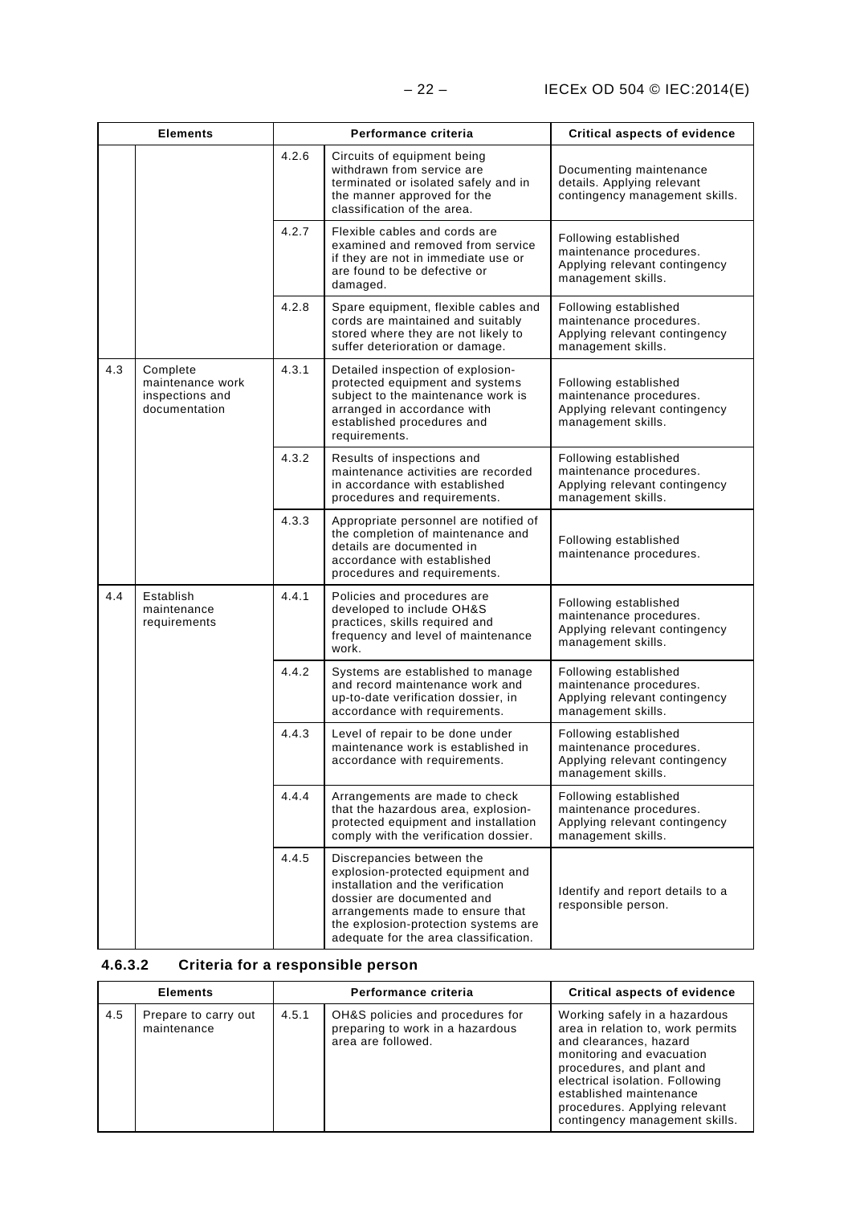| Elements | | Performance criteria | | Critical aspects of evidence |
|---|---|---|---|---|
| | | 4.2.6 | Circuits of equipment being withdrawn from service are terminated or isolated safely and in the manner approved for the classification of the area. | Documenting maintenance details. Applying relevant contingency management skills. |
| | | 4.2.7 | Flexible cables and cords are examined and removed from service if they are not in immediate use or are found to be defective or damaged. | Following established maintenance procedures. Applying relevant contingency management skills. |
| | | 4.2.8 | Spare equipment, flexible cables and cords are maintained and suitably stored where they are not likely to suffer deterioration or damage. | Following established maintenance procedures. Applying relevant contingency management skills. |
| 4.3 | Complete maintenance work inspections and documentation | 4.3.1 | Detailed inspection of explosion-protected equipment and systems subject to the maintenance work is arranged in accordance with established procedures and requirements. | Following established maintenance procedures. Applying relevant contingency management skills. |
| | | 4.3.2 | Results of inspections and maintenance activities are recorded in accordance with established procedures and requirements. | Following established maintenance procedures. Applying relevant contingency management skills. |
| | | 4.3.3 | Appropriate personnel are notified of the completion of maintenance and details are documented in accordance with established procedures and requirements. | Following established maintenance procedures. |
| 4.4 | Establish maintenance requirements | 4.4.1 | Policies and procedures are developed to include OH&S practices, skills required and frequency and level of maintenance work. | Following established maintenance procedures. Applying relevant contingency management skills. |
| | | 4.4.2 | Systems are established to manage and record maintenance work and up-to-date verification dossier, in accordance with requirements. | Following established maintenance procedures. Applying relevant contingency management skills. |
| | | 4.4.3 | Level of repair to be done under maintenance work is established in accordance with requirements. | Following established maintenance procedures. Applying relevant contingency management skills. |
| | | 4.4.4 | Arrangements are made to check that the hazardous area, explosion-protected equipment and installation comply with the verification dossier. | Following established maintenance procedures. Applying relevant contingency management skills. |
| | | 4.4.5 | Discrepancies between the explosion-protected equipment and installation and the verification dossier are documented and arrangements made to ensure that the explosion-protection systems are adequate for the area classification. | Identify and report details to a responsible person. |

#### 4.6.3.2 Criteria for a responsible person

| Elements | | Performance criteria | | Critical aspects of evidence |
|---|---|---|---|---|
| 4.5 | Prepare to carry out maintenance | 4.5.1 | OH&S policies and procedures for preparing to work in a hazardous area are followed. | Working safely in a hazardous area in relation to, work permits and clearances, hazard monitoring and evacuation procedures, and plant and electrical isolation. Following established maintenance procedures. Applying relevant contingency management skills. |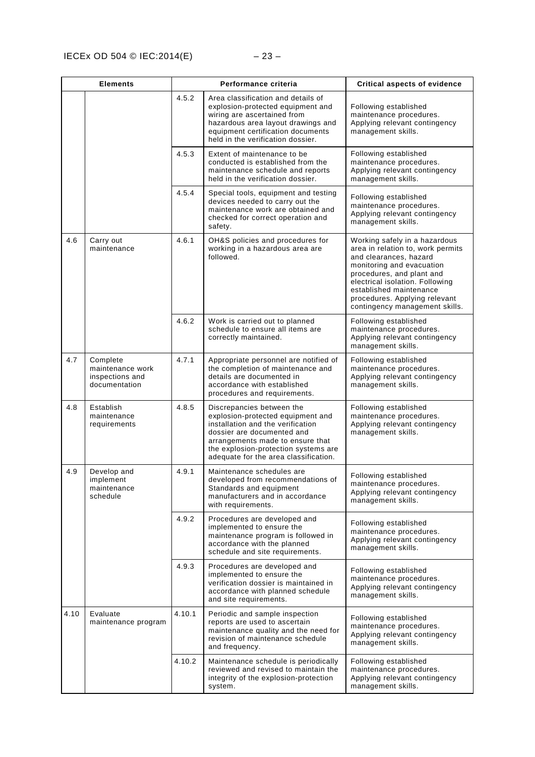| Elements | | Performance criteria | | Critical aspects of evidence |
|---|---|---|---|---|
| | | 4.5.2 | Area classification and details of explosion-protected equipment and wiring are ascertained from hazardous area layout drawings and equipment certification documents held in the verification dossier. | Following established maintenance procedures. Applying relevant contingency management skills. |
| | | 4.5.3 | Extent of maintenance to be conducted is established from the maintenance schedule and reports held in the verification dossier. | Following established maintenance procedures. Applying relevant contingency management skills. |
| | | 4.5.4 | Special tools, equipment and testing devices needed to carry out the maintenance work are obtained and checked for correct operation and safety. | Following established maintenance procedures. Applying relevant contingency management skills. |
| 4.6 | Carry out maintenance | 4.6.1 | OH&S policies and procedures for working in a hazardous area are followed. | Working safely in a hazardous area in relation to, work permits and clearances, hazard monitoring and evacuation procedures, and plant and electrical isolation. Following established maintenance procedures. Applying relevant contingency management skills. |
| | | 4.6.2 | Work is carried out to planned schedule to ensure all items are correctly maintained. | Following established maintenance procedures. Applying relevant contingency management skills. |
| 4.7 | Complete maintenance work inspections and documentation | 4.7.1 | Appropriate personnel are notified of the completion of maintenance and details are documented in accordance with established procedures and requirements. | Following established maintenance procedures. Applying relevant contingency management skills. |
| 4.8 | Establish maintenance requirements | 4.8.5 | Discrepancies between the explosion-protected equipment and installation and the verification dossier are documented and arrangements made to ensure that the explosion-protection systems are adequate for the area classification. | Following established maintenance procedures. Applying relevant contingency management skills. |
| 4.9 | Develop and implement maintenance schedule | 4.9.1 | Maintenance schedules are developed from recommendations of Standards and equipment manufacturers and in accordance with requirements. | Following established maintenance procedures. Applying relevant contingency management skills. |
| | | 4.9.2 | Procedures are developed and implemented to ensure the maintenance program is followed in accordance with the planned schedule and site requirements. | Following established maintenance procedures. Applying relevant contingency management skills. |
| | | 4.9.3 | Procedures are developed and implemented to ensure the verification dossier is maintained in accordance with planned schedule and site requirements. | Following established maintenance procedures. Applying relevant contingency management skills. |
| 4.10 | Evaluate maintenance program | 4.10.1 | Periodic and sample inspection reports are used to ascertain maintenance quality and the need for revision of maintenance schedule and frequency. | Following established maintenance procedures. Applying relevant contingency management skills. |
| | | 4.10.2 | Maintenance schedule is periodically reviewed and revised to maintain the integrity of the explosion-protection system. | Following established maintenance procedures. Applying relevant contingency management skills. |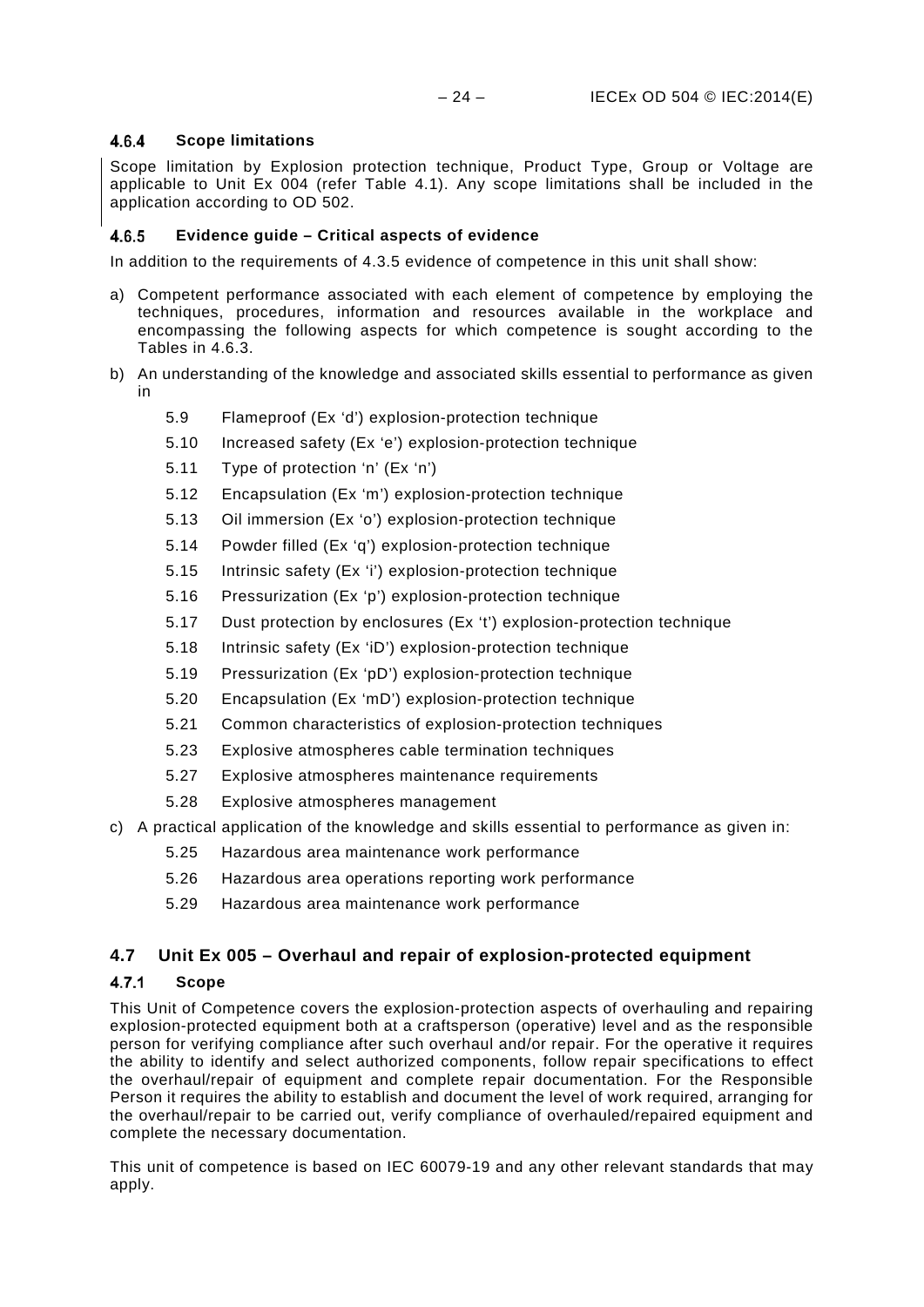#### 4.6.4 Scope limitations

Scope limitation by Explosion protection technique, Product Type, Group or Voltage are applicable to Unit Ex 004 (refer Table 4.1). Any scope limitations shall be included in the application according to OD 502.

#### 4.6.5 Evidence guide – Critical aspects of evidence

In addition to the requirements of 4.3.5 evidence of competence in this unit shall show:

a) Competent performance associated with each element of competence by employing the techniques, procedures, information and resources available in the workplace and encompassing the following aspects for which competence is sought according to the Tables in 4.6.3.

b) An understanding of the knowledge and associated skills essential to performance as given in

   5.9 Flameproof (Ex 'd') explosion-protection technique

   5.10 Increased safety (Ex 'e') explosion-protection technique

   5.11 Type of protection 'n' (Ex 'n')

   5.12 Encapsulation (Ex 'm') explosion-protection technique

   5.13 Oil immersion (Ex 'o') explosion-protection technique

   5.14 Powder filled (Ex 'q') explosion-protection technique

   5.15 Intrinsic safety (Ex 'i') explosion-protection technique

   5.16 Pressurization (Ex 'p') explosion-protection technique

   5.17 Dust protection by enclosures (Ex 't') explosion-protection technique

   5.18 Intrinsic safety (Ex 'iD') explosion-protection technique

   5.19 Pressurization (Ex 'pD') explosion-protection technique

   5.20 Encapsulation (Ex 'mD') explosion-protection technique

   5.21 Common characteristics of explosion-protection techniques

   5.23 Explosive atmospheres cable termination techniques

   5.27 Explosive atmospheres maintenance requirements

   5.28 Explosive atmospheres management

c) A practical application of the knowledge and skills essential to performance as given in:

   5.25 Hazardous area maintenance work performance

   5.26 Hazardous area operations reporting work performance

   5.29 Hazardous area maintenance work performance

### 4.7 Unit Ex 005 – Overhaul and repair of explosion-protected equipment

#### 4.7.1 Scope

This Unit of Competence covers the explosion-protection aspects of overhauling and repairing explosion-protected equipment both at a craftsperson (operative) level and as the responsible person for verifying compliance after such overhaul and/or repair. For the operative it requires the ability to identify and select authorized components, follow repair specifications to effect the overhaul/repair of equipment and complete repair documentation. For the Responsible Person it requires the ability to establish and document the level of work required, arranging for the overhaul/repair to be carried out, verify compliance of overhauled/repaired equipment and complete the necessary documentation.

This unit of competence is based on IEC 60079-19 and any other relevant standards that may apply.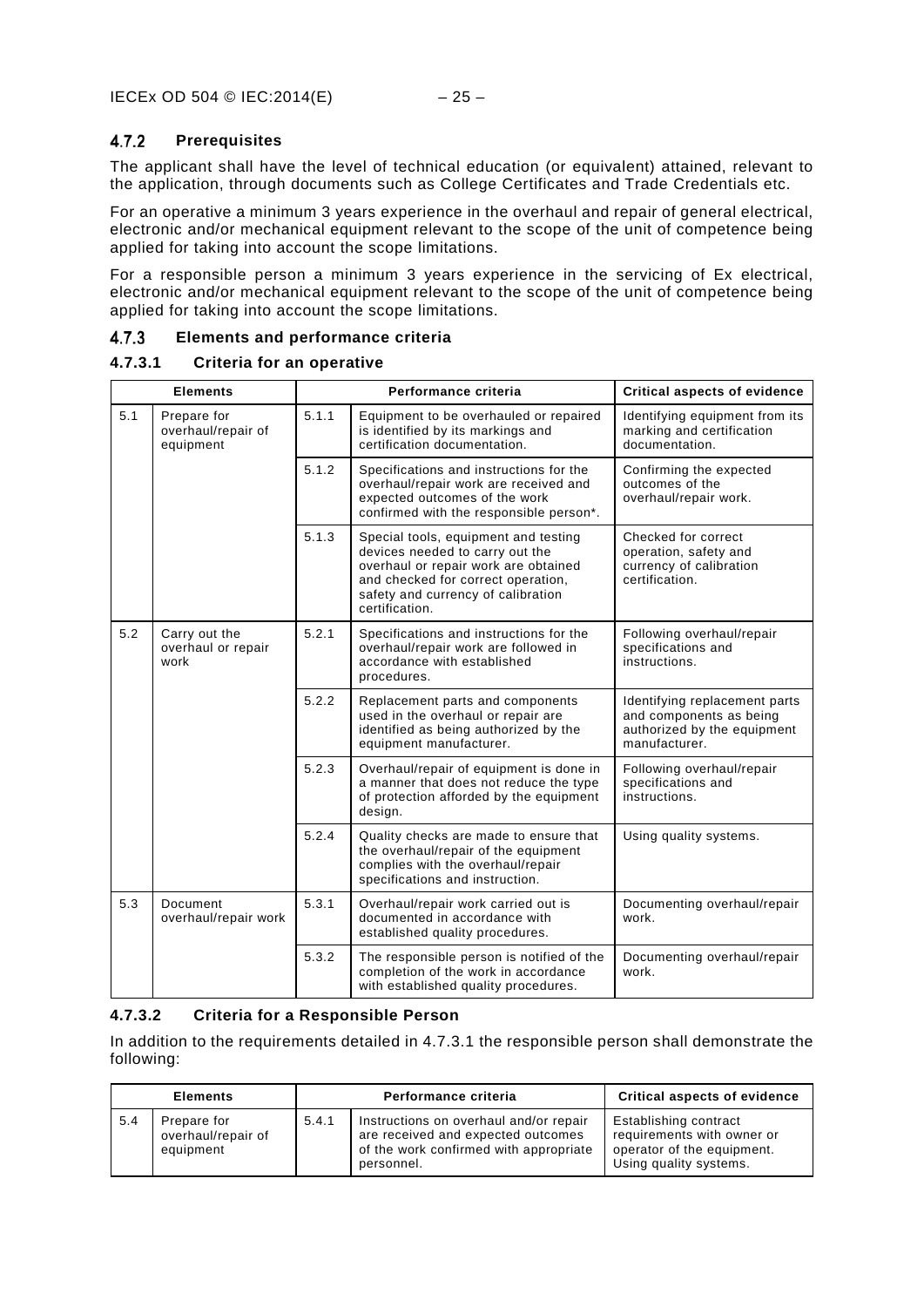### 4.7.2 Prerequisites

The applicant shall have the level of technical education (or equivalent) attained, relevant to the application, through documents such as College Certificates and Trade Credentials etc.

For an operative a minimum 3 years experience in the overhaul and repair of general electrical, electronic and/or mechanical equipment relevant to the scope of the unit of competence being applied for taking into account the scope limitations.

For a responsible person a minimum 3 years experience in the servicing of Ex electrical, electronic and/or mechanical equipment relevant to the scope of the unit of competence being applied for taking into account the scope limitations.

### 4.7.3 Elements and performance criteria

#### 4.7.3.1 Criteria for an operative

| Elements | | Performance criteria | | Critical aspects of evidence |
|---|---|---|---|---|
| 5.1 | Prepare for overhaul/repair of equipment | 5.1.1 | Equipment to be overhauled or repaired is identified by its markings and certification documentation. | Identifying equipment from its marking and certification documentation. |
| | | 5.1.2 | Specifications and instructions for the overhaul/repair work are received and expected outcomes of the work confirmed with the responsible person*. | Confirming the expected outcomes of the overhaul/repair work. |
| | | 5.1.3 | Special tools, equipment and testing devices needed to carry out the overhaul or repair work are obtained and checked for correct operation, safety and currency of calibration certification. | Checked for correct operation, safety and currency of calibration certification. |
| 5.2 | Carry out the overhaul or repair work | 5.2.1 | Specifications and instructions for the overhaul/repair work are followed in accordance with established procedures. | Following overhaul/repair specifications and instructions. |
| | | 5.2.2 | Replacement parts and components used in the overhaul or repair are identified as being authorized by the equipment manufacturer. | Identifying replacement parts and components as being authorized by the equipment manufacturer. |
| | | 5.2.3 | Overhaul/repair of equipment is done in a manner that does not reduce the type of protection afforded by the equipment design. | Following overhaul/repair specifications and instructions. |
| | | 5.2.4 | Quality checks are made to ensure that the overhaul/repair of the equipment complies with the overhaul/repair specifications and instruction. | Using quality systems. |
| 5.3 | Document overhaul/repair work | 5.3.1 | Overhaul/repair work carried out is documented in accordance with established quality procedures. | Documenting overhaul/repair work. |
| | | 5.3.2 | The responsible person is notified of the completion of the work in accordance with established quality procedures. | Documenting overhaul/repair work. |

#### 4.7.3.2 Criteria for a Responsible Person

In addition to the requirements detailed in 4.7.3.1 the responsible person shall demonstrate the following:

| Elements | | Performance criteria | | Critical aspects of evidence |
|---|---|---|---|---|
| 5.4 | Prepare for overhaul/repair of equipment | 5.4.1 | Instructions on overhaul and/or repair are received and expected outcomes of the work confirmed with appropriate personnel. | Establishing contract requirements with owner or operator of the equipment. Using quality systems. |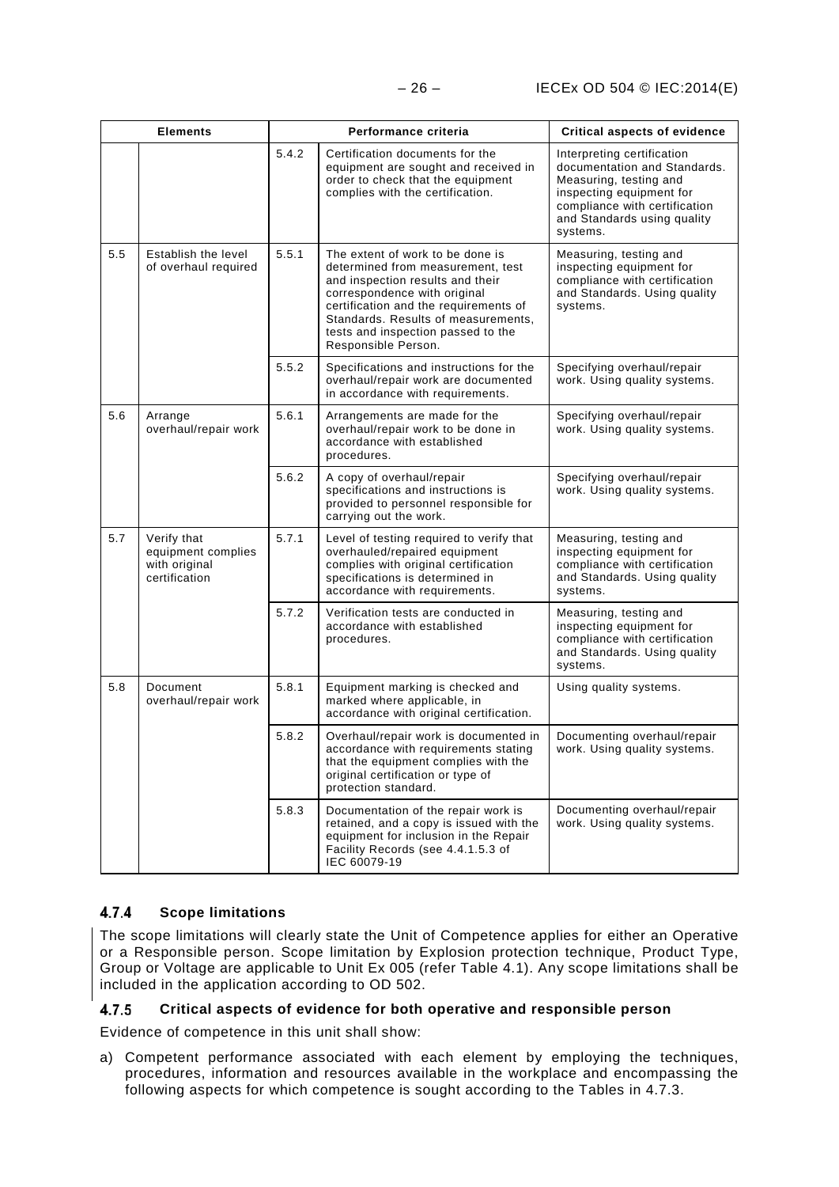| Elements | | Performance criteria | | Critical aspects of evidence |
|---|---|---|---|---|
| | | 5.4.2 | Certification documents for the equipment are sought and received in order to check that the equipment complies with the certification. | Interpreting certification documentation and Standards. Measuring, testing and inspecting equipment for compliance with certification and Standards using quality systems. |
| 5.5 | Establish the level of overhaul required | 5.5.1 | The extent of work to be done is determined from measurement, test and inspection results and their correspondence with original certification and the requirements of Standards. Results of measurements, tests and inspection passed to the Responsible Person. | Measuring, testing and inspecting equipment for compliance with certification and Standards. Using quality systems. |
| | | 5.5.2 | Specifications and instructions for the overhaul/repair work are documented in accordance with requirements. | Specifying overhaul/repair work. Using quality systems. |
| 5.6 | Arrange overhaul/repair work | 5.6.1 | Arrangements are made for the overhaul/repair work to be done in accordance with established procedures. | Specifying overhaul/repair work. Using quality systems. |
| | | 5.6.2 | A copy of overhaul/repair specifications and instructions is provided to personnel responsible for carrying out the work. | Specifying overhaul/repair work. Using quality systems. |
| 5.7 | Verify that equipment complies with original certification | 5.7.1 | Level of testing required to verify that overhauled/repaired equipment complies with original certification specifications is determined in accordance with requirements. | Measuring, testing and inspecting equipment for compliance with certification and Standards. Using quality systems. |
| | | 5.7.2 | Verification tests are conducted in accordance with established procedures. | Measuring, testing and inspecting equipment for compliance with certification and Standards. Using quality systems. |
| 5.8 | Document overhaul/repair work | 5.8.1 | Equipment marking is checked and marked where applicable, in accordance with original certification. | Using quality systems. |
| | | 5.8.2 | Overhaul/repair work is documented in accordance with requirements stating that the equipment complies with the original certification or type of protection standard. | Documenting overhaul/repair work. Using quality systems. |
| | | 5.8.3 | Documentation of the repair work is retained, and a copy is issued with the equipment for inclusion in the Repair Facility Records (see 4.4.1.5.3 of IEC 60079-19 | Documenting overhaul/repair work. Using quality systems. |

### 4.7.4 Scope limitations

The scope limitations will clearly state the Unit of Competence applies for either an Operative or a Responsible person. Scope limitation by Explosion protection technique, Product Type, Group or Voltage are applicable to Unit Ex 005 (refer Table 4.1). Any scope limitations shall be included in the application according to OD 502.

### 4.7.5 Critical aspects of evidence for both operative and responsible person

Evidence of competence in this unit shall show:

a) Competent performance associated with each element by employing the techniques, procedures, information and resources available in the workplace and encompassing the following aspects for which competence is sought according to the Tables in 4.7.3.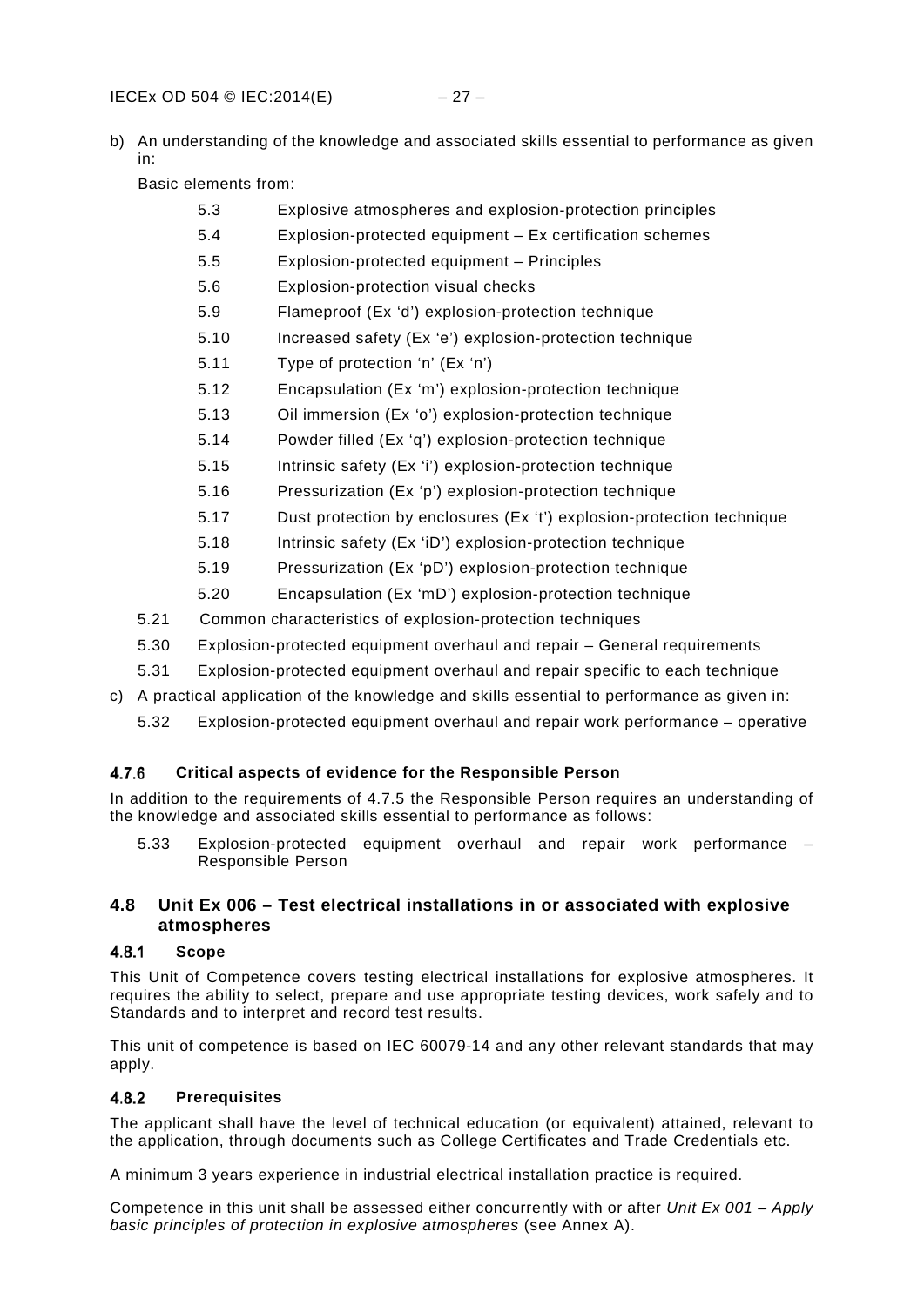b) An understanding of the knowledge and associated skills essential to performance as given in:

   Basic elements from:

   - 5.3 Explosive atmospheres and explosion-protection principles
   - 5.4 Explosion-protected equipment – Ex certification schemes
   - 5.5 Explosion-protected equipment – Principles
   - 5.6 Explosion-protection visual checks
   - 5.9 Flameproof (Ex 'd') explosion-protection technique
   - 5.10 Increased safety (Ex 'e') explosion-protection technique
   - 5.11 Type of protection 'n' (Ex 'n')
   - 5.12 Encapsulation (Ex 'm') explosion-protection technique
   - 5.13 Oil immersion (Ex 'o') explosion-protection technique
   - 5.14 Powder filled (Ex 'q') explosion-protection technique
   - 5.15 Intrinsic safety (Ex 'i') explosion-protection technique
   - 5.16 Pressurization (Ex 'p') explosion-protection technique
   - 5.17 Dust protection by enclosures (Ex 't') explosion-protection technique
   - 5.18 Intrinsic safety (Ex 'iD') explosion-protection technique
   - 5.19 Pressurization (Ex 'pD') explosion-protection technique
   - 5.20 Encapsulation (Ex 'mD') explosion-protection technique

   5.21 Common characteristics of explosion-protection techniques

   5.30 Explosion-protected equipment overhaul and repair – General requirements

   5.31 Explosion-protected equipment overhaul and repair specific to each technique

c) A practical application of the knowledge and skills essential to performance as given in:

   5.32 Explosion-protected equipment overhaul and repair work performance – operative

#### 4.7.6 Critical aspects of evidence for the Responsible Person

In addition to the requirements of 4.7.5 the Responsible Person requires an understanding of the knowledge and associated skills essential to performance as follows:

5.33 Explosion-protected equipment overhaul and repair work performance – Responsible Person

### 4.8 Unit Ex 006 – Test electrical installations in or associated with explosive atmospheres

#### 4.8.1 Scope

This Unit of Competence covers testing electrical installations for explosive atmospheres. It requires the ability to select, prepare and use appropriate testing devices, work safely and to Standards and to interpret and record test results.

This unit of competence is based on IEC 60079-14 and any other relevant standards that may apply.

#### 4.8.2 Prerequisites

The applicant shall have the level of technical education (or equivalent) attained, relevant to the application, through documents such as College Certificates and Trade Credentials etc.

A minimum 3 years experience in industrial electrical installation practice is required.

Competence in this unit shall be assessed either concurrently with or after *Unit Ex 001 – Apply basic principles of protection in explosive atmospheres* (see Annex A).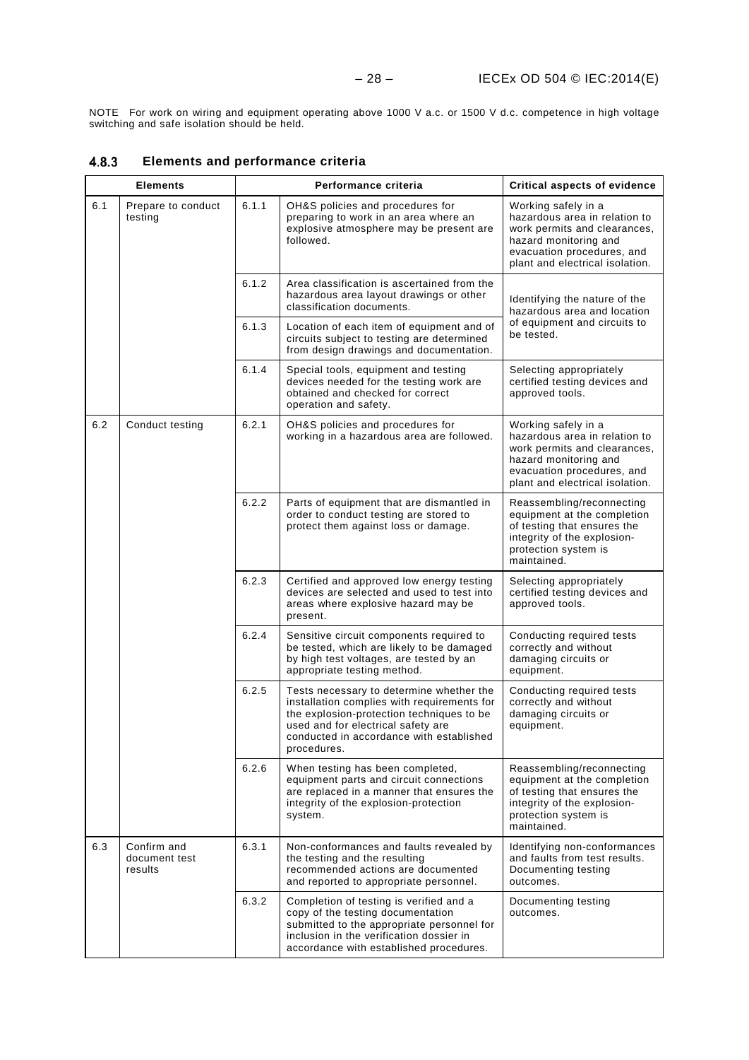NOTE For work on wiring and equipment operating above 1000 V a.c. or 1500 V d.c. competence in high voltage switching and safe isolation should be held.

### 4.8.3 Elements and performance criteria

| Elements | | Performance criteria | | Critical aspects of evidence |
|---|---|---|---|---|
| 6.1 | Prepare to conduct testing | 6.1.1 | OH&S policies and procedures for preparing to work in an area where an explosive atmosphere may be present are followed. | Working safely in a hazardous area in relation to work permits and clearances, hazard monitoring and evacuation procedures, and plant and electrical isolation. |
| | | 6.1.2 | Area classification is ascertained from the hazardous area layout drawings or other classification documents. | Identifying the nature of the hazardous area and location of equipment and circuits to be tested. |
| | | 6.1.3 | Location of each item of equipment and of circuits subject to testing are determined from design drawings and documentation. | |
| | | 6.1.4 | Special tools, equipment and testing devices needed for the testing work are obtained and checked for correct operation and safety. | Selecting appropriately certified testing devices and approved tools. |
| 6.2 | Conduct testing | 6.2.1 | OH&S policies and procedures for working in a hazardous area are followed. | Working safely in a hazardous area in relation to work permits and clearances, hazard monitoring and evacuation procedures, and plant and electrical isolation. |
| | | 6.2.2 | Parts of equipment that are dismantled in order to conduct testing are stored to protect them against loss or damage. | Reassembling/reconnecting equipment at the completion of testing that ensures the integrity of the explosion-protection system is maintained. |
| | | 6.2.3 | Certified and approved low energy testing devices are selected and used to test into areas where explosive hazard may be present. | Selecting appropriately certified testing devices and approved tools. |
| | | 6.2.4 | Sensitive circuit components required to be tested, which are likely to be damaged by high test voltages, are tested by an appropriate testing method. | Conducting required tests correctly and without damaging circuits or equipment. |
| | | 6.2.5 | Tests necessary to determine whether the installation complies with requirements for the explosion-protection techniques to be used and for electrical safety are conducted in accordance with established procedures. | Conducting required tests correctly and without damaging circuits or equipment. |
| | | 6.2.6 | When testing has been completed, equipment parts and circuit connections are replaced in a manner that ensures the integrity of the explosion-protection system. | Reassembling/reconnecting equipment at the completion of testing that ensures the integrity of the explosion-protection system is maintained. |
| 6.3 | Confirm and document test results | 6.3.1 | Non-conformances and faults revealed by the testing and the resulting recommended actions are documented and reported to appropriate personnel. | Identifying non-conformances and faults from test results. Documenting testing outcomes. |
| | | 6.3.2 | Completion of testing is verified and a copy of the testing documentation submitted to the appropriate personnel for inclusion in the verification dossier in accordance with established procedures. | Documenting testing outcomes. |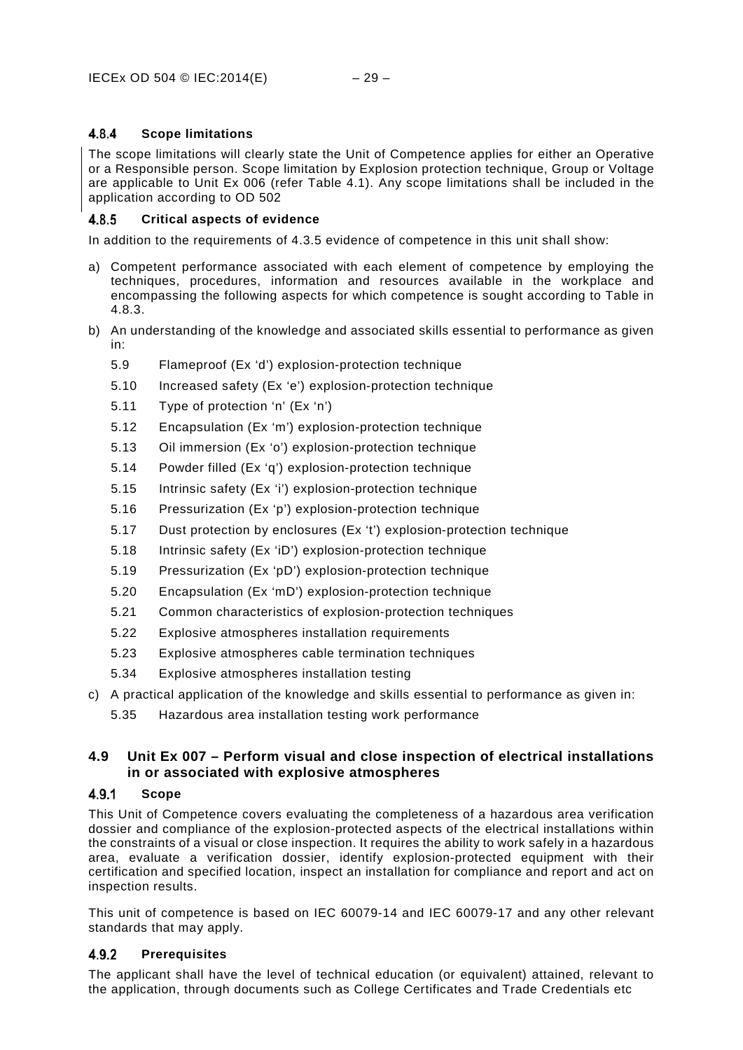#### 4.8.4 Scope limitations

The scope limitations will clearly state the Unit of Competence applies for either an Operative or a Responsible person. Scope limitation by Explosion protection technique, Group or Voltage are applicable to Unit Ex 006 (refer Table 4.1). Any scope limitations shall be included in the application according to OD 502

#### 4.8.5 Critical aspects of evidence

In addition to the requirements of 4.3.5 evidence of competence in this unit shall show:

a) Competent performance associated with each element of competence by employing the techniques, procedures, information and resources available in the workplace and encompassing the following aspects for which competence is sought according to Table in 4.8.3.

b) An understanding of the knowledge and associated skills essential to performance as given in:

   5.9 Flameproof (Ex 'd') explosion-protection technique
   
   5.10 Increased safety (Ex 'e') explosion-protection technique
   
   5.11 Type of protection 'n' (Ex 'n')
   
   5.12 Encapsulation (Ex 'm') explosion-protection technique
   
   5.13 Oil immersion (Ex 'o') explosion-protection technique
   
   5.14 Powder filled (Ex 'q') explosion-protection technique
   
   5.15 Intrinsic safety (Ex 'i') explosion-protection technique
   
   5.16 Pressurization (Ex 'p') explosion-protection technique
   
   5.17 Dust protection by enclosures (Ex 't') explosion-protection technique
   
   5.18 Intrinsic safety (Ex 'iD') explosion-protection technique
   
   5.19 Pressurization (Ex 'pD') explosion-protection technique
   
   5.20 Encapsulation (Ex 'mD') explosion-protection technique
   
   5.21 Common characteristics of explosion-protection techniques
   
   5.22 Explosive atmospheres installation requirements
   
   5.23 Explosive atmospheres cable termination techniques
   
   5.34 Explosive atmospheres installation testing

c) A practical application of the knowledge and skills essential to performance as given in:

   5.35 Hazardous area installation testing work performance

### 4.9 Unit Ex 007 – Perform visual and close inspection of electrical installations in or associated with explosive atmospheres

#### 4.9.1 Scope

This Unit of Competence covers evaluating the completeness of a hazardous area verification dossier and compliance of the explosion-protected aspects of the electrical installations within the constraints of a visual or close inspection. It requires the ability to work safely in a hazardous area, evaluate a verification dossier, identify explosion-protected equipment with their certification and specified location, inspect an installation for compliance and report and act on inspection results.

This unit of competence is based on IEC 60079-14 and IEC 60079-17 and any other relevant standards that may apply.

#### 4.9.2 Prerequisites

The applicant shall have the level of technical education (or equivalent) attained, relevant to the application, through documents such as College Certificates and Trade Credentials etc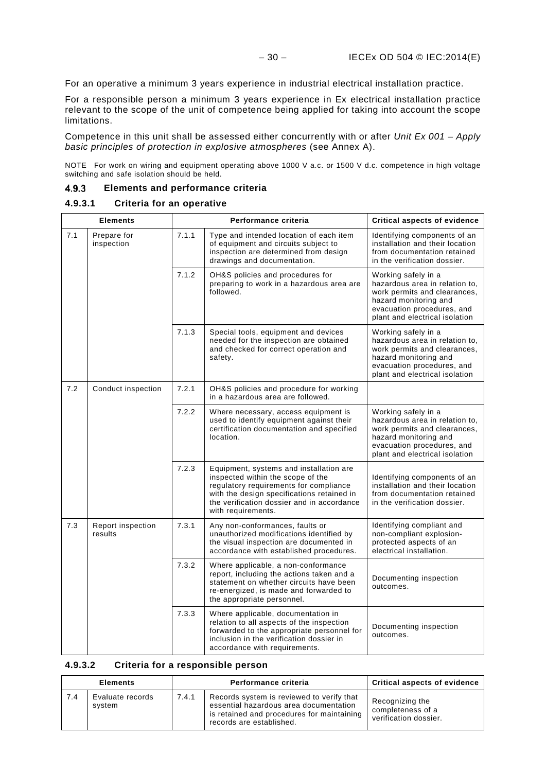For an operative a minimum 3 years experience in industrial electrical installation practice.

For a responsible person a minimum 3 years experience in Ex electrical installation practice relevant to the scope of the unit of competence being applied for taking into account the scope limitations.

Competence in this unit shall be assessed either concurrently with or after *Unit Ex 001 – Apply basic principles of protection in explosive atmospheres* (see Annex A).

NOTE For work on wiring and equipment operating above 1000 V a.c. or 1500 V d.c. competence in high voltage switching and safe isolation should be held.

### 4.9.3 Elements and performance criteria

#### 4.9.3.1 Criteria for an operative

| Elements | | Performance criteria | | Critical aspects of evidence |
|---|---|---|---|---|
| 7.1 | Prepare for inspection | 7.1.1 | Type and intended location of each item of equipment and circuits subject to inspection are determined from design drawings and documentation. | Identifying components of an installation and their location from documentation retained in the verification dossier. |
| | | 7.1.2 | OH&S policies and procedures for preparing to work in a hazardous area are followed. | Working safely in a hazardous area in relation to, work permits and clearances, hazard monitoring and evacuation procedures, and plant and electrical isolation |
| | | 7.1.3 | Special tools, equipment and devices needed for the inspection are obtained and checked for correct operation and safety. | Working safely in a hazardous area in relation to, work permits and clearances, hazard monitoring and evacuation procedures, and plant and electrical isolation |
| 7.2 | Conduct inspection | 7.2.1 | OH&S policies and procedure for working in a hazardous area are followed. | |
| | | 7.2.2 | Where necessary, access equipment is used to identify equipment against their certification documentation and specified location. | Working safely in a hazardous area in relation to, work permits and clearances, hazard monitoring and evacuation procedures, and plant and electrical isolation |
| | | 7.2.3 | Equipment, systems and installation are inspected within the scope of the regulatory requirements for compliance with the design specifications retained in the verification dossier and in accordance with requirements. | Identifying components of an installation and their location from documentation retained in the verification dossier. |
| 7.3 | Report inspection results | 7.3.1 | Any non-conformances, faults or unauthorized modifications identified by the visual inspection are documented in accordance with established procedures. | Identifying compliant and non-compliant explosion-protected aspects of an electrical installation. |
| | | 7.3.2 | Where applicable, a non-conformance report, including the actions taken and a statement on whether circuits have been re-energized, is made and forwarded to the appropriate personnel. | Documenting inspection outcomes. |
| | | 7.3.3 | Where applicable, documentation in relation to all aspects of the inspection forwarded to the appropriate personnel for inclusion in the verification dossier in accordance with requirements. | Documenting inspection outcomes. |

#### 4.9.3.2 Criteria for a responsible person

| Elements | | Performance criteria | | Critical aspects of evidence |
|---|---|---|---|---|
| 7.4 | Evaluate records system | 7.4.1 | Records system is reviewed to verify that essential hazardous area documentation is retained and procedures for maintaining records are established. | Recognizing the completeness of a verification dossier. |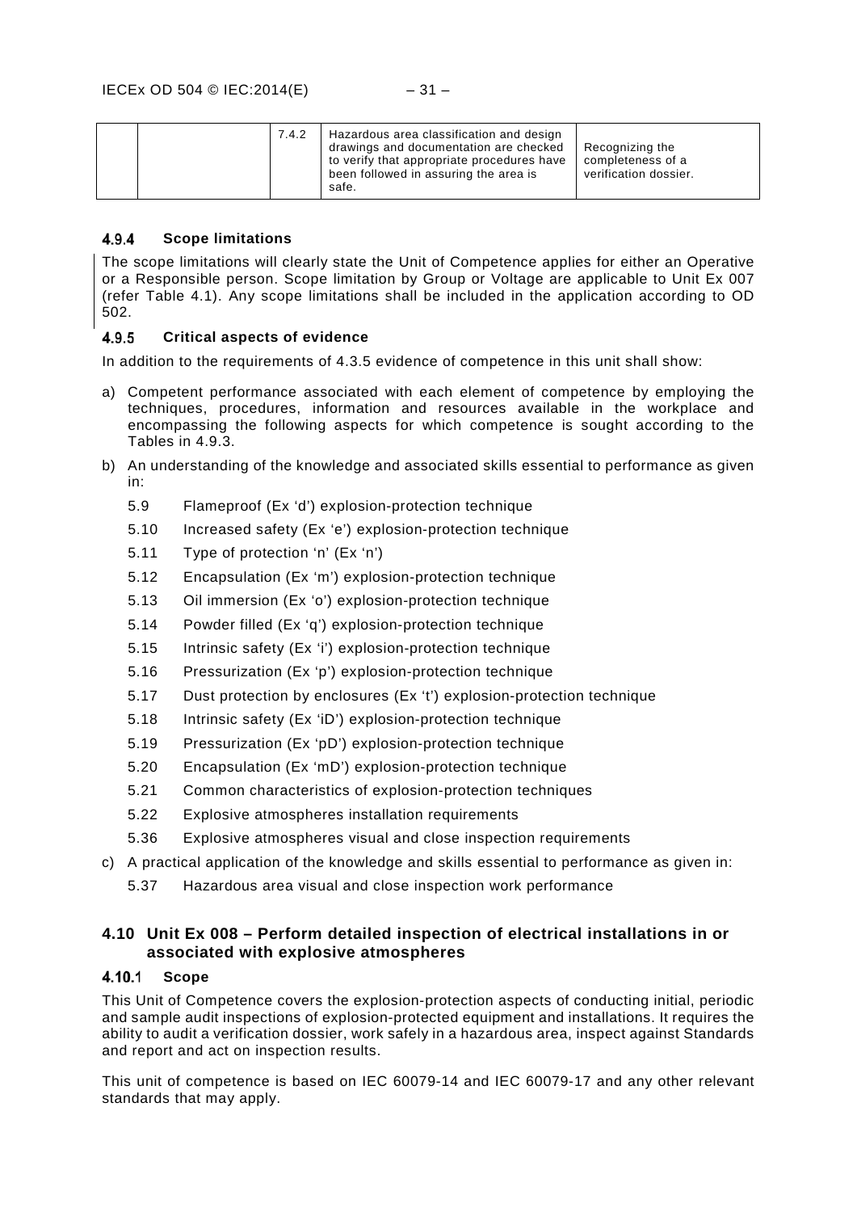| | | 7.4.2 | Hazardous area classification and design drawings and documentation are checked to verify that appropriate procedures have been followed in assuring the area is safe. | Recognizing the completeness of a verification dossier. |
|---|---|---|---|---|

### 4.9.4 Scope limitations

The scope limitations will clearly state the Unit of Competence applies for either an Operative or a Responsible person. Scope limitation by Group or Voltage are applicable to Unit Ex 007 (refer Table 4.1). Any scope limitations shall be included in the application according to OD 502.

### 4.9.5 Critical aspects of evidence

In addition to the requirements of 4.3.5 evidence of competence in this unit shall show:

a) Competent performance associated with each element of competence by employing the techniques, procedures, information and resources available in the workplace and encompassing the following aspects for which competence is sought according to the Tables in 4.9.3.

b) An understanding of the knowledge and associated skills essential to performance as given in:

   5.9 Flameproof (Ex 'd') explosion-protection technique

   5.10 Increased safety (Ex 'e') explosion-protection technique

   5.11 Type of protection 'n' (Ex 'n')

   5.12 Encapsulation (Ex 'm') explosion-protection technique

   5.13 Oil immersion (Ex 'o') explosion-protection technique

   5.14 Powder filled (Ex 'q') explosion-protection technique

   5.15 Intrinsic safety (Ex 'i') explosion-protection technique

   5.16 Pressurization (Ex 'p') explosion-protection technique

   5.17 Dust protection by enclosures (Ex 't') explosion-protection technique

   5.18 Intrinsic safety (Ex 'iD') explosion-protection technique

   5.19 Pressurization (Ex 'pD') explosion-protection technique

   5.20 Encapsulation (Ex 'mD') explosion-protection technique

   5.21 Common characteristics of explosion-protection techniques

   5.22 Explosive atmospheres installation requirements

   5.36 Explosive atmospheres visual and close inspection requirements

c) A practical application of the knowledge and skills essential to performance as given in:

   5.37 Hazardous area visual and close inspection work performance

## 4.10 Unit Ex 008 – Perform detailed inspection of electrical installations in or associated with explosive atmospheres

### 4.10.1 Scope

This Unit of Competence covers the explosion-protection aspects of conducting initial, periodic and sample audit inspections of explosion-protected equipment and installations. It requires the ability to audit a verification dossier, work safely in a hazardous area, inspect against Standards and report and act on inspection results.

This unit of competence is based on IEC 60079-14 and IEC 60079-17 and any other relevant standards that may apply.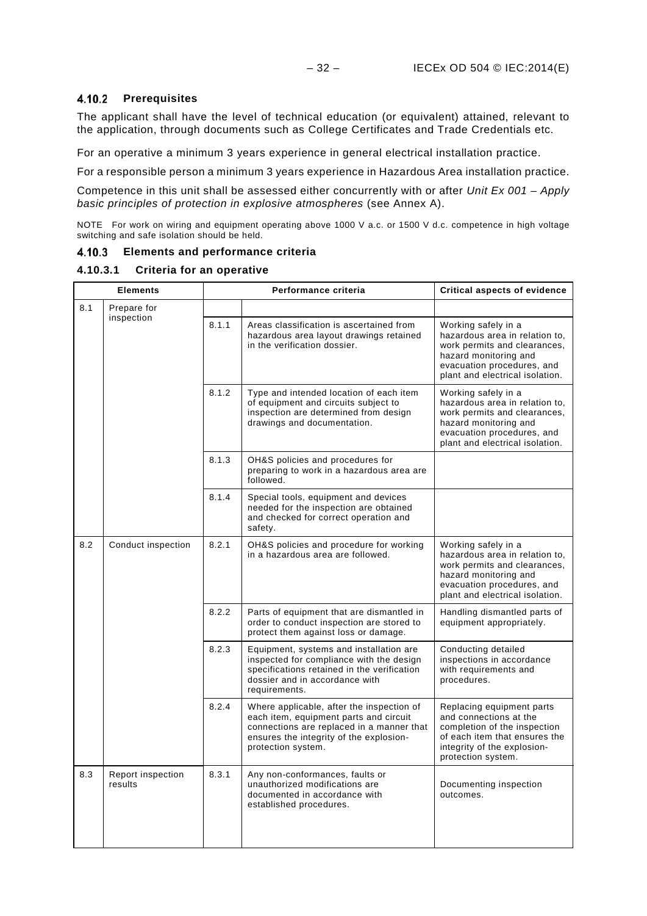### 4.10.2 Prerequisites

The applicant shall have the level of technical education (or equivalent) attained, relevant to the application, through documents such as College Certificates and Trade Credentials etc.

For an operative a minimum 3 years experience in general electrical installation practice.

For a responsible person a minimum 3 years experience in Hazardous Area installation practice.

Competence in this unit shall be assessed either concurrently with or after *Unit Ex 001 – Apply basic principles of protection in explosive atmospheres* (see Annex A).

NOTE For work on wiring and equipment operating above 1000 V a.c. or 1500 V d.c. competence in high voltage switching and safe isolation should be held.

### 4.10.3 Elements and performance criteria

#### 4.10.3.1 Criteria for an operative

| Elements | | Performance criteria | | Critical aspects of evidence |
|---|---|---|---|---|
| 8.1 | Prepare for inspection | | | |
| | | 8.1.1 | Areas classification is ascertained from hazardous area layout drawings retained in the verification dossier. | Working safely in a hazardous area in relation to, work permits and clearances, hazard monitoring and evacuation procedures, and plant and electrical isolation. |
| | | 8.1.2 | Type and intended location of each item of equipment and circuits subject to inspection are determined from design drawings and documentation. | Working safely in a hazardous area in relation to, work permits and clearances, hazard monitoring and evacuation procedures, and plant and electrical isolation. |
| | | 8.1.3 | OH&S policies and procedures for preparing to work in a hazardous area are followed. | |
| | | 8.1.4 | Special tools, equipment and devices needed for the inspection are obtained and checked for correct operation and safety. | |
| 8.2 | Conduct inspection | 8.2.1 | OH&S policies and procedure for working in a hazardous area are followed. | Working safely in a hazardous area in relation to, work permits and clearances, hazard monitoring and evacuation procedures, and plant and electrical isolation. |
| | | 8.2.2 | Parts of equipment that are dismantled in order to conduct inspection are stored to protect them against loss or damage. | Handling dismantled parts of equipment appropriately. |
| | | 8.2.3 | Equipment, systems and installation are inspected for compliance with the design specifications retained in the verification dossier and in accordance with requirements. | Conducting detailed inspections in accordance with requirements and procedures. |
| | | 8.2.4 | Where applicable, after the inspection of each item, equipment parts and circuit connections are replaced in a manner that ensures the integrity of the explosion-protection system. | Replacing equipment parts and connections at the completion of the inspection of each item that ensures the integrity of the explosion-protection system. |
| 8.3 | Report inspection results | 8.3.1 | Any non-conformances, faults or unauthorized modifications are documented in accordance with established procedures. | Documenting inspection outcomes. |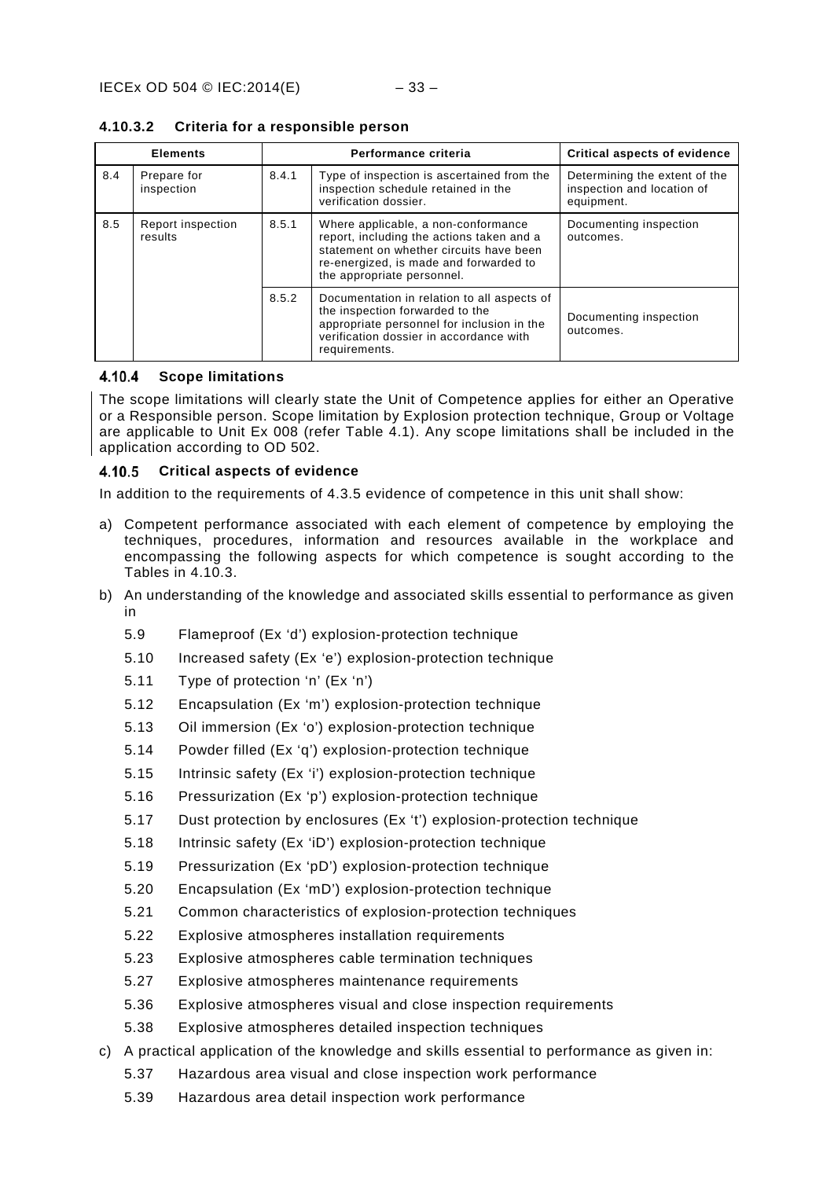#### 4.10.3.2 Criteria for a responsible person

| Elements | | Performance criteria | | Critical aspects of evidence |
|---|---|---|---|---|
| 8.4 | Prepare for inspection | 8.4.1 | Type of inspection is ascertained from the inspection schedule retained in the verification dossier. | Determining the extent of the inspection and location of equipment. |
| 8.5 | Report inspection results | 8.5.1 | Where applicable, a non-conformance report, including the actions taken and a statement on whether circuits have been re-energized, is made and forwarded to the appropriate personnel. | Documenting inspection outcomes. |
| | | 8.5.2 | Documentation in relation to all aspects of the inspection forwarded to the appropriate personnel for inclusion in the verification dossier in accordance with requirements. | Documenting inspection outcomes. |

### 4.10.4 Scope limitations

The scope limitations will clearly state the Unit of Competence applies for either an Operative or a Responsible person. Scope limitation by Explosion protection technique, Group or Voltage are applicable to Unit Ex 008 (refer Table 4.1). Any scope limitations shall be included in the application according to OD 502.

### 4.10.5 Critical aspects of evidence

In addition to the requirements of 4.3.5 evidence of competence in this unit shall show:

a) Competent performance associated with each element of competence by employing the techniques, procedures, information and resources available in the workplace and encompassing the following aspects for which competence is sought according to the Tables in 4.10.3.

b) An understanding of the knowledge and associated skills essential to performance as given in

   5.9 Flameproof (Ex 'd') explosion-protection technique
   5.10 Increased safety (Ex 'e') explosion-protection technique
   5.11 Type of protection 'n' (Ex 'n')
   5.12 Encapsulation (Ex 'm') explosion-protection technique
   5.13 Oil immersion (Ex 'o') explosion-protection technique
   5.14 Powder filled (Ex 'q') explosion-protection technique
   5.15 Intrinsic safety (Ex 'i') explosion-protection technique
   5.16 Pressurization (Ex 'p') explosion-protection technique
   5.17 Dust protection by enclosures (Ex 't') explosion-protection technique
   5.18 Intrinsic safety (Ex 'iD') explosion-protection technique
   5.19 Pressurization (Ex 'pD') explosion-protection technique
   5.20 Encapsulation (Ex 'mD') explosion-protection technique
   5.21 Common characteristics of explosion-protection techniques
   5.22 Explosive atmospheres installation requirements
   5.23 Explosive atmospheres cable termination techniques
   5.27 Explosive atmospheres maintenance requirements
   5.36 Explosive atmospheres visual and close inspection requirements
   5.38 Explosive atmospheres detailed inspection techniques

c) A practical application of the knowledge and skills essential to performance as given in:

   5.37 Hazardous area visual and close inspection work performance
   5.39 Hazardous area detail inspection work performance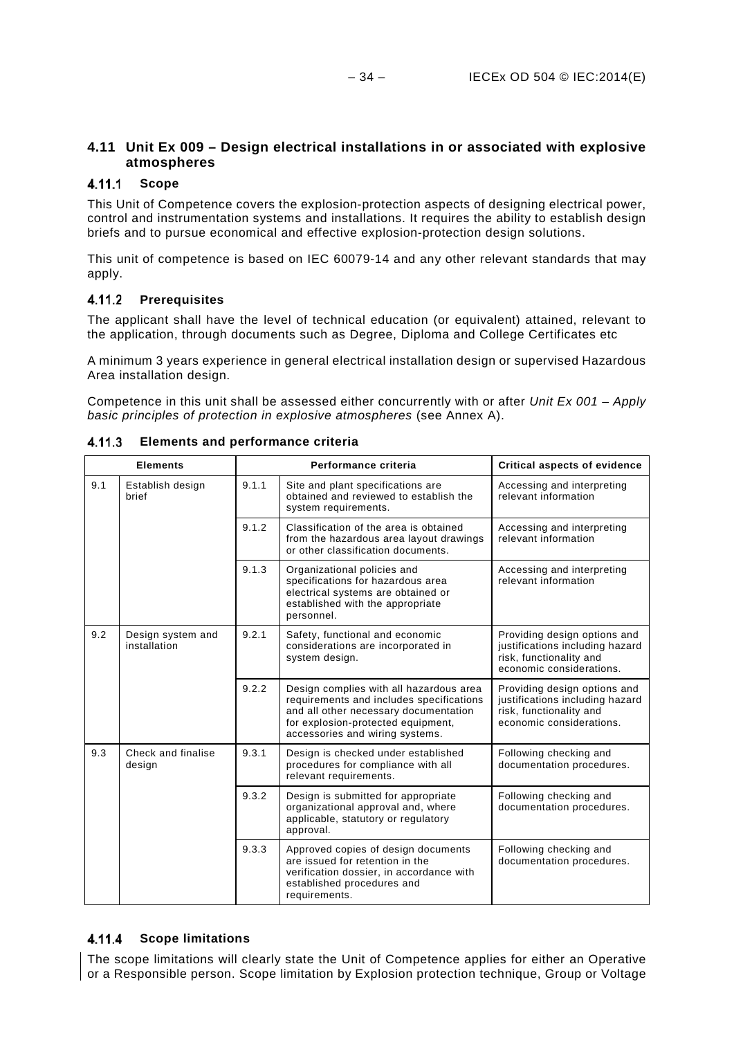## 4.11 Unit Ex 009 – Design electrical installations in or associated with explosive atmospheres

### 4.11.1 Scope

This Unit of Competence covers the explosion-protection aspects of designing electrical power, control and instrumentation systems and installations. It requires the ability to establish design briefs and to pursue economical and effective explosion-protection design solutions.

This unit of competence is based on IEC 60079-14 and any other relevant standards that may apply.

### 4.11.2 Prerequisites

The applicant shall have the level of technical education (or equivalent) attained, relevant to the application, through documents such as Degree, Diploma and College Certificates etc

A minimum 3 years experience in general electrical installation design or supervised Hazardous Area installation design.

Competence in this unit shall be assessed either concurrently with or after *Unit Ex 001 – Apply basic principles of protection in explosive atmospheres* (see Annex A).

### 4.11.3 Elements and performance criteria

| Elements | | Performance criteria | | Critical aspects of evidence |
|---|---|---|---|---|
| 9.1 | Establish design brief | 9.1.1 | Site and plant specifications are obtained and reviewed to establish the system requirements. | Accessing and interpreting relevant information |
| | | 9.1.2 | Classification of the area is obtained from the hazardous area layout drawings or other classification documents. | Accessing and interpreting relevant information |
| | | 9.1.3 | Organizational policies and specifications for hazardous area electrical systems are obtained or established with the appropriate personnel. | Accessing and interpreting relevant information |
| 9.2 | Design system and installation | 9.2.1 | Safety, functional and economic considerations are incorporated in system design. | Providing design options and justifications including hazard risk, functionality and economic considerations. |
| | | 9.2.2 | Design complies with all hazardous area requirements and includes specifications and all other necessary documentation for explosion-protected equipment, accessories and wiring systems. | Providing design options and justifications including hazard risk, functionality and economic considerations. |
| 9.3 | Check and finalise design | 9.3.1 | Design is checked under established procedures for compliance with all relevant requirements. | Following checking and documentation procedures. |
| | | 9.3.2 | Design is submitted for appropriate organizational approval and, where applicable, statutory or regulatory approval. | Following checking and documentation procedures. |
| | | 9.3.3 | Approved copies of design documents are issued for retention in the verification dossier, in accordance with established procedures and requirements. | Following checking and documentation procedures. |

### 4.11.4 Scope limitations

The scope limitations will clearly state the Unit of Competence applies for either an Operative or a Responsible person. Scope limitation by Explosion protection technique, Group or Voltage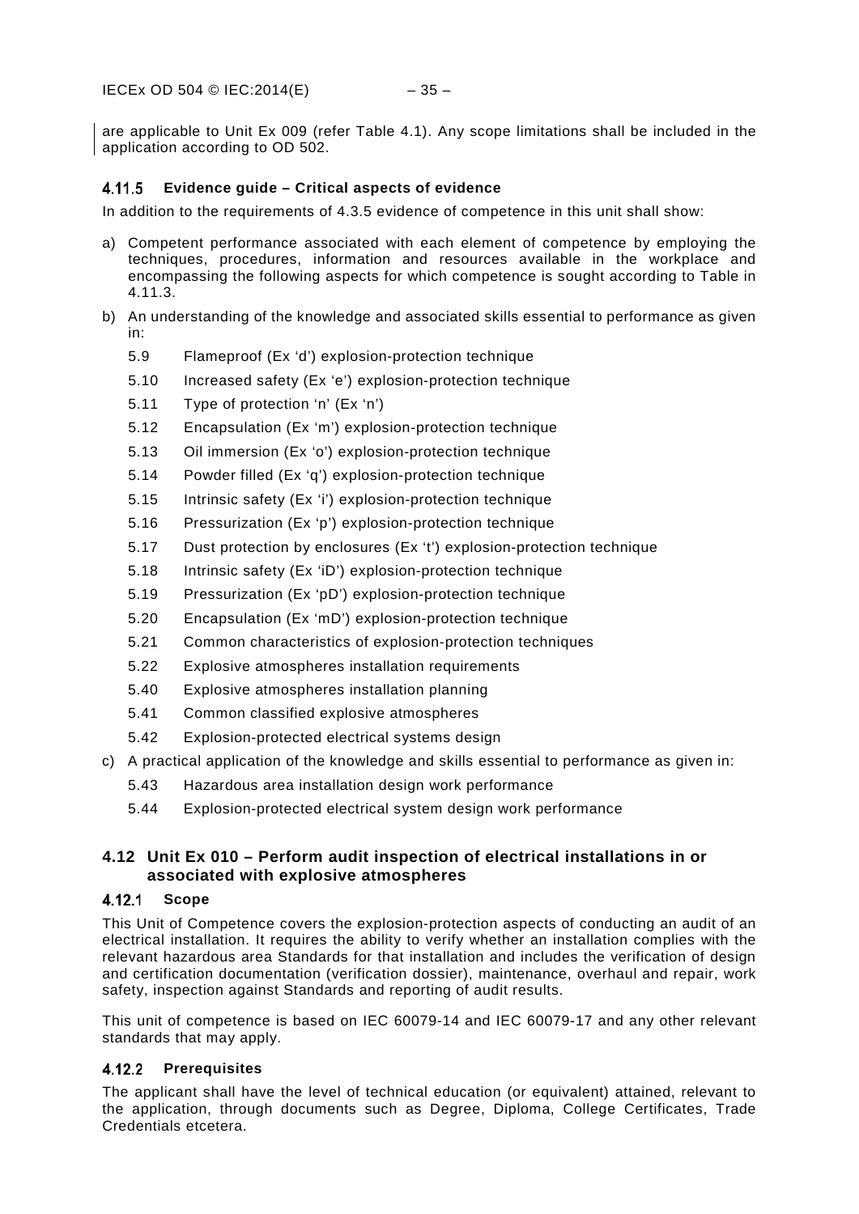are applicable to Unit Ex 009 (refer Table 4.1). Any scope limitations shall be included in the application according to OD 502.

#### 4.11.5 Evidence guide – Critical aspects of evidence

In addition to the requirements of 4.3.5 evidence of competence in this unit shall show:

a) Competent performance associated with each element of competence by employing the techniques, procedures, information and resources available in the workplace and encompassing the following aspects for which competence is sought according to Table in 4.11.3.

b) An understanding of the knowledge and associated skills essential to performance as given in:

   - 5.9 Flameproof (Ex 'd') explosion-protection technique
   - 5.10 Increased safety (Ex 'e') explosion-protection technique
   - 5.11 Type of protection 'n' (Ex 'n')
   - 5.12 Encapsulation (Ex 'm') explosion-protection technique
   - 5.13 Oil immersion (Ex 'o') explosion-protection technique
   - 5.14 Powder filled (Ex 'q') explosion-protection technique
   - 5.15 Intrinsic safety (Ex 'i') explosion-protection technique
   - 5.16 Pressurization (Ex 'p') explosion-protection technique
   - 5.17 Dust protection by enclosures (Ex 't') explosion-protection technique
   - 5.18 Intrinsic safety (Ex 'iD') explosion-protection technique
   - 5.19 Pressurization (Ex 'pD') explosion-protection technique
   - 5.20 Encapsulation (Ex 'mD') explosion-protection technique
   - 5.21 Common characteristics of explosion-protection techniques
   - 5.22 Explosive atmospheres installation requirements
   - 5.40 Explosive atmospheres installation planning
   - 5.41 Common classified explosive atmospheres
   - 5.42 Explosion-protected electrical systems design

c) A practical application of the knowledge and skills essential to performance as given in:

   - 5.43 Hazardous area installation design work performance
   - 5.44 Explosion-protected electrical system design work performance

### 4.12 Unit Ex 010 – Perform audit inspection of electrical installations in or associated with explosive atmospheres

#### 4.12.1 Scope

This Unit of Competence covers the explosion-protection aspects of conducting an audit of an electrical installation. It requires the ability to verify whether an installation complies with the relevant hazardous area Standards for that installation and includes the verification of design and certification documentation (verification dossier), maintenance, overhaul and repair, work safety, inspection against Standards and reporting of audit results.

This unit of competence is based on IEC 60079-14 and IEC 60079-17 and any other relevant standards that may apply.

#### 4.12.2 Prerequisites

The applicant shall have the level of technical education (or equivalent) attained, relevant to the application, through documents such as Degree, Diploma, College Certificates, Trade Credentials etcetera.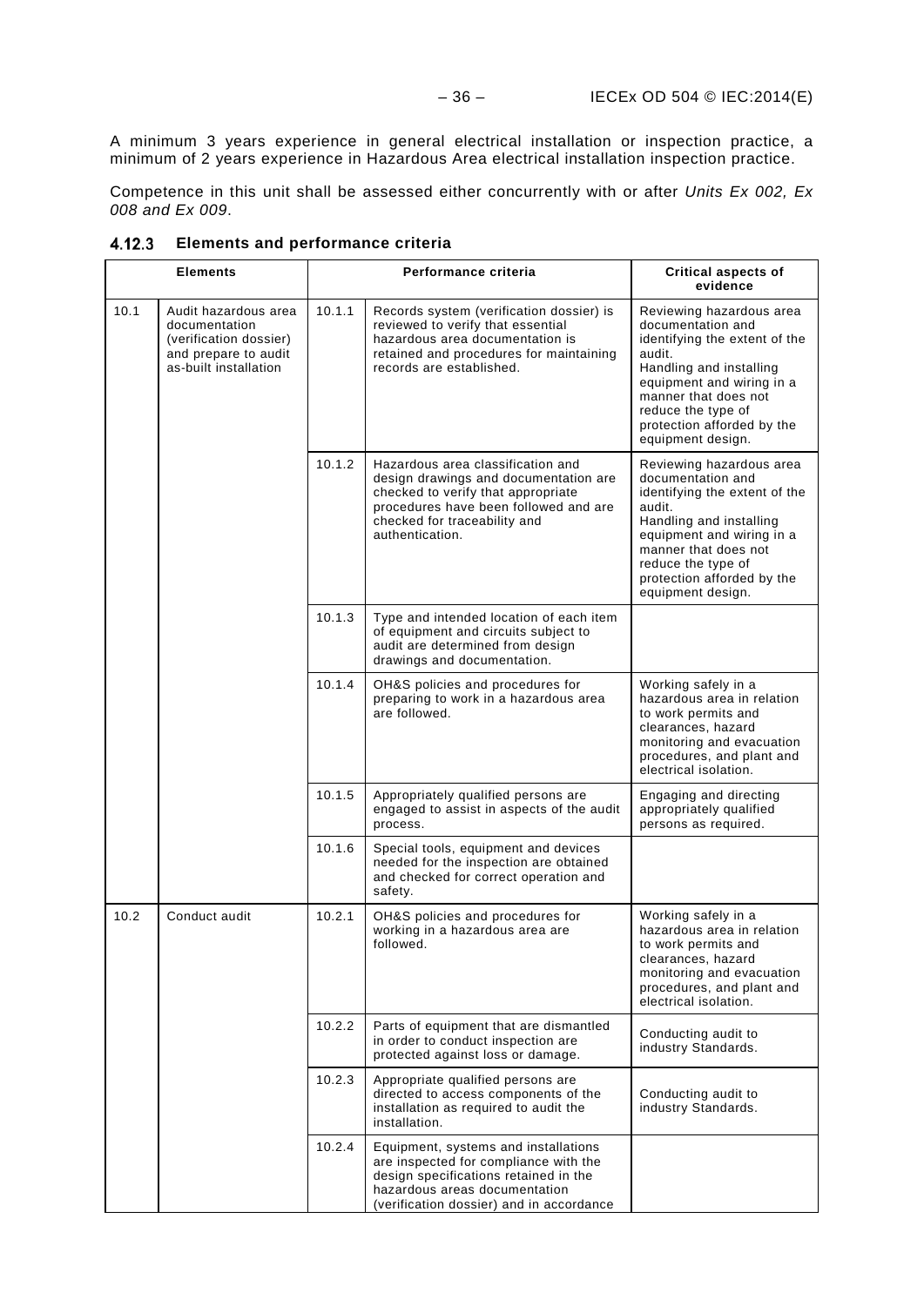A minimum 3 years experience in general electrical installation or inspection practice, a minimum of 2 years experience in Hazardous Area electrical installation inspection practice.

Competence in this unit shall be assessed either concurrently with or after *Units Ex 002, Ex 008 and Ex 009*.

### 4.12.3 Elements and performance criteria

| Elements | | Performance criteria | | Critical aspects of evidence |
|---|---|---|---|---|
| 10.1 | Audit hazardous area documentation (verification dossier) and prepare to audit as-built installation | 10.1.1 | Records system (verification dossier) is reviewed to verify that essential hazardous area documentation is retained and procedures for maintaining records are established. | Reviewing hazardous area documentation and identifying the extent of the audit. Handling and installing equipment and wiring in a manner that does not reduce the type of protection afforded by the equipment design. |
| | | 10.1.2 | Hazardous area classification and design drawings and documentation are checked to verify that appropriate procedures have been followed and are checked for traceability and authentication. | Reviewing hazardous area documentation and identifying the extent of the audit. Handling and installing equipment and wiring in a manner that does not reduce the type of protection afforded by the equipment design. |
| | | 10.1.3 | Type and intended location of each item of equipment and circuits subject to audit are determined from design drawings and documentation. | |
| | | 10.1.4 | OH&S policies and procedures for preparing to work in a hazardous area are followed. | Working safely in a hazardous area in relation to work permits and clearances, hazard monitoring and evacuation procedures, and plant and electrical isolation. |
| | | 10.1.5 | Appropriately qualified persons are engaged to assist in aspects of the audit process. | Engaging and directing appropriately qualified persons as required. |
| | | 10.1.6 | Special tools, equipment and devices needed for the inspection are obtained and checked for correct operation and safety. | |
| 10.2 | Conduct audit | 10.2.1 | OH&S policies and procedures for working in a hazardous area are followed. | Working safely in a hazardous area in relation to work permits and clearances, hazard monitoring and evacuation procedures, and plant and electrical isolation. |
| | | 10.2.2 | Parts of equipment that are dismantled in order to conduct inspection are protected against loss or damage. | Conducting audit to industry Standards. |
| | | 10.2.3 | Appropriate qualified persons are directed to access components of the installation as required to audit the installation. | Conducting audit to industry Standards. |
| | | 10.2.4 | Equipment, systems and installations are inspected for compliance with the design specifications retained in the hazardous areas documentation (verification dossier) and in accordance | |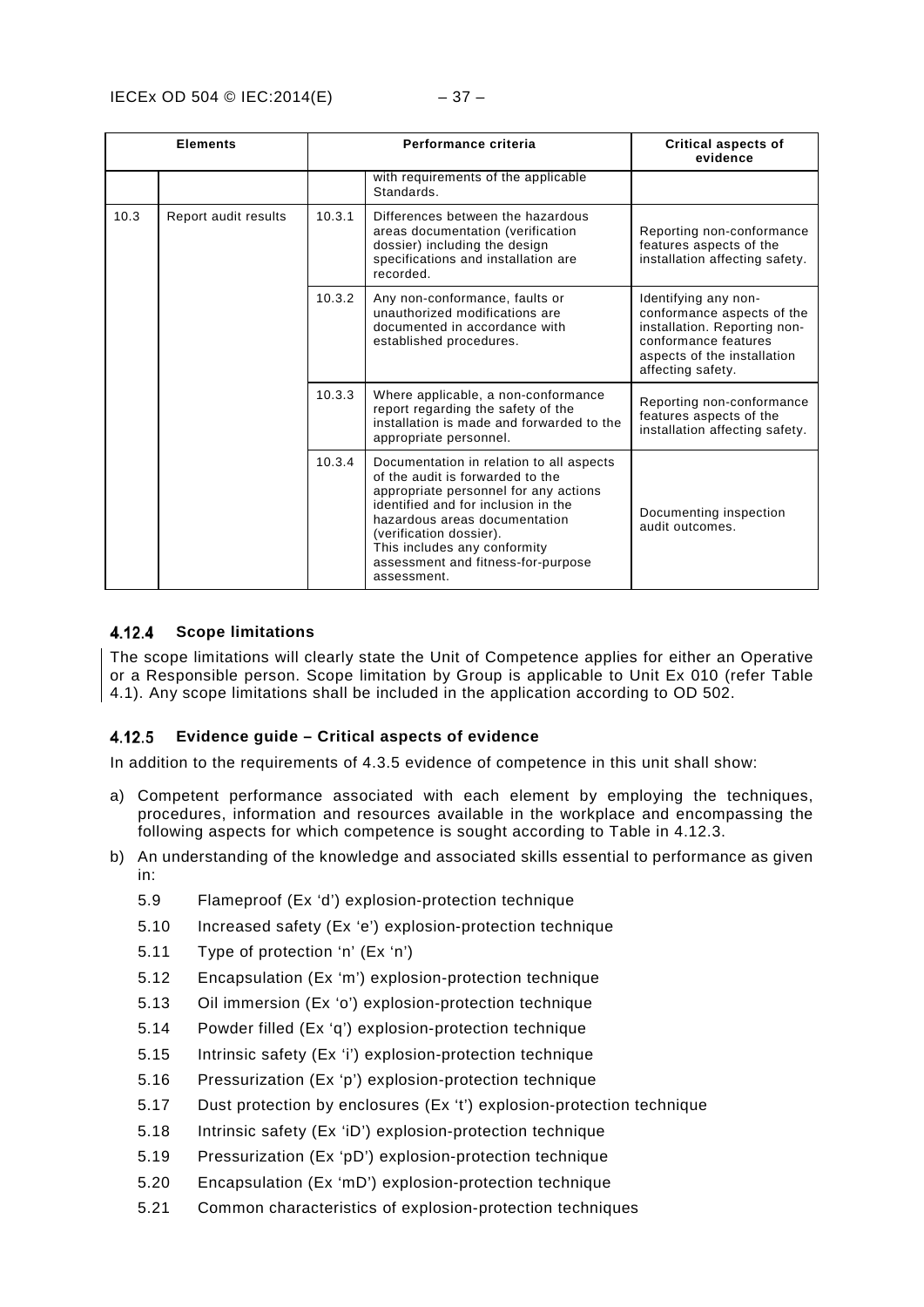| Elements | | Performance criteria | | Critical aspects of evidence |
|---|---|---|---|---|
| | | | with requirements of the applicable Standards. | |
| 10.3 | Report audit results | 10.3.1 | Differences between the hazardous areas documentation (verification dossier) including the design specifications and installation are recorded. | Reporting non-conformance features aspects of the installation affecting safety. |
| | | 10.3.2 | Any non-conformance, faults or unauthorized modifications are documented in accordance with established procedures. | Identifying any non-conformance aspects of the installation. Reporting non-conformance features aspects of the installation affecting safety. |
| | | 10.3.3 | Where applicable, a non-conformance report regarding the safety of the installation is made and forwarded to the appropriate personnel. | Reporting non-conformance features aspects of the installation affecting safety. |
| | | 10.3.4 | Documentation in relation to all aspects of the audit is forwarded to the appropriate personnel for any actions identified and for inclusion in the hazardous areas documentation (verification dossier). This includes any conformity assessment and fitness-for-purpose assessment. | Documenting inspection audit outcomes. |

#### 4.12.4 Scope limitations

The scope limitations will clearly state the Unit of Competence applies for either an Operative or a Responsible person. Scope limitation by Group is applicable to Unit Ex 010 (refer Table 4.1). Any scope limitations shall be included in the application according to OD 502.

#### 4.12.5 Evidence guide – Critical aspects of evidence

In addition to the requirements of 4.3.5 evidence of competence in this unit shall show:

a) Competent performance associated with each element by employing the techniques, procedures, information and resources available in the workplace and encompassing the following aspects for which competence is sought according to Table in 4.12.3.

b) An understanding of the knowledge and associated skills essential to performance as given in:

   5.9 Flameproof (Ex 'd') explosion-protection technique
   
   5.10 Increased safety (Ex 'e') explosion-protection technique
   
   5.11 Type of protection 'n' (Ex 'n')
   
   5.12 Encapsulation (Ex 'm') explosion-protection technique
   
   5.13 Oil immersion (Ex 'o') explosion-protection technique
   
   5.14 Powder filled (Ex 'q') explosion-protection technique
   
   5.15 Intrinsic safety (Ex 'i') explosion-protection technique
   
   5.16 Pressurization (Ex 'p') explosion-protection technique
   
   5.17 Dust protection by enclosures (Ex 't') explosion-protection technique
   
   5.18 Intrinsic safety (Ex 'iD') explosion-protection technique
   
   5.19 Pressurization (Ex 'pD') explosion-protection technique
   
   5.20 Encapsulation (Ex 'mD') explosion-protection technique
   
   5.21 Common characteristics of explosion-protection techniques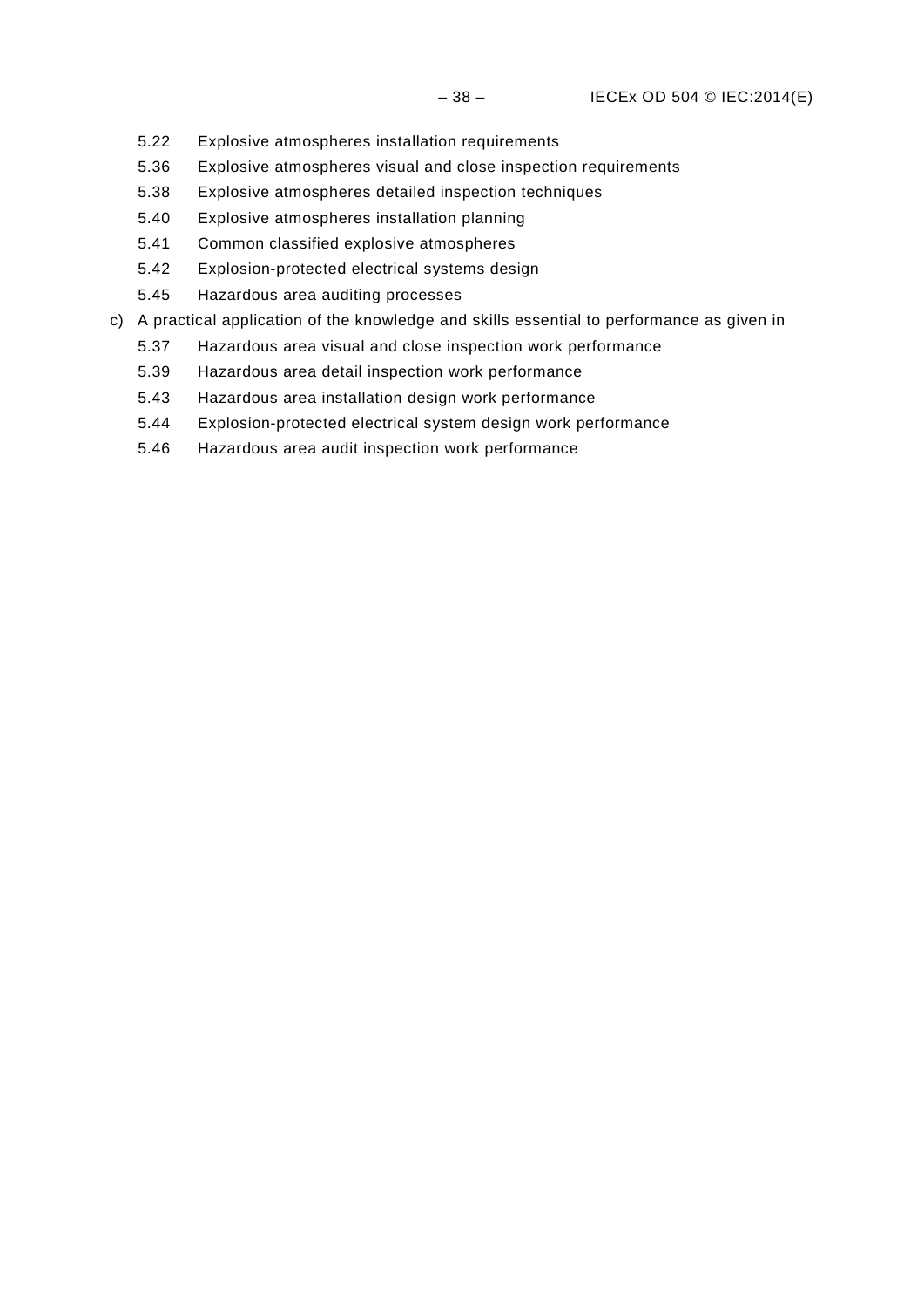5.22 Explosive atmospheres installation requirements

5.36 Explosive atmospheres visual and close inspection requirements

5.38 Explosive atmospheres detailed inspection techniques

5.40 Explosive atmospheres installation planning

5.41 Common classified explosive atmospheres

5.42 Explosion-protected electrical systems design

5.45 Hazardous area auditing processes

c) A practical application of the knowledge and skills essential to performance as given in

5.37 Hazardous area visual and close inspection work performance

5.39 Hazardous area detail inspection work performance

5.43 Hazardous area installation design work performance

5.44 Explosion-protected electrical system design work performance

5.46 Hazardous area audit inspection work performance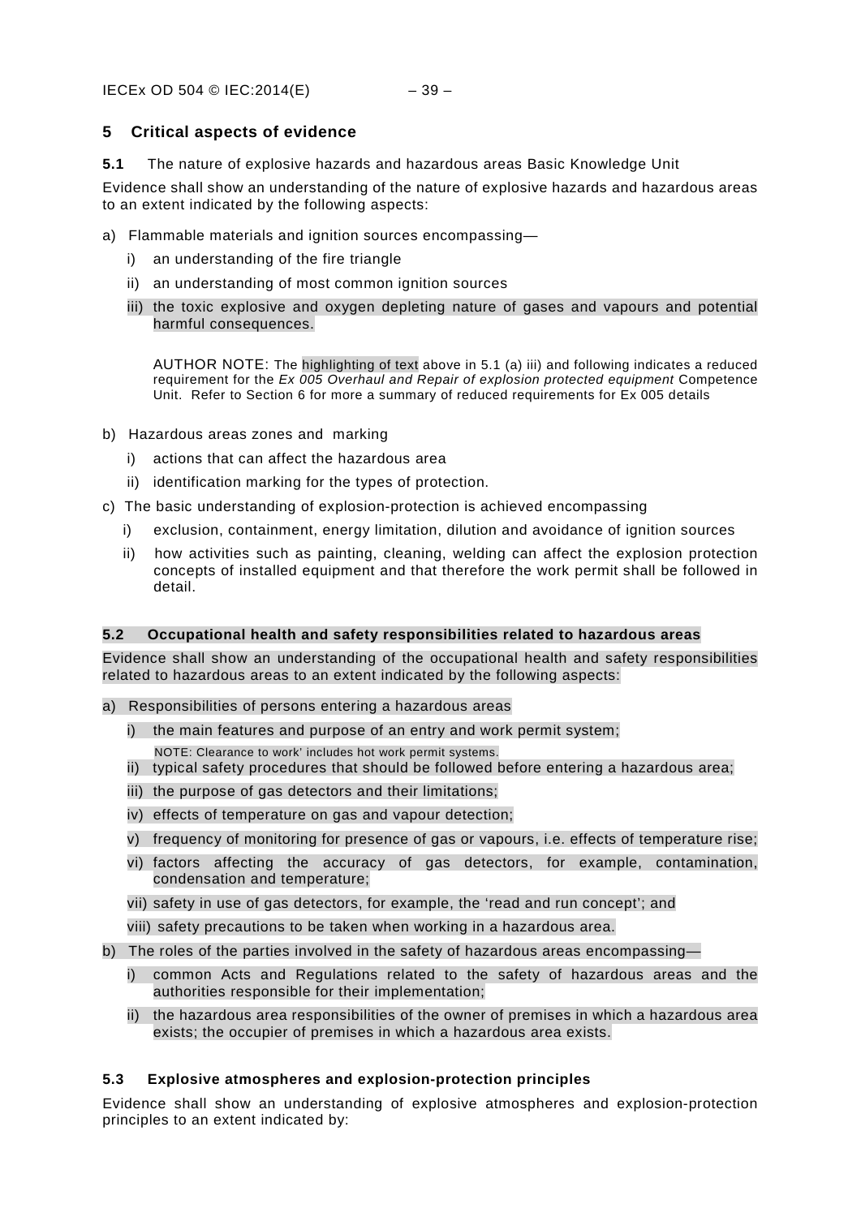## 5 Critical aspects of evidence

**5.1** The nature of explosive hazards and hazardous areas Basic Knowledge Unit

Evidence shall show an understanding of the nature of explosive hazards and hazardous areas to an extent indicated by the following aspects:

a) Flammable materials and ignition sources encompassing—

   i) an understanding of the fire triangle

   ii) an understanding of most common ignition sources

   iii) the toxic explosive and oxygen depleting nature of gases and vapours and potential harmful consequences.

   AUTHOR NOTE: The highlighting of text above in 5.1 (a) iii) and following indicates a reduced requirement for the *Ex 005 Overhaul and Repair of explosion protected equipment* Competence Unit. Refer to Section 6 for more a summary of reduced requirements for Ex 005 details

b) Hazardous areas zones and marking

   i) actions that can affect the hazardous area

   ii) identification marking for the types of protection.

c) The basic understanding of explosion-protection is achieved encompassing

   i) exclusion, containment, energy limitation, dilution and avoidance of ignition sources

   ii) how activities such as painting, cleaning, welding can affect the explosion protection concepts of installed equipment and that therefore the work permit shall be followed in detail.

**5.2 Occupational health and safety responsibilities related to hazardous areas**

Evidence shall show an understanding of the occupational health and safety responsibilities related to hazardous areas to an extent indicated by the following aspects:

a) Responsibilities of persons entering a hazardous areas

   i) the main features and purpose of an entry and work permit system;

   NOTE: Clearance to work' includes hot work permit systems.

   ii) typical safety procedures that should be followed before entering a hazardous area;

   iii) the purpose of gas detectors and their limitations;

   iv) effects of temperature on gas and vapour detection;

   v) frequency of monitoring for presence of gas or vapours, i.e. effects of temperature rise;

   vi) factors affecting the accuracy of gas detectors, for example, contamination, condensation and temperature;

   vii) safety in use of gas detectors, for example, the 'read and run concept'; and

   viii) safety precautions to be taken when working in a hazardous area.

b) The roles of the parties involved in the safety of hazardous areas encompassing—

   i) common Acts and Regulations related to the safety of hazardous areas and the authorities responsible for their implementation;

   ii) the hazardous area responsibilities of the owner of premises in which a hazardous area exists; the occupier of premises in which a hazardous area exists.

**5.3 Explosive atmospheres and explosion-protection principles**

Evidence shall show an understanding of explosive atmospheres and explosion-protection principles to an extent indicated by: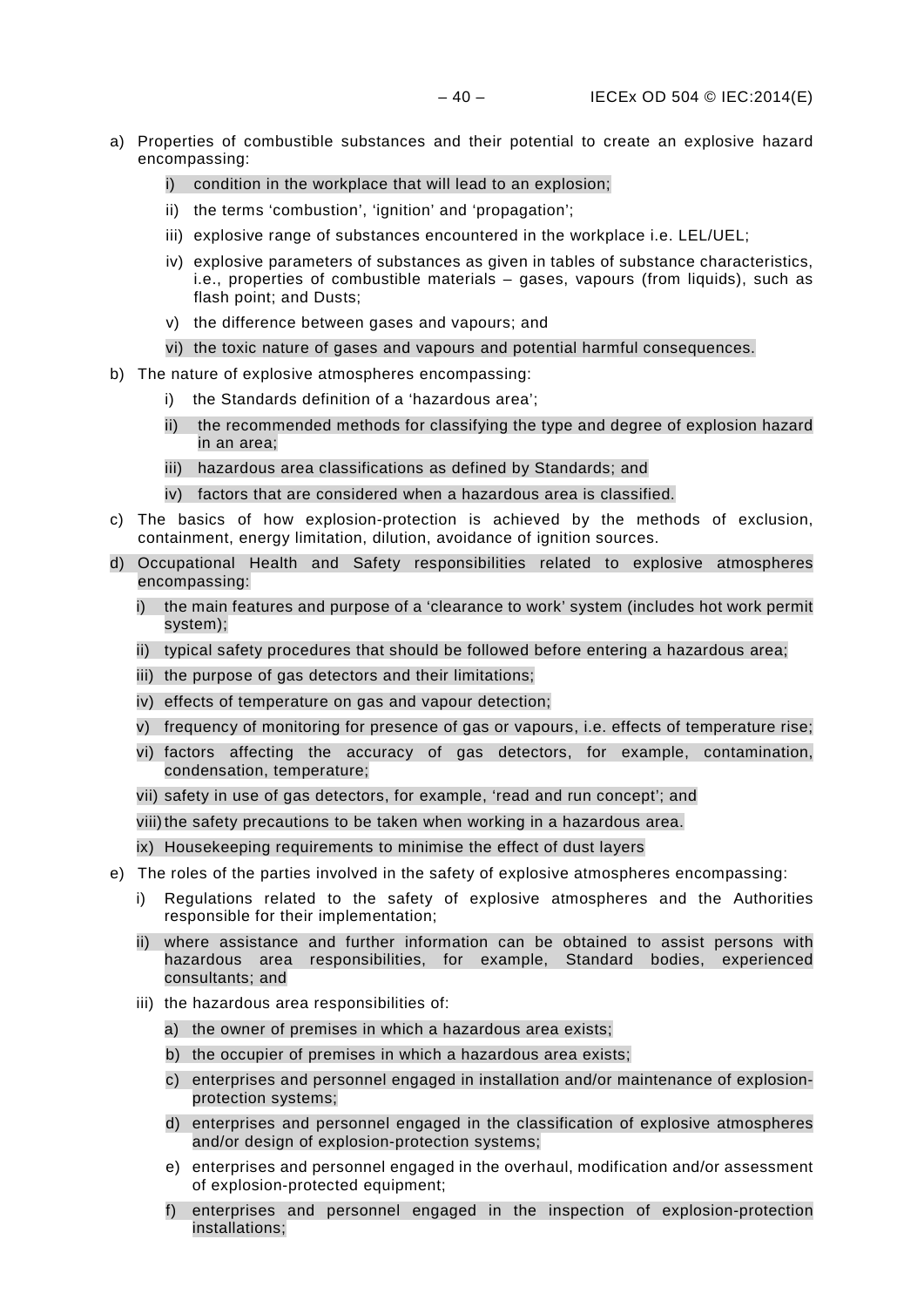a) Properties of combustible substances and their potential to create an explosive hazard encompassing:
   i) condition in the workplace that will lead to an explosion;
   ii) the terms 'combustion', 'ignition' and 'propagation';
   iii) explosive range of substances encountered in the workplace i.e. LEL/UEL;
   iv) explosive parameters of substances as given in tables of substance characteristics, i.e., properties of combustible materials – gases, vapours (from liquids), such as flash point; and Dusts;
   v) the difference between gases and vapours; and
   vi) the toxic nature of gases and vapours and potential harmful consequences.
b) The nature of explosive atmospheres encompassing:
   i) the Standards definition of a 'hazardous area';
   ii) the recommended methods for classifying the type and degree of explosion hazard in an area;
   iii) hazardous area classifications as defined by Standards; and
   iv) factors that are considered when a hazardous area is classified.
c) The basics of how explosion-protection is achieved by the methods of exclusion, containment, energy limitation, dilution, avoidance of ignition sources.
d) Occupational Health and Safety responsibilities related to explosive atmospheres encompassing:
   i) the main features and purpose of a 'clearance to work' system (includes hot work permit system);
   ii) typical safety procedures that should be followed before entering a hazardous area;
   iii) the purpose of gas detectors and their limitations;
   iv) effects of temperature on gas and vapour detection;
   v) frequency of monitoring for presence of gas or vapours, i.e. effects of temperature rise;
   vi) factors affecting the accuracy of gas detectors, for example, contamination, condensation, temperature;
   vii) safety in use of gas detectors, for example, 'read and run concept'; and
   viii) the safety precautions to be taken when working in a hazardous area.
   ix) Housekeeping requirements to minimise the effect of dust layers
e) The roles of the parties involved in the safety of explosive atmospheres encompassing:
   i) Regulations related to the safety of explosive atmospheres and the Authorities responsible for their implementation;
   ii) where assistance and further information can be obtained to assist persons with hazardous area responsibilities, for example, Standard bodies, experienced consultants; and
   iii) the hazardous area responsibilities of:
      a) the owner of premises in which a hazardous area exists;
      b) the occupier of premises in which a hazardous area exists;
      c) enterprises and personnel engaged in installation and/or maintenance of explosion-protection systems;
      d) enterprises and personnel engaged in the classification of explosive atmospheres and/or design of explosion-protection systems;
      e) enterprises and personnel engaged in the overhaul, modification and/or assessment of explosion-protected equipment;
      f) enterprises and personnel engaged in the inspection of explosion-protection installations;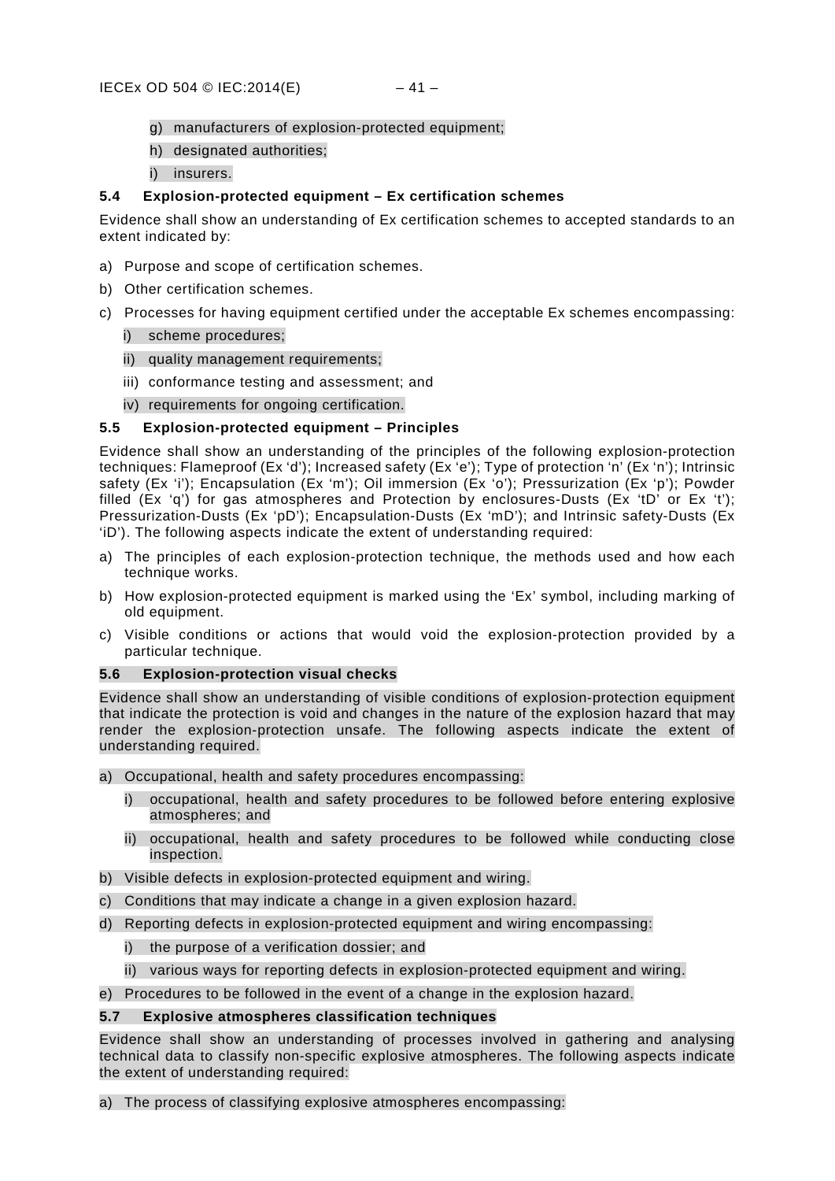g) manufacturers of explosion-protected equipment;

h) designated authorities;

i) insurers.

### 5.4 Explosion-protected equipment – Ex certification schemes

Evidence shall show an understanding of Ex certification schemes to accepted standards to an extent indicated by:

a) Purpose and scope of certification schemes.

b) Other certification schemes.

c) Processes for having equipment certified under the acceptable Ex schemes encompassing:

   i) scheme procedures;

   ii) quality management requirements;

   iii) conformance testing and assessment; and

   iv) requirements for ongoing certification.

### 5.5 Explosion-protected equipment – Principles

Evidence shall show an understanding of the principles of the following explosion-protection techniques: Flameproof (Ex 'd'); Increased safety (Ex 'e'); Type of protection 'n' (Ex 'n'); Intrinsic safety (Ex 'i'); Encapsulation (Ex 'm'); Oil immersion (Ex 'o'); Pressurization (Ex 'p'); Powder filled (Ex 'q') for gas atmospheres and Protection by enclosures-Dusts (Ex 'tD' or Ex 't'); Pressurization-Dusts (Ex 'pD'); Encapsulation-Dusts (Ex 'mD'); and Intrinsic safety-Dusts (Ex 'iD'). The following aspects indicate the extent of understanding required:

a) The principles of each explosion-protection technique, the methods used and how each technique works.

b) How explosion-protected equipment is marked using the 'Ex' symbol, including marking of old equipment.

c) Visible conditions or actions that would void the explosion-protection provided by a particular technique.

### 5.6 Explosion-protection visual checks

Evidence shall show an understanding of visible conditions of explosion-protection equipment that indicate the protection is void and changes in the nature of the explosion hazard that may render the explosion-protection unsafe. The following aspects indicate the extent of understanding required.

a) Occupational, health and safety procedures encompassing:

   i) occupational, health and safety procedures to be followed before entering explosive atmospheres; and

   ii) occupational, health and safety procedures to be followed while conducting close inspection.

b) Visible defects in explosion-protected equipment and wiring.

c) Conditions that may indicate a change in a given explosion hazard.

d) Reporting defects in explosion-protected equipment and wiring encompassing:

   i) the purpose of a verification dossier; and

   ii) various ways for reporting defects in explosion-protected equipment and wiring.

e) Procedures to be followed in the event of a change in the explosion hazard.

### 5.7 Explosive atmospheres classification techniques

Evidence shall show an understanding of processes involved in gathering and analysing technical data to classify non-specific explosive atmospheres. The following aspects indicate the extent of understanding required:

a) The process of classifying explosive atmospheres encompassing: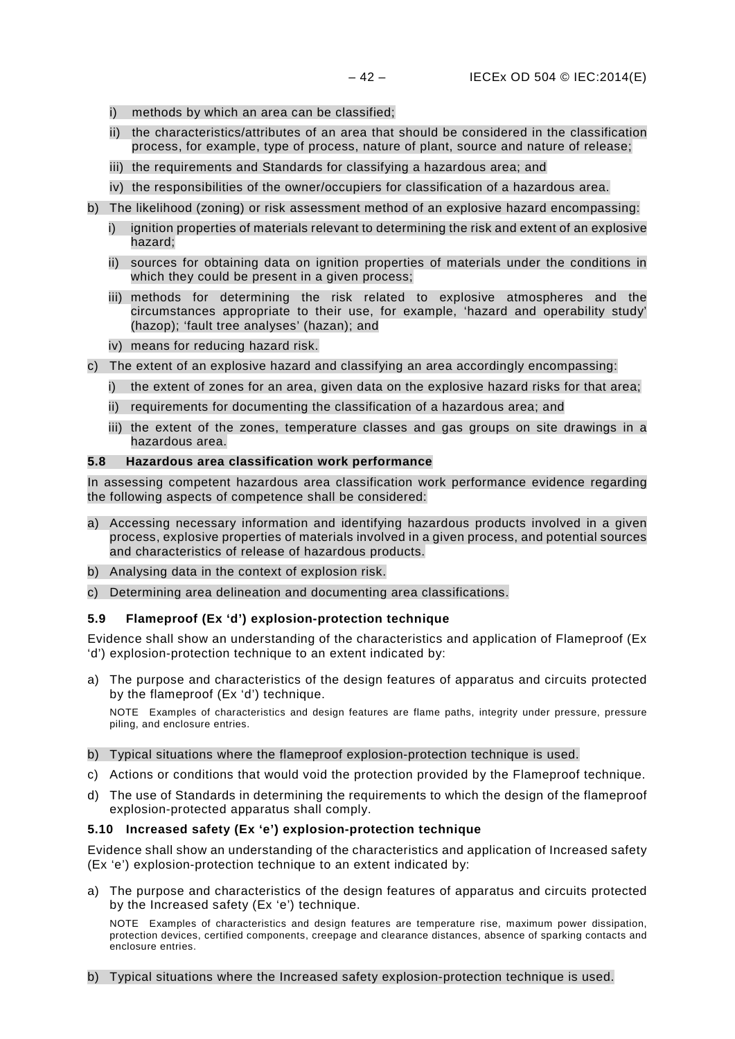i) methods by which an area can be classified;

ii) the characteristics/attributes of an area that should be considered in the classification process, for example, type of process, nature of plant, source and nature of release;

iii) the requirements and Standards for classifying a hazardous area; and

iv) the responsibilities of the owner/occupiers for classification of a hazardous area.

b) The likelihood (zoning) or risk assessment method of an explosive hazard encompassing:

i) ignition properties of materials relevant to determining the risk and extent of an explosive hazard;

ii) sources for obtaining data on ignition properties of materials under the conditions in which they could be present in a given process;

iii) methods for determining the risk related to explosive atmospheres and the circumstances appropriate to their use, for example, 'hazard and operability study' (hazop); 'fault tree analyses' (hazan); and

iv) means for reducing hazard risk.

c) The extent of an explosive hazard and classifying an area accordingly encompassing:

i) the extent of zones for an area, given data on the explosive hazard risks for that area;

ii) requirements for documenting the classification of a hazardous area; and

iii) the extent of the zones, temperature classes and gas groups on site drawings in a hazardous area.

### 5.8 Hazardous area classification work performance

In assessing competent hazardous area classification work performance evidence regarding the following aspects of competence shall be considered:

a) Accessing necessary information and identifying hazardous products involved in a given process, explosive properties of materials involved in a given process, and potential sources and characteristics of release of hazardous products.

b) Analysing data in the context of explosion risk.

c) Determining area delineation and documenting area classifications.

### 5.9 Flameproof (Ex 'd') explosion-protection technique

Evidence shall show an understanding of the characteristics and application of Flameproof (Ex 'd') explosion-protection technique to an extent indicated by:

a) The purpose and characteristics of the design features of apparatus and circuits protected by the flameproof (Ex 'd') technique.

NOTE Examples of characteristics and design features are flame paths, integrity under pressure, pressure piling, and enclosure entries.

b) Typical situations where the flameproof explosion-protection technique is used.

c) Actions or conditions that would void the protection provided by the Flameproof technique.

d) The use of Standards in determining the requirements to which the design of the flameproof explosion-protected apparatus shall comply.

### 5.10 Increased safety (Ex 'e') explosion-protection technique

Evidence shall show an understanding of the characteristics and application of Increased safety (Ex 'e') explosion-protection technique to an extent indicated by:

a) The purpose and characteristics of the design features of apparatus and circuits protected by the Increased safety (Ex 'e') technique.

NOTE Examples of characteristics and design features are temperature rise, maximum power dissipation, protection devices, certified components, creepage and clearance distances, absence of sparking contacts and enclosure entries.

b) Typical situations where the Increased safety explosion-protection technique is used.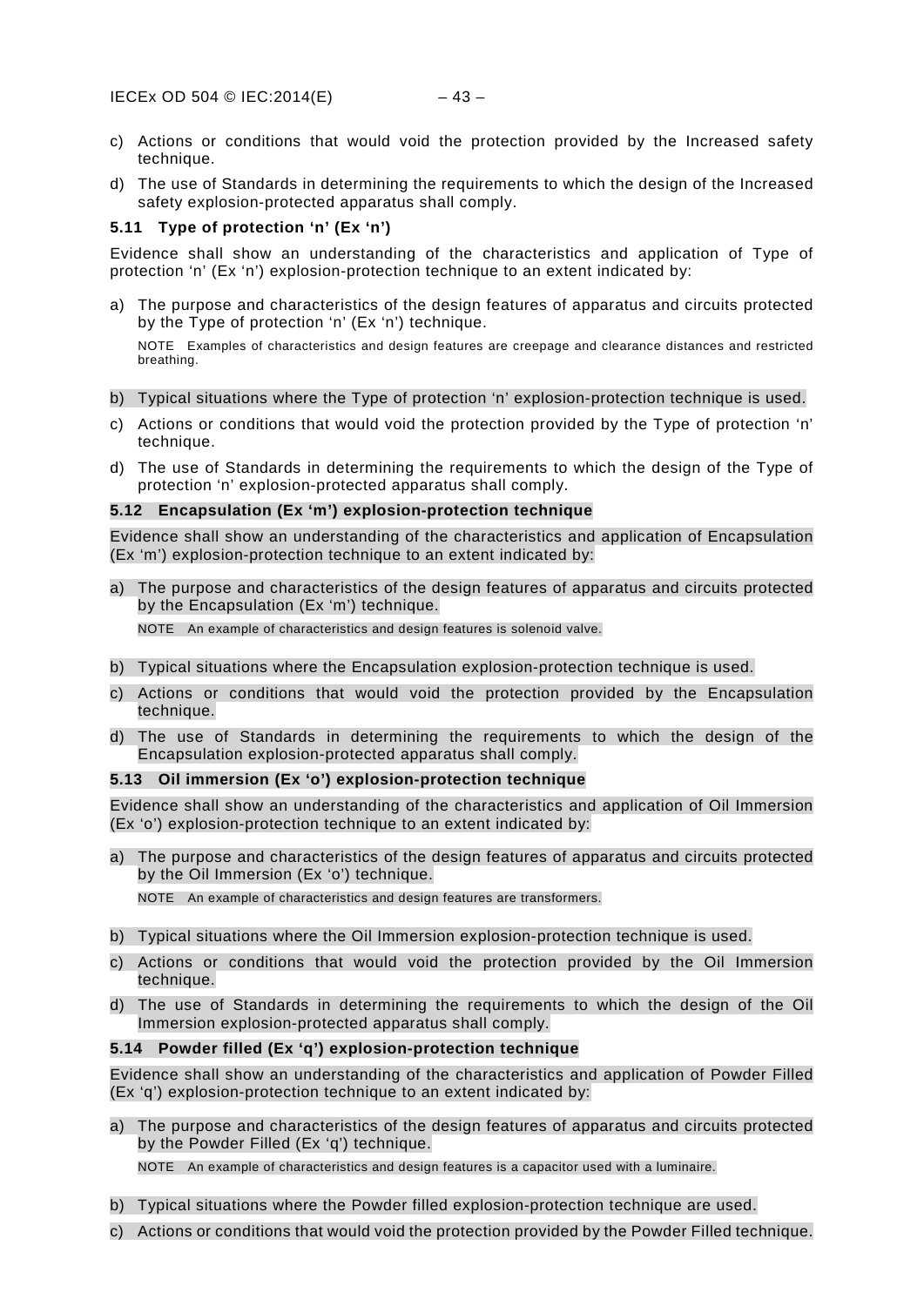c) Actions or conditions that would void the protection provided by the Increased safety technique.

d) The use of Standards in determining the requirements to which the design of the Increased safety explosion-protected apparatus shall comply.

### 5.11 Type of protection ‘n’ (Ex ‘n’)

Evidence shall show an understanding of the characteristics and application of Type of protection ‘n’ (Ex ‘n’) explosion-protection technique to an extent indicated by:

a) The purpose and characteristics of the design features of apparatus and circuits protected by the Type of protection ‘n’ (Ex ‘n’) technique.

   NOTE Examples of characteristics and design features are creepage and clearance distances and restricted breathing.

b) Typical situations where the Type of protection ‘n’ explosion-protection technique is used.

c) Actions or conditions that would void the protection provided by the Type of protection ‘n’ technique.

d) The use of Standards in determining the requirements to which the design of the Type of protection ‘n’ explosion-protected apparatus shall comply.

### 5.12 Encapsulation (Ex ‘m’) explosion-protection technique

Evidence shall show an understanding of the characteristics and application of Encapsulation (Ex ‘m’) explosion-protection technique to an extent indicated by:

a) The purpose and characteristics of the design features of apparatus and circuits protected by the Encapsulation (Ex ‘m’) technique.

   NOTE An example of characteristics and design features is solenoid valve.

b) Typical situations where the Encapsulation explosion-protection technique is used.

c) Actions or conditions that would void the protection provided by the Encapsulation technique.

d) The use of Standards in determining the requirements to which the design of the Encapsulation explosion-protected apparatus shall comply.

### 5.13 Oil immersion (Ex ‘o’) explosion-protection technique

Evidence shall show an understanding of the characteristics and application of Oil Immersion (Ex ‘o’) explosion-protection technique to an extent indicated by:

a) The purpose and characteristics of the design features of apparatus and circuits protected by the Oil Immersion (Ex ‘o’) technique.

   NOTE An example of characteristics and design features are transformers.

b) Typical situations where the Oil Immersion explosion-protection technique is used.

c) Actions or conditions that would void the protection provided by the Oil Immersion technique.

d) The use of Standards in determining the requirements to which the design of the Oil Immersion explosion-protected apparatus shall comply.

### 5.14 Powder filled (Ex ‘q’) explosion-protection technique

Evidence shall show an understanding of the characteristics and application of Powder Filled (Ex ‘q’) explosion-protection technique to an extent indicated by:

a) The purpose and characteristics of the design features of apparatus and circuits protected by the Powder Filled (Ex ‘q’) technique.

   NOTE An example of characteristics and design features is a capacitor used with a luminaire.

b) Typical situations where the Powder filled explosion-protection technique are used.

c) Actions or conditions that would void the protection provided by the Powder Filled technique.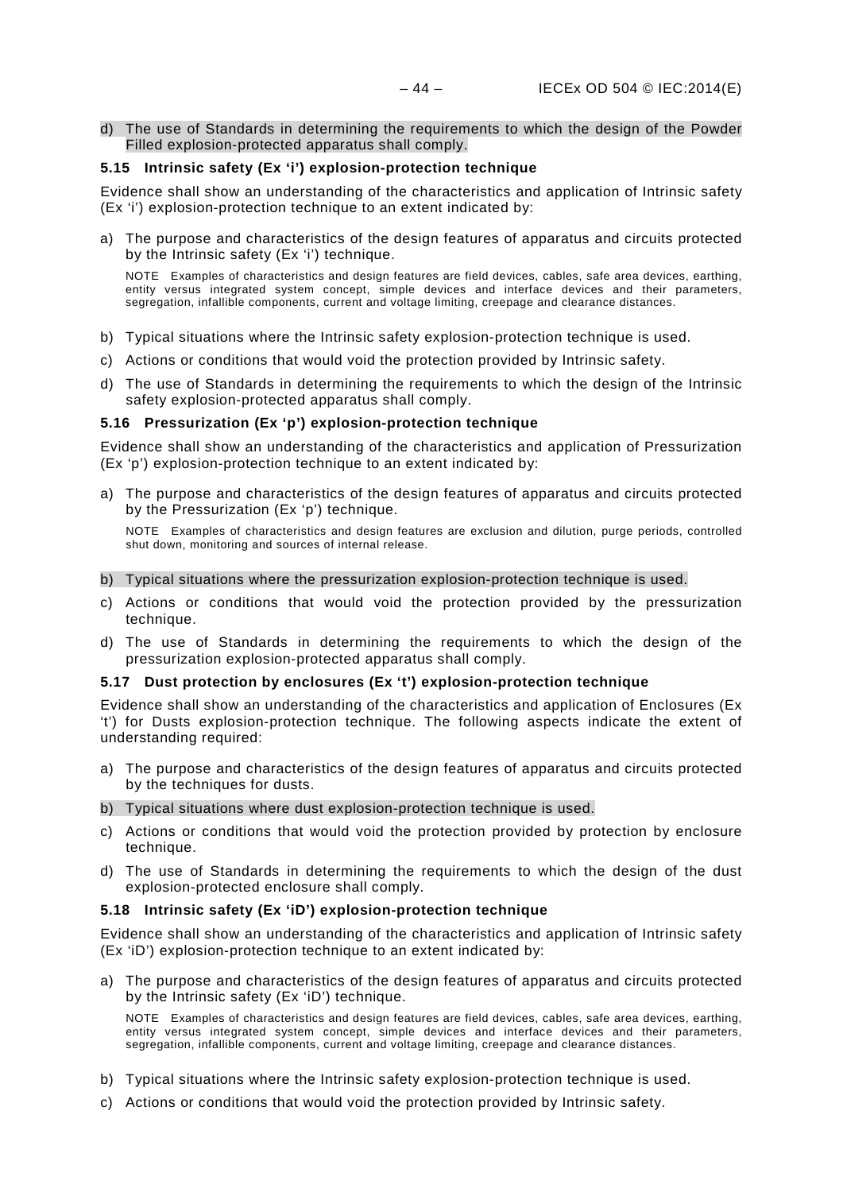d) The use of Standards in determining the requirements to which the design of the Powder Filled explosion-protected apparatus shall comply.

### 5.15 Intrinsic safety (Ex 'i') explosion-protection technique

Evidence shall show an understanding of the characteristics and application of Intrinsic safety (Ex 'i') explosion-protection technique to an extent indicated by:

a) The purpose and characteristics of the design features of apparatus and circuits protected by the Intrinsic safety (Ex 'i') technique.

   NOTE Examples of characteristics and design features are field devices, cables, safe area devices, earthing, entity versus integrated system concept, simple devices and interface devices and their parameters, segregation, infallible components, current and voltage limiting, creepage and clearance distances.

b) Typical situations where the Intrinsic safety explosion-protection technique is used.

c) Actions or conditions that would void the protection provided by Intrinsic safety.

d) The use of Standards in determining the requirements to which the design of the Intrinsic safety explosion-protected apparatus shall comply.

### 5.16 Pressurization (Ex 'p') explosion-protection technique

Evidence shall show an understanding of the characteristics and application of Pressurization (Ex 'p') explosion-protection technique to an extent indicated by:

a) The purpose and characteristics of the design features of apparatus and circuits protected by the Pressurization (Ex 'p') technique.

   NOTE Examples of characteristics and design features are exclusion and dilution, purge periods, controlled shut down, monitoring and sources of internal release.

b) Typical situations where the pressurization explosion-protection technique is used.

c) Actions or conditions that would void the protection provided by the pressurization technique.

d) The use of Standards in determining the requirements to which the design of the pressurization explosion-protected apparatus shall comply.

### 5.17 Dust protection by enclosures (Ex 't') explosion-protection technique

Evidence shall show an understanding of the characteristics and application of Enclosures (Ex 't') for Dusts explosion-protection technique. The following aspects indicate the extent of understanding required:

a) The purpose and characteristics of the design features of apparatus and circuits protected by the techniques for dusts.

b) Typical situations where dust explosion-protection technique is used.

c) Actions or conditions that would void the protection provided by protection by enclosure technique.

d) The use of Standards in determining the requirements to which the design of the dust explosion-protected enclosure shall comply.

### 5.18 Intrinsic safety (Ex 'iD') explosion-protection technique

Evidence shall show an understanding of the characteristics and application of Intrinsic safety (Ex 'iD') explosion-protection technique to an extent indicated by:

a) The purpose and characteristics of the design features of apparatus and circuits protected by the Intrinsic safety (Ex 'iD') technique.

   NOTE Examples of characteristics and design features are field devices, cables, safe area devices, earthing, entity versus integrated system concept, simple devices and interface devices and their parameters, segregation, infallible components, current and voltage limiting, creepage and clearance distances.

b) Typical situations where the Intrinsic safety explosion-protection technique is used.

c) Actions or conditions that would void the protection provided by Intrinsic safety.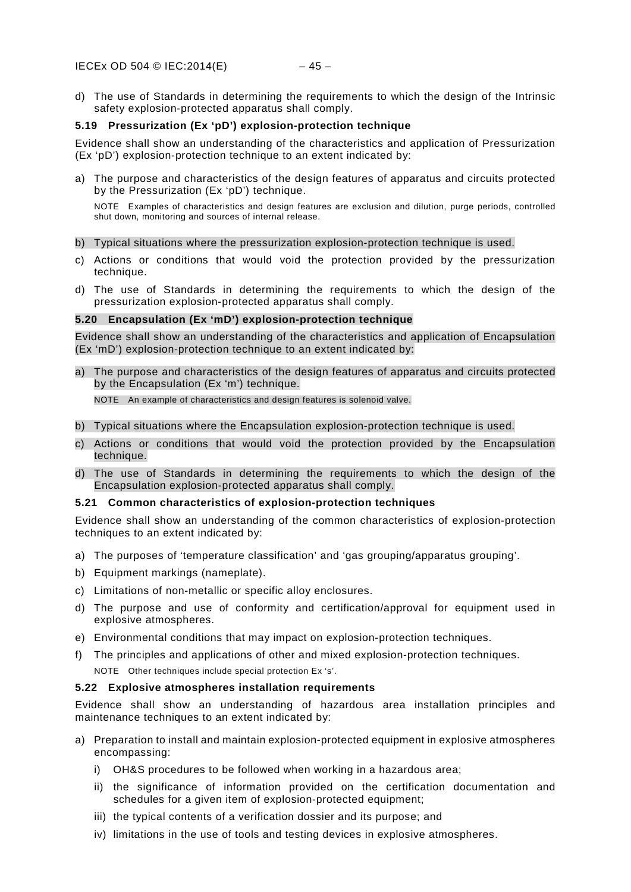d) The use of Standards in determining the requirements to which the design of the Intrinsic safety explosion-protected apparatus shall comply.

### 5.19 Pressurization (Ex 'pD') explosion-protection technique

Evidence shall show an understanding of the characteristics and application of Pressurization (Ex 'pD') explosion-protection technique to an extent indicated by:

a) The purpose and characteristics of the design features of apparatus and circuits protected by the Pressurization (Ex 'pD') technique.

   NOTE Examples of characteristics and design features are exclusion and dilution, purge periods, controlled shut down, monitoring and sources of internal release.

b) Typical situations where the pressurization explosion-protection technique is used.

c) Actions or conditions that would void the protection provided by the pressurization technique.

d) The use of Standards in determining the requirements to which the design of the pressurization explosion-protected apparatus shall comply.

### 5.20 Encapsulation (Ex 'mD') explosion-protection technique

Evidence shall show an understanding of the characteristics and application of Encapsulation (Ex 'mD') explosion-protection technique to an extent indicated by:

a) The purpose and characteristics of the design features of apparatus and circuits protected by the Encapsulation (Ex 'm') technique.

   NOTE An example of characteristics and design features is solenoid valve.

b) Typical situations where the Encapsulation explosion-protection technique is used.

c) Actions or conditions that would void the protection provided by the Encapsulation technique.

d) The use of Standards in determining the requirements to which the design of the Encapsulation explosion-protected apparatus shall comply.

### 5.21 Common characteristics of explosion-protection techniques

Evidence shall show an understanding of the common characteristics of explosion-protection techniques to an extent indicated by:

a) The purposes of 'temperature classification' and 'gas grouping/apparatus grouping'.

b) Equipment markings (nameplate).

c) Limitations of non-metallic or specific alloy enclosures.

d) The purpose and use of conformity and certification/approval for equipment used in explosive atmospheres.

e) Environmental conditions that may impact on explosion-protection techniques.

f) The principles and applications of other and mixed explosion-protection techniques.

   NOTE Other techniques include special protection Ex 's'.

### 5.22 Explosive atmospheres installation requirements

Evidence shall show an understanding of hazardous area installation principles and maintenance techniques to an extent indicated by:

a) Preparation to install and maintain explosion-protected equipment in explosive atmospheres encompassing:

   i) OH&S procedures to be followed when working in a hazardous area;

   ii) the significance of information provided on the certification documentation and schedules for a given item of explosion-protected equipment;

   iii) the typical contents of a verification dossier and its purpose; and

   iv) limitations in the use of tools and testing devices in explosive atmospheres.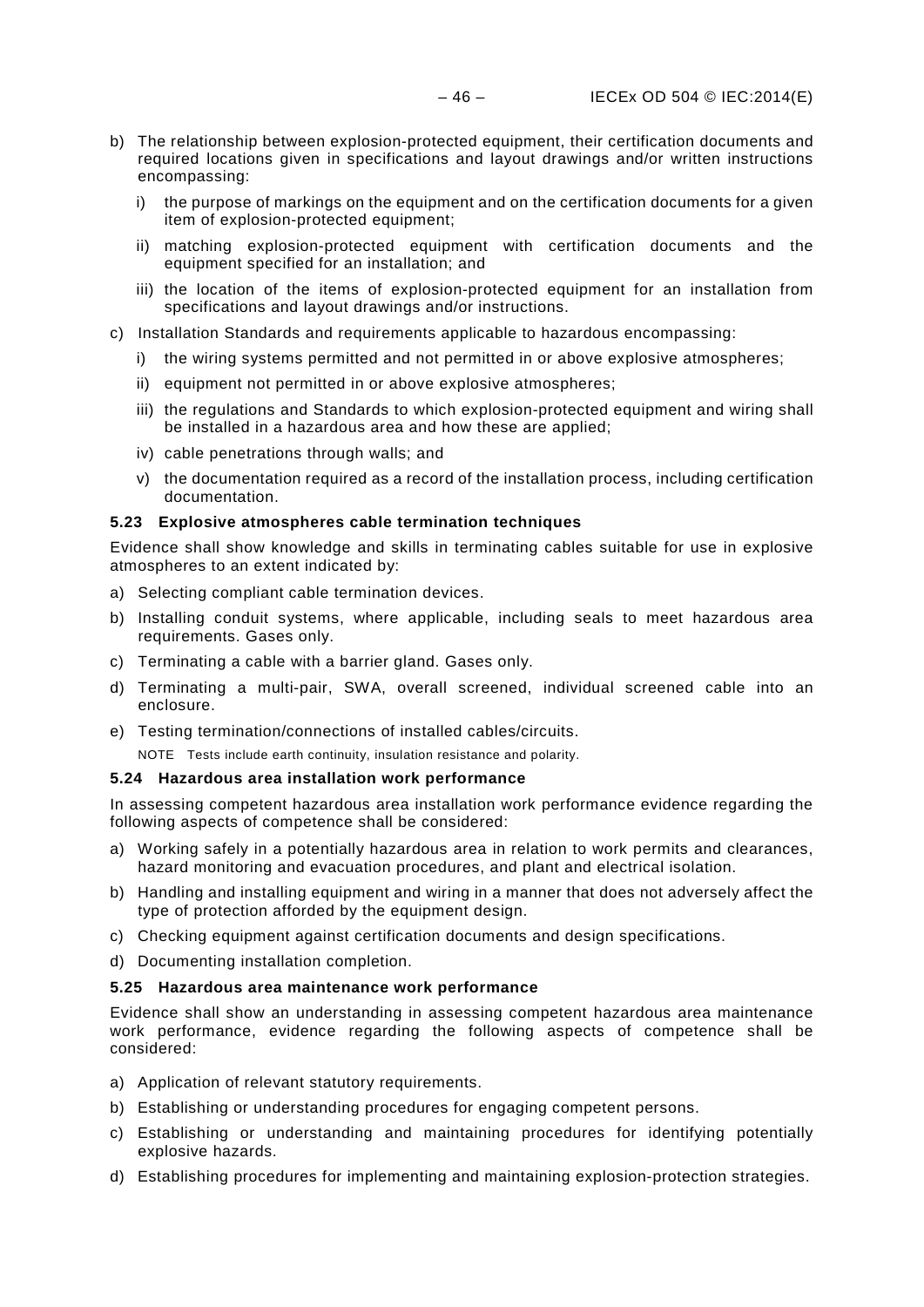b) The relationship between explosion-protected equipment, their certification documents and required locations given in specifications and layout drawings and/or written instructions encompassing:

   i) the purpose of markings on the equipment and on the certification documents for a given item of explosion-protected equipment;

   ii) matching explosion-protected equipment with certification documents and the equipment specified for an installation; and

   iii) the location of the items of explosion-protected equipment for an installation from specifications and layout drawings and/or instructions.

c) Installation Standards and requirements applicable to hazardous encompassing:

   i) the wiring systems permitted and not permitted in or above explosive atmospheres;

   ii) equipment not permitted in or above explosive atmospheres;

   iii) the regulations and Standards to which explosion-protected equipment and wiring shall be installed in a hazardous area and how these are applied;

   iv) cable penetrations through walls; and

   v) the documentation required as a record of the installation process, including certification documentation.

### 5.23 Explosive atmospheres cable termination techniques

Evidence shall show knowledge and skills in terminating cables suitable for use in explosive atmospheres to an extent indicated by:

a) Selecting compliant cable termination devices.

b) Installing conduit systems, where applicable, including seals to meet hazardous area requirements. Gases only.

c) Terminating a cable with a barrier gland. Gases only.

d) Terminating a multi-pair, SWA, overall screened, individual screened cable into an enclosure.

e) Testing termination/connections of installed cables/circuits.

   NOTE Tests include earth continuity, insulation resistance and polarity.

### 5.24 Hazardous area installation work performance

In assessing competent hazardous area installation work performance evidence regarding the following aspects of competence shall be considered:

a) Working safely in a potentially hazardous area in relation to work permits and clearances, hazard monitoring and evacuation procedures, and plant and electrical isolation.

b) Handling and installing equipment and wiring in a manner that does not adversely affect the type of protection afforded by the equipment design.

c) Checking equipment against certification documents and design specifications.

d) Documenting installation completion.

### 5.25 Hazardous area maintenance work performance

Evidence shall show an understanding in assessing competent hazardous area maintenance work performance, evidence regarding the following aspects of competence shall be considered:

a) Application of relevant statutory requirements.

b) Establishing or understanding procedures for engaging competent persons.

c) Establishing or understanding and maintaining procedures for identifying potentially explosive hazards.

d) Establishing procedures for implementing and maintaining explosion-protection strategies.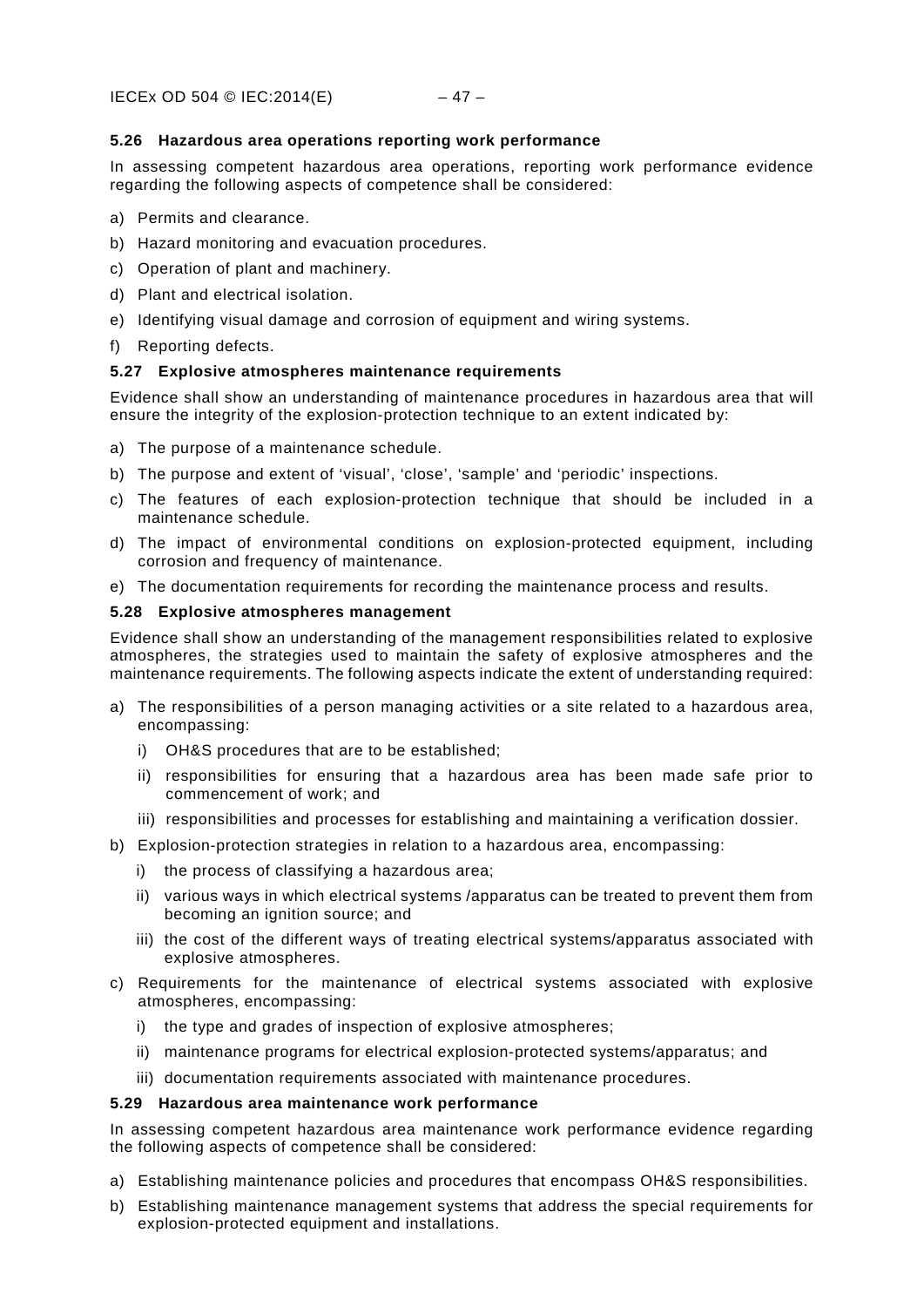### 5.26 Hazardous area operations reporting work performance

In assessing competent hazardous area operations, reporting work performance evidence regarding the following aspects of competence shall be considered:

a) Permits and clearance.

b) Hazard monitoring and evacuation procedures.

c) Operation of plant and machinery.

d) Plant and electrical isolation.

e) Identifying visual damage and corrosion of equipment and wiring systems.

f) Reporting defects.

### 5.27 Explosive atmospheres maintenance requirements

Evidence shall show an understanding of maintenance procedures in hazardous area that will ensure the integrity of the explosion-protection technique to an extent indicated by:

a) The purpose of a maintenance schedule.

b) The purpose and extent of 'visual', 'close', 'sample' and 'periodic' inspections.

c) The features of each explosion-protection technique that should be included in a maintenance schedule.

d) The impact of environmental conditions on explosion-protected equipment, including corrosion and frequency of maintenance.

e) The documentation requirements for recording the maintenance process and results.

### 5.28 Explosive atmospheres management

Evidence shall show an understanding of the management responsibilities related to explosive atmospheres, the strategies used to maintain the safety of explosive atmospheres and the maintenance requirements. The following aspects indicate the extent of understanding required:

a) The responsibilities of a person managing activities or a site related to a hazardous area, encompassing:
   i) OH&S procedures that are to be established;
   ii) responsibilities for ensuring that a hazardous area has been made safe prior to commencement of work; and
   iii) responsibilities and processes for establishing and maintaining a verification dossier.

b) Explosion-protection strategies in relation to a hazardous area, encompassing:
   i) the process of classifying a hazardous area;
   ii) various ways in which electrical systems /apparatus can be treated to prevent them from becoming an ignition source; and
   iii) the cost of the different ways of treating electrical systems/apparatus associated with explosive atmospheres.

c) Requirements for the maintenance of electrical systems associated with explosive atmospheres, encompassing:
   i) the type and grades of inspection of explosive atmospheres;
   ii) maintenance programs for electrical explosion-protected systems/apparatus; and
   iii) documentation requirements associated with maintenance procedures.

### 5.29 Hazardous area maintenance work performance

In assessing competent hazardous area maintenance work performance evidence regarding the following aspects of competence shall be considered:

a) Establishing maintenance policies and procedures that encompass OH&S responsibilities.

b) Establishing maintenance management systems that address the special requirements for explosion-protected equipment and installations.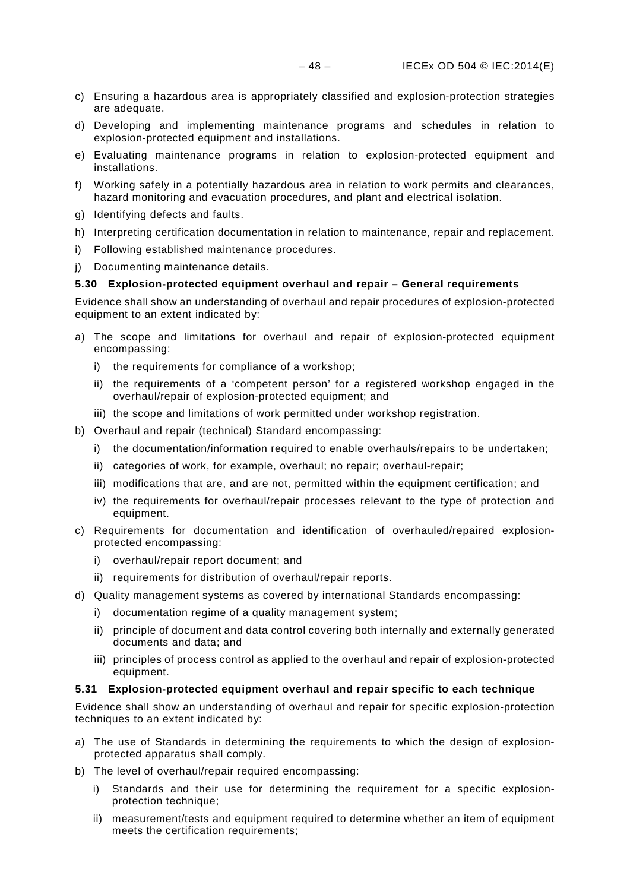c) Ensuring a hazardous area is appropriately classified and explosion-protection strategies are adequate.

d) Developing and implementing maintenance programs and schedules in relation to explosion-protected equipment and installations.

e) Evaluating maintenance programs in relation to explosion-protected equipment and installations.

f) Working safely in a potentially hazardous area in relation to work permits and clearances, hazard monitoring and evacuation procedures, and plant and electrical isolation.

g) Identifying defects and faults.

h) Interpreting certification documentation in relation to maintenance, repair and replacement.

i) Following established maintenance procedures.

j) Documenting maintenance details.

### 5.30 Explosion-protected equipment overhaul and repair – General requirements

Evidence shall show an understanding of overhaul and repair procedures of explosion-protected equipment to an extent indicated by:

a) The scope and limitations for overhaul and repair of explosion-protected equipment encompassing:

   i) the requirements for compliance of a workshop;

   ii) the requirements of a 'competent person' for a registered workshop engaged in the overhaul/repair of explosion-protected equipment; and

   iii) the scope and limitations of work permitted under workshop registration.

b) Overhaul and repair (technical) Standard encompassing:

   i) the documentation/information required to enable overhauls/repairs to be undertaken;

   ii) categories of work, for example, overhaul; no repair; overhaul-repair;

   iii) modifications that are, and are not, permitted within the equipment certification; and

   iv) the requirements for overhaul/repair processes relevant to the type of protection and equipment.

c) Requirements for documentation and identification of overhauled/repaired explosion-protected encompassing:

   i) overhaul/repair report document; and

   ii) requirements for distribution of overhaul/repair reports.

d) Quality management systems as covered by international Standards encompassing:

   i) documentation regime of a quality management system;

   ii) principle of document and data control covering both internally and externally generated documents and data; and

   iii) principles of process control as applied to the overhaul and repair of explosion-protected equipment.

### 5.31 Explosion-protected equipment overhaul and repair specific to each technique

Evidence shall show an understanding of overhaul and repair for specific explosion-protection techniques to an extent indicated by:

a) The use of Standards in determining the requirements to which the design of explosion-protected apparatus shall comply.

b) The level of overhaul/repair required encompassing:

   i) Standards and their use for determining the requirement for a specific explosion-protection technique;

   ii) measurement/tests and equipment required to determine whether an item of equipment meets the certification requirements;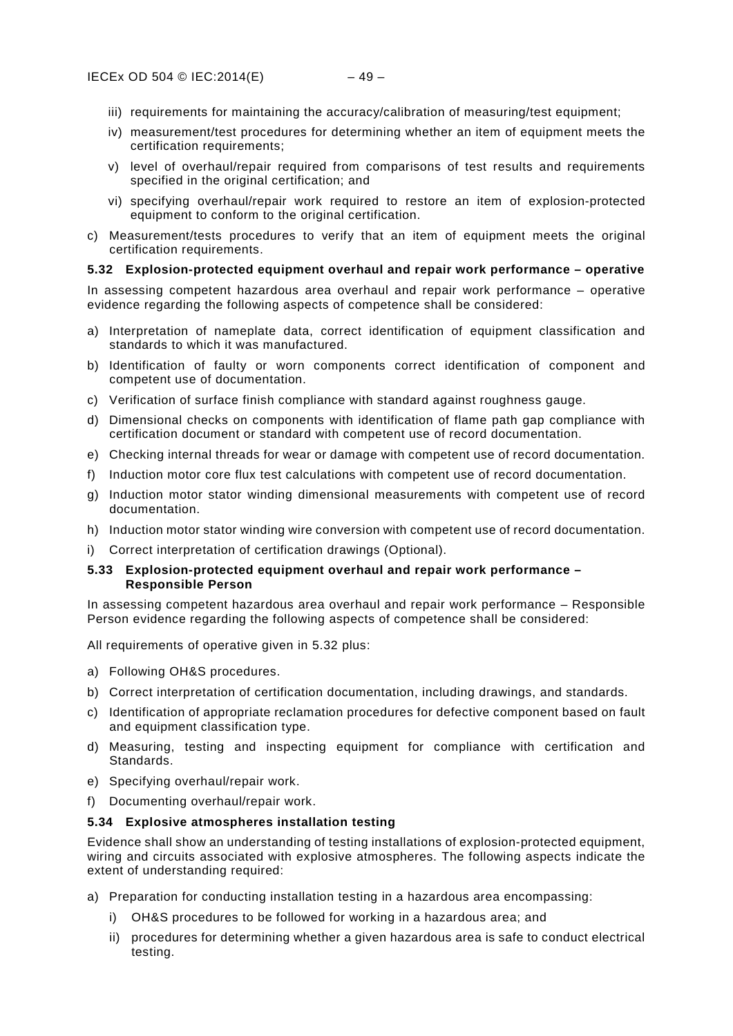iii) requirements for maintaining the accuracy/calibration of measuring/test equipment;

  iv) measurement/test procedures for determining whether an item of equipment meets the certification requirements;

  v) level of overhaul/repair required from comparisons of test results and requirements specified in the original certification; and

  vi) specifying overhaul/repair work required to restore an item of explosion-protected equipment to conform to the original certification.

c) Measurement/tests procedures to verify that an item of equipment meets the original certification requirements.

### 5.32 Explosion-protected equipment overhaul and repair work performance – operative

In assessing competent hazardous area overhaul and repair work performance – operative evidence regarding the following aspects of competence shall be considered:

a) Interpretation of nameplate data, correct identification of equipment classification and standards to which it was manufactured.

b) Identification of faulty or worn components correct identification of component and competent use of documentation.

c) Verification of surface finish compliance with standard against roughness gauge.

d) Dimensional checks on components with identification of flame path gap compliance with certification document or standard with competent use of record documentation.

e) Checking internal threads for wear or damage with competent use of record documentation.

f) Induction motor core flux test calculations with competent use of record documentation.

g) Induction motor stator winding dimensional measurements with competent use of record documentation.

h) Induction motor stator winding wire conversion with competent use of record documentation.

i) Correct interpretation of certification drawings (Optional).

### 5.33 Explosion-protected equipment overhaul and repair work performance – Responsible Person

In assessing competent hazardous area overhaul and repair work performance – Responsible Person evidence regarding the following aspects of competence shall be considered:

All requirements of operative given in 5.32 plus:

a) Following OH&S procedures.

b) Correct interpretation of certification documentation, including drawings, and standards.

c) Identification of appropriate reclamation procedures for defective component based on fault and equipment classification type.

d) Measuring, testing and inspecting equipment for compliance with certification and Standards.

e) Specifying overhaul/repair work.

f) Documenting overhaul/repair work.

### 5.34 Explosive atmospheres installation testing

Evidence shall show an understanding of testing installations of explosion-protected equipment, wiring and circuits associated with explosive atmospheres. The following aspects indicate the extent of understanding required:

a) Preparation for conducting installation testing in a hazardous area encompassing:

  i) OH&S procedures to be followed for working in a hazardous area; and

  ii) procedures for determining whether a given hazardous area is safe to conduct electrical testing.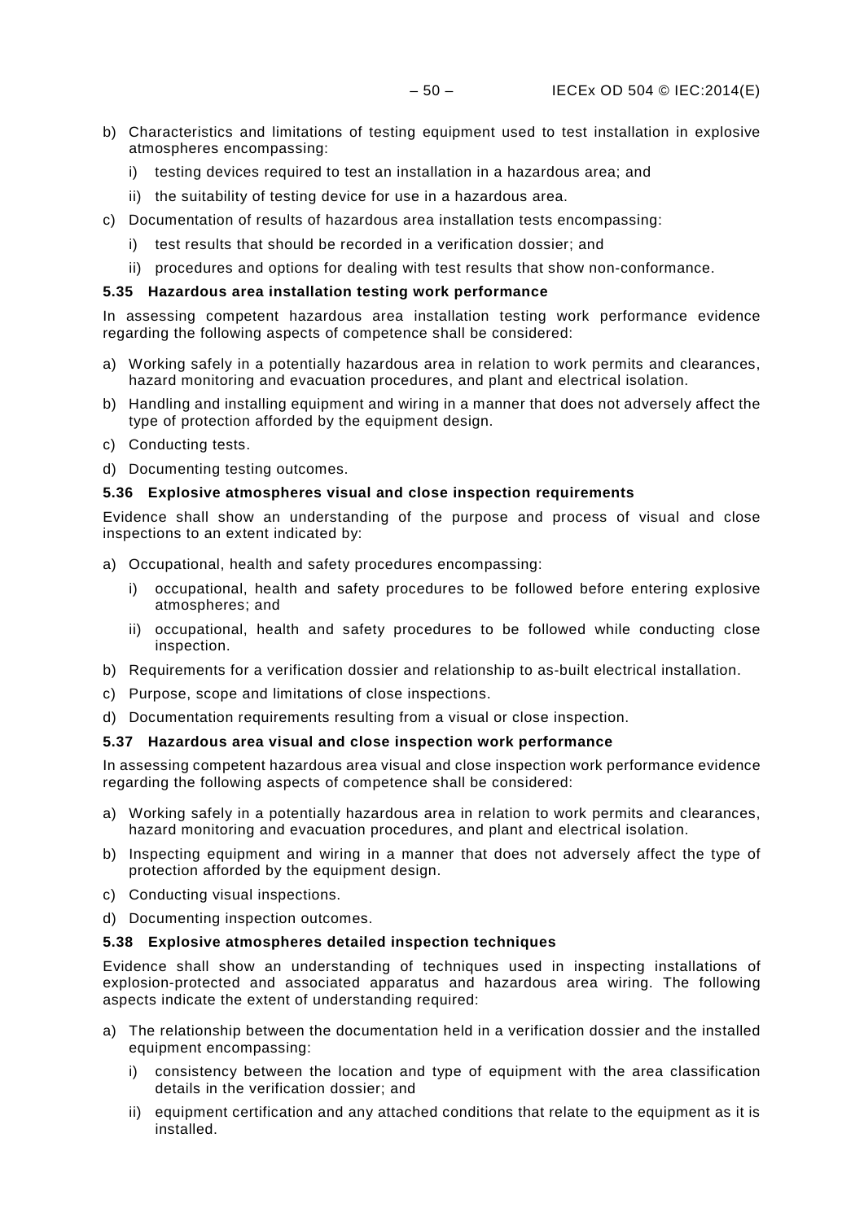b) Characteristics and limitations of testing equipment used to test installation in explosive atmospheres encompassing:

   i) testing devices required to test an installation in a hazardous area; and

   ii) the suitability of testing device for use in a hazardous area.

c) Documentation of results of hazardous area installation tests encompassing:

   i) test results that should be recorded in a verification dossier; and

   ii) procedures and options for dealing with test results that show non-conformance.

### 5.35 Hazardous area installation testing work performance

In assessing competent hazardous area installation testing work performance evidence regarding the following aspects of competence shall be considered:

a) Working safely in a potentially hazardous area in relation to work permits and clearances, hazard monitoring and evacuation procedures, and plant and electrical isolation.

b) Handling and installing equipment and wiring in a manner that does not adversely affect the type of protection afforded by the equipment design.

c) Conducting tests.

d) Documenting testing outcomes.

### 5.36 Explosive atmospheres visual and close inspection requirements

Evidence shall show an understanding of the purpose and process of visual and close inspections to an extent indicated by:

a) Occupational, health and safety procedures encompassing:

   i) occupational, health and safety procedures to be followed before entering explosive atmospheres; and

   ii) occupational, health and safety procedures to be followed while conducting close inspection.

b) Requirements for a verification dossier and relationship to as-built electrical installation.

c) Purpose, scope and limitations of close inspections.

d) Documentation requirements resulting from a visual or close inspection.

### 5.37 Hazardous area visual and close inspection work performance

In assessing competent hazardous area visual and close inspection work performance evidence regarding the following aspects of competence shall be considered:

a) Working safely in a potentially hazardous area in relation to work permits and clearances, hazard monitoring and evacuation procedures, and plant and electrical isolation.

b) Inspecting equipment and wiring in a manner that does not adversely affect the type of protection afforded by the equipment design.

c) Conducting visual inspections.

d) Documenting inspection outcomes.

### 5.38 Explosive atmospheres detailed inspection techniques

Evidence shall show an understanding of techniques used in inspecting installations of explosion-protected and associated apparatus and hazardous area wiring. The following aspects indicate the extent of understanding required:

a) The relationship between the documentation held in a verification dossier and the installed equipment encompassing:

   i) consistency between the location and type of equipment with the area classification details in the verification dossier; and

   ii) equipment certification and any attached conditions that relate to the equipment as it is installed.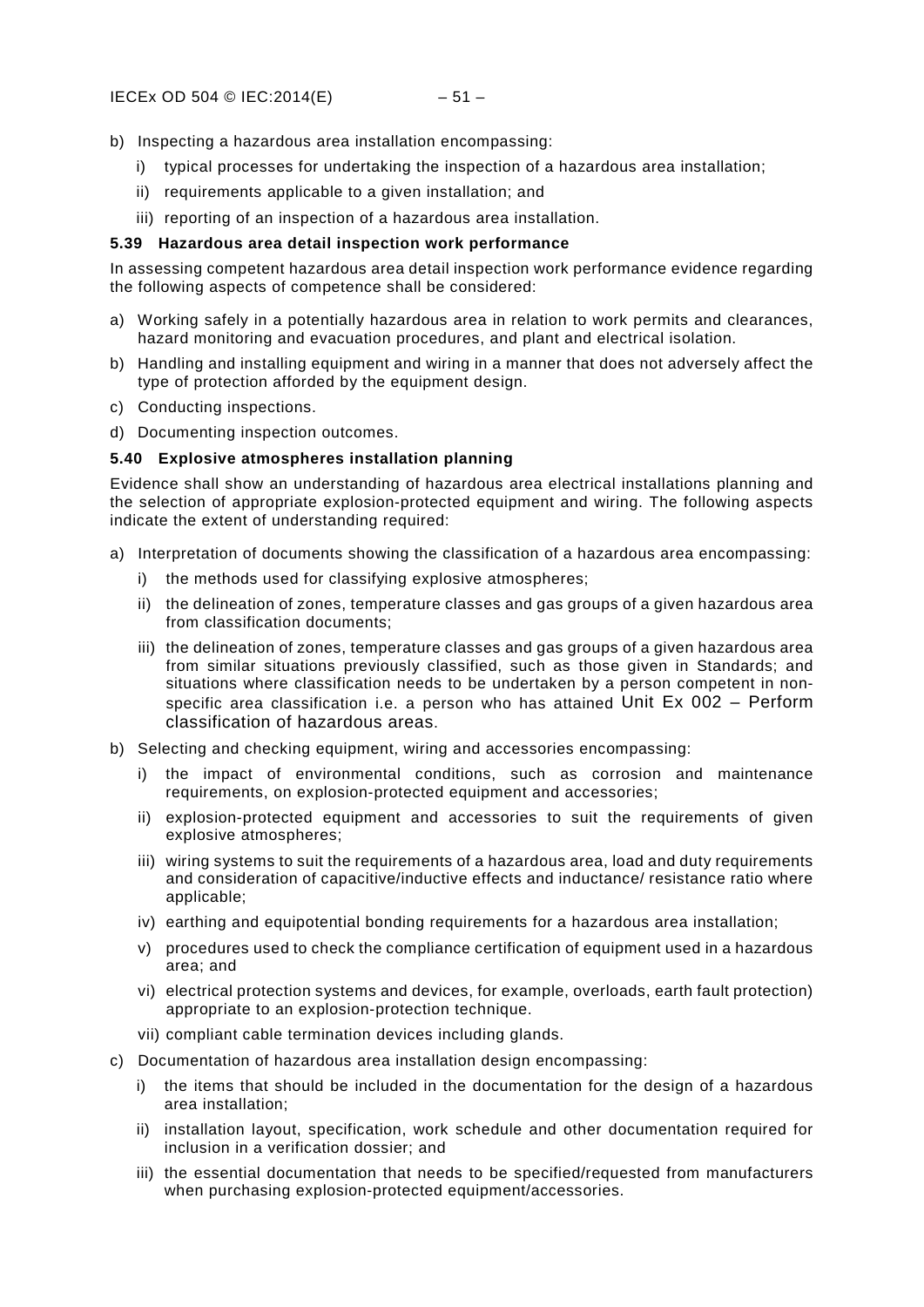b) Inspecting a hazardous area installation encompassing:
   i) typical processes for undertaking the inspection of a hazardous area installation;
   ii) requirements applicable to a given installation; and
   iii) reporting of an inspection of a hazardous area installation.

### 5.39 Hazardous area detail inspection work performance

In assessing competent hazardous area detail inspection work performance evidence regarding the following aspects of competence shall be considered:

a) Working safely in a potentially hazardous area in relation to work permits and clearances, hazard monitoring and evacuation procedures, and plant and electrical isolation.
b) Handling and installing equipment and wiring in a manner that does not adversely affect the type of protection afforded by the equipment design.
c) Conducting inspections.
d) Documenting inspection outcomes.

### 5.40 Explosive atmospheres installation planning

Evidence shall show an understanding of hazardous area electrical installations planning and the selection of appropriate explosion-protected equipment and wiring. The following aspects indicate the extent of understanding required:

a) Interpretation of documents showing the classification of a hazardous area encompassing:
   i) the methods used for classifying explosive atmospheres;
   ii) the delineation of zones, temperature classes and gas groups of a given hazardous area from classification documents;
   iii) the delineation of zones, temperature classes and gas groups of a given hazardous area from similar situations previously classified, such as those given in Standards; and situations where classification needs to be undertaken by a person competent in non-specific area classification i.e. a person who has attained Unit Ex 002 – Perform classification of hazardous areas.
b) Selecting and checking equipment, wiring and accessories encompassing:
   i) the impact of environmental conditions, such as corrosion and maintenance requirements, on explosion-protected equipment and accessories;
   ii) explosion-protected equipment and accessories to suit the requirements of given explosive atmospheres;
   iii) wiring systems to suit the requirements of a hazardous area, load and duty requirements and consideration of capacitive/inductive effects and inductance/ resistance ratio where applicable;
   iv) earthing and equipotential bonding requirements for a hazardous area installation;
   v) procedures used to check the compliance certification of equipment used in a hazardous area; and
   vi) electrical protection systems and devices, for example, overloads, earth fault protection) appropriate to an explosion-protection technique.
   vii) compliant cable termination devices including glands.
c) Documentation of hazardous area installation design encompassing:
   i) the items that should be included in the documentation for the design of a hazardous area installation;
   ii) installation layout, specification, work schedule and other documentation required for inclusion in a verification dossier; and
   iii) the essential documentation that needs to be specified/requested from manufacturers when purchasing explosion-protected equipment/accessories.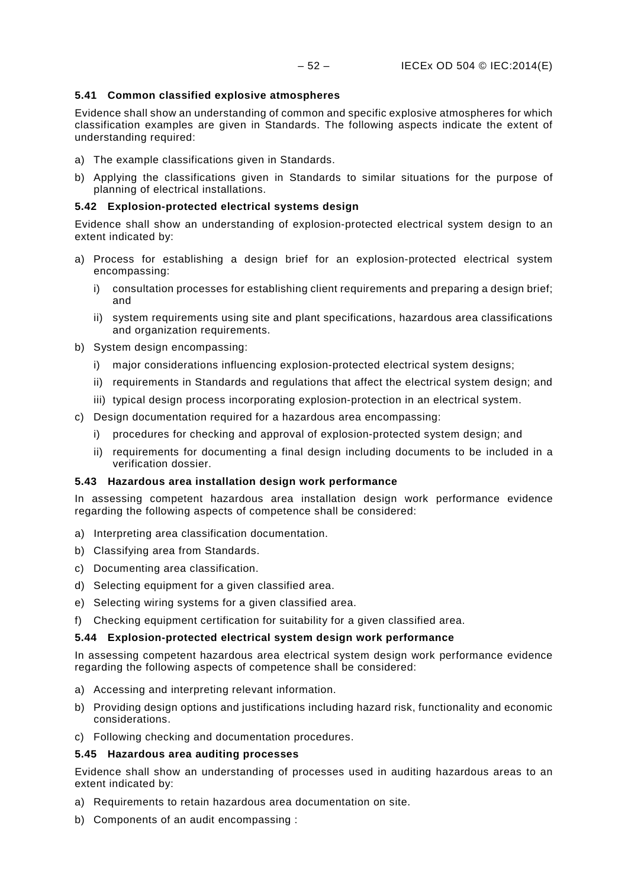### 5.41 Common classified explosive atmospheres

Evidence shall show an understanding of common and specific explosive atmospheres for which classification examples are given in Standards. The following aspects indicate the extent of understanding required:

a) The example classifications given in Standards.
b) Applying the classifications given in Standards to similar situations for the purpose of planning of electrical installations.

### 5.42 Explosion-protected electrical systems design

Evidence shall show an understanding of explosion-protected electrical system design to an extent indicated by:

a) Process for establishing a design brief for an explosion-protected electrical system encompassing:
   i) consultation processes for establishing client requirements and preparing a design brief; and
   ii) system requirements using site and plant specifications, hazardous area classifications and organization requirements.
b) System design encompassing:
   i) major considerations influencing explosion-protected electrical system designs;
   ii) requirements in Standards and regulations that affect the electrical system design; and
   iii) typical design process incorporating explosion-protection in an electrical system.
c) Design documentation required for a hazardous area encompassing:
   i) procedures for checking and approval of explosion-protected system design; and
   ii) requirements for documenting a final design including documents to be included in a verification dossier.

### 5.43 Hazardous area installation design work performance

In assessing competent hazardous area installation design work performance evidence regarding the following aspects of competence shall be considered:

a) Interpreting area classification documentation.
b) Classifying area from Standards.
c) Documenting area classification.
d) Selecting equipment for a given classified area.
e) Selecting wiring systems for a given classified area.
f) Checking equipment certification for suitability for a given classified area.

### 5.44 Explosion-protected electrical system design work performance

In assessing competent hazardous area electrical system design work performance evidence regarding the following aspects of competence shall be considered:

a) Accessing and interpreting relevant information.
b) Providing design options and justifications including hazard risk, functionality and economic considerations.
c) Following checking and documentation procedures.

### 5.45 Hazardous area auditing processes

Evidence shall show an understanding of processes used in auditing hazardous areas to an extent indicated by:

a) Requirements to retain hazardous area documentation on site.
b) Components of an audit encompassing :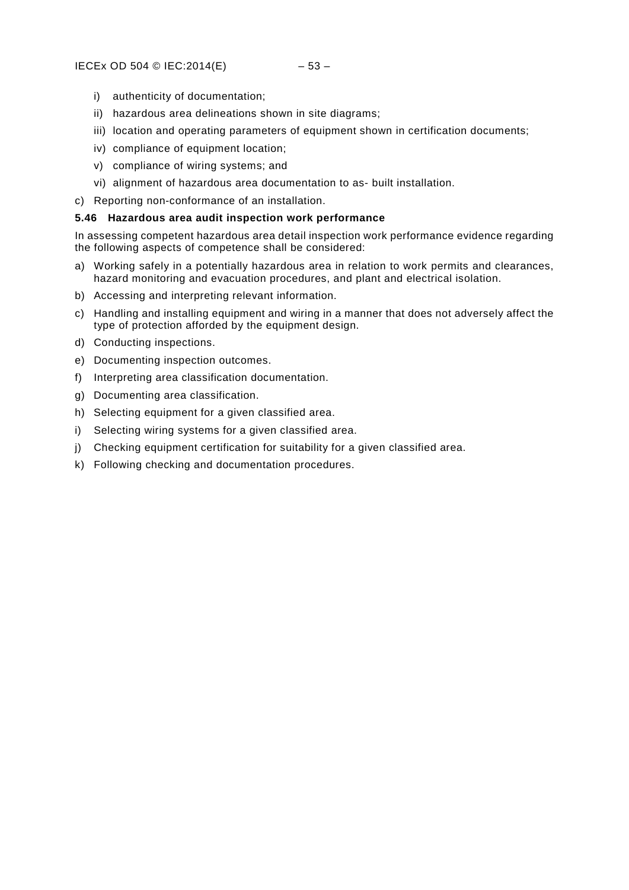i) authenticity of documentation;

ii) hazardous area delineations shown in site diagrams;

iii) location and operating parameters of equipment shown in certification documents;

iv) compliance of equipment location;

v) compliance of wiring systems; and

vi) alignment of hazardous area documentation to as- built installation.

c) Reporting non-conformance of an installation.

### 5.46 Hazardous area audit inspection work performance

In assessing competent hazardous area detail inspection work performance evidence regarding the following aspects of competence shall be considered:

a) Working safely in a potentially hazardous area in relation to work permits and clearances, hazard monitoring and evacuation procedures, and plant and electrical isolation.

b) Accessing and interpreting relevant information.

c) Handling and installing equipment and wiring in a manner that does not adversely affect the type of protection afforded by the equipment design.

d) Conducting inspections.

e) Documenting inspection outcomes.

f) Interpreting area classification documentation.

g) Documenting area classification.

h) Selecting equipment for a given classified area.

i) Selecting wiring systems for a given classified area.

j) Checking equipment certification for suitability for a given classified area.

k) Following checking and documentation procedures.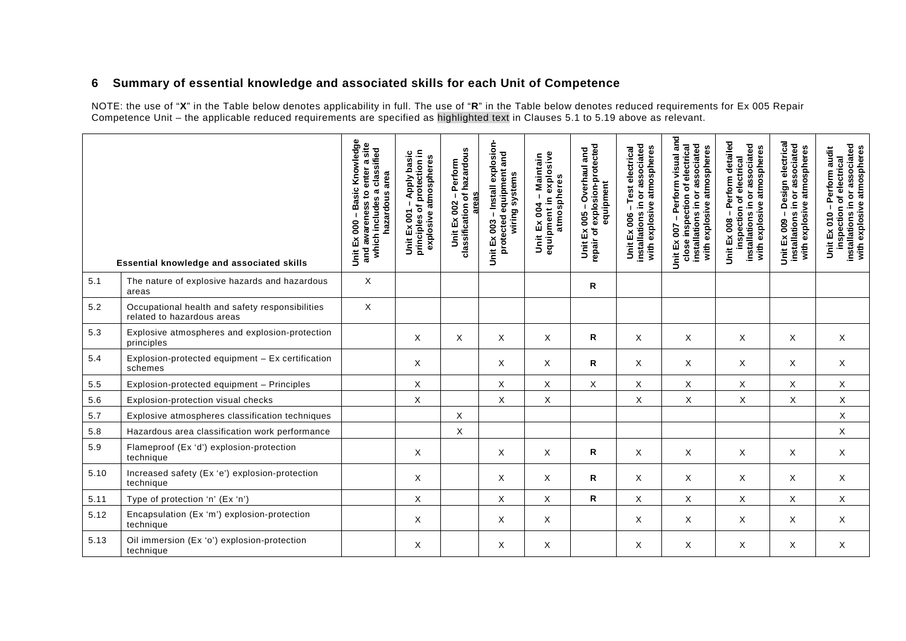## 6 Summary of essential knowledge and associated skills for each Unit of Competence

NOTE: the use of "**X**" in the Table below denotes applicability in full. The use of "**R**" in the Table below denotes reduced requirements for Ex 005 Repair Competence Unit – the applicable reduced requirements are specified as highlighted text in Clauses 5.1 to 5.19 above as relevant.

| | Essential knowledge and associated skills | Unit Ex 000 – Basic Knowledge and awareness to enter a site which includes a classified hazardous area | Unit Ex 001 – Apply basic principles of protection in explosive atmospheres | Unit Ex 002 – Perform classification of hazardous areas | Unit Ex 003 – Install explosion-protected equipment and wiring systems | Unit Ex 004 – Maintain equipment in explosive atmospheres | Unit Ex 005 – Overhaul and repair of explosion-protected equipment | Unit Ex 006 – Test electrical installations in or associated with explosive atmospheres | Unit Ex 007 – Perform visual and close inspection of electrical installations in or associated with explosive atmospheres | Unit Ex 008 – Perform detailed inspection of electrical installations in or associated with explosive atmospheres | Unit Ex 009 – Design electrical installations in or associated with explosive atmospheres | Unit Ex 010 – Perform audit inspection of electrical installations in or associated with explosive atmospheres |
|---|---|---|---|---|---|---|---|---|---|---|---|---|
| 5.1 | The nature of explosive hazards and hazardous areas | X | | | | | R | | | | | |
| 5.2 | Occupational health and safety responsibilities related to hazardous areas | X | | | | | | | | | | |
| 5.3 | Explosive atmospheres and explosion-protection principles | | X | X | X | X | R | X | X | X | X | X |
| 5.4 | Explosion-protected equipment – Ex certification schemes | | X | | X | X | R | X | X | X | X | X |
| 5.5 | Explosion-protected equipment – Principles | | X | | X | X | X | X | X | X | X | X |
| 5.6 | Explosion-protection visual checks | | X | | X | X | | X | X | X | X | X |
| 5.7 | Explosive atmospheres classification techniques | | | X | | | | | | | | X |
| 5.8 | Hazardous area classification work performance | | | X | | | | | | | | X |
| 5.9 | Flameproof (Ex 'd') explosion-protection technique | | X | | X | X | R | X | X | X | X | X |
| 5.10 | Increased safety (Ex 'e') explosion-protection technique | | X | | X | X | R | X | X | X | X | X |
| 5.11 | Type of protection 'n' (Ex 'n') | | X | | X | X | R | X | X | X | X | X |
| 5.12 | Encapsulation (Ex 'm') explosion-protection technique | | X | | X | X | | X | X | X | X | X |
| 5.13 | Oil immersion (Ex 'o') explosion-protection technique | | X | | X | X | | X | X | X | X | X |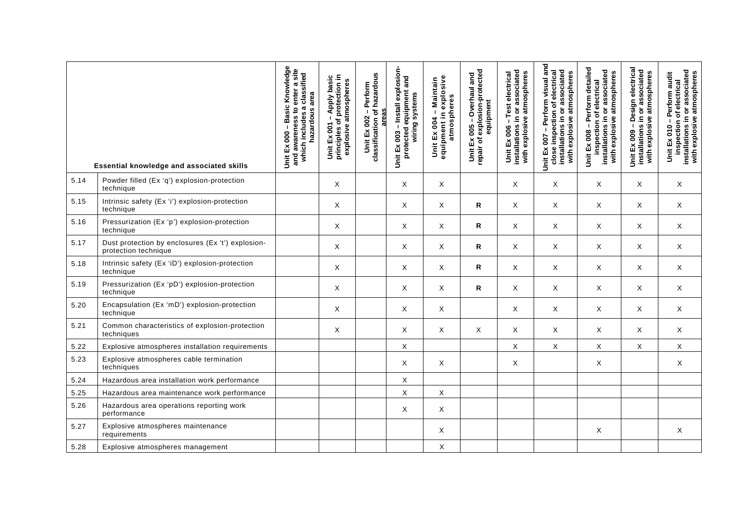| | Essential knowledge and associated skills | Unit Ex 000 – Basic Knowledge and awareness to enter a site which includes a classified hazardous area | Unit Ex 001 – Apply basic principles of protection in explosive atmospheres | Unit Ex 002 – Perform classification of hazardous areas | Unit Ex 003 – Install explosion-protected equipment and wiring systems | Unit Ex 004 – Maintain equipment in explosive atmospheres | Unit Ex 005 – Overhaul and repair of explosion-protected equipment | Unit Ex 006 – Test electrical installations in or associated with explosive atmospheres | Unit Ex 007 – Perform visual and close inspection of electrical installations in or associated with explosive atmospheres | Unit Ex 008 – Perform detailed inspection of electrical installations in or associated with explosive atmospheres | Unit Ex 009 – Design electrical installations in or associated with explosive atmospheres | Unit Ex 010 – Perform audit inspection of electrical installations in or associated with explosive atmospheres |
|---|---|---|---|---|---|---|---|---|---|---|---|---|
| 5.14 | Powder filled (Ex 'q') explosion-protection technique | | X | | X | X | | X | X | X | X | X |
| 5.15 | Intrinsic safety (Ex 'i') explosion-protection technique | | X | | X | X | **R** | X | X | X | X | X |
| 5.16 | Pressurization (Ex 'p') explosion-protection technique | | X | | X | X | **R** | X | X | X | X | X |
| 5.17 | Dust protection by enclosures (Ex 't') explosion-protection technique | | X | | X | X | **R** | X | X | X | X | X |
| 5.18 | Intrinsic safety (Ex 'iD') explosion-protection technique | | X | | X | X | **R** | X | X | X | X | X |
| 5.19 | Pressurization (Ex 'pD') explosion-protection technique | | X | | X | X | **R** | X | X | X | X | X |
| 5.20 | Encapsulation (Ex 'mD') explosion-protection technique | | X | | X | X | | X | X | X | X | X |
| 5.21 | Common characteristics of explosion-protection techniques | | X | | X | X | X | X | X | X | X | X |
| 5.22 | Explosive atmospheres installation requirements | | | | X | | | X | X | X | X | X |
| 5.23 | Explosive atmospheres cable termination techniques | | | | X | X | | X | | X | | X |
| 5.24 | Hazardous area installation work performance | | | | X | | | | | | | |
| 5.25 | Hazardous area maintenance work performance | | | | X | X | | | | | | |
| 5.26 | Hazardous area operations reporting work performance | | | | X | X | | | | | | |
| 5.27 | Explosive atmospheres maintenance requirements | | | | | X | | | | X | | X |
| 5.28 | Explosive atmospheres management | | | | | X | | | | | | |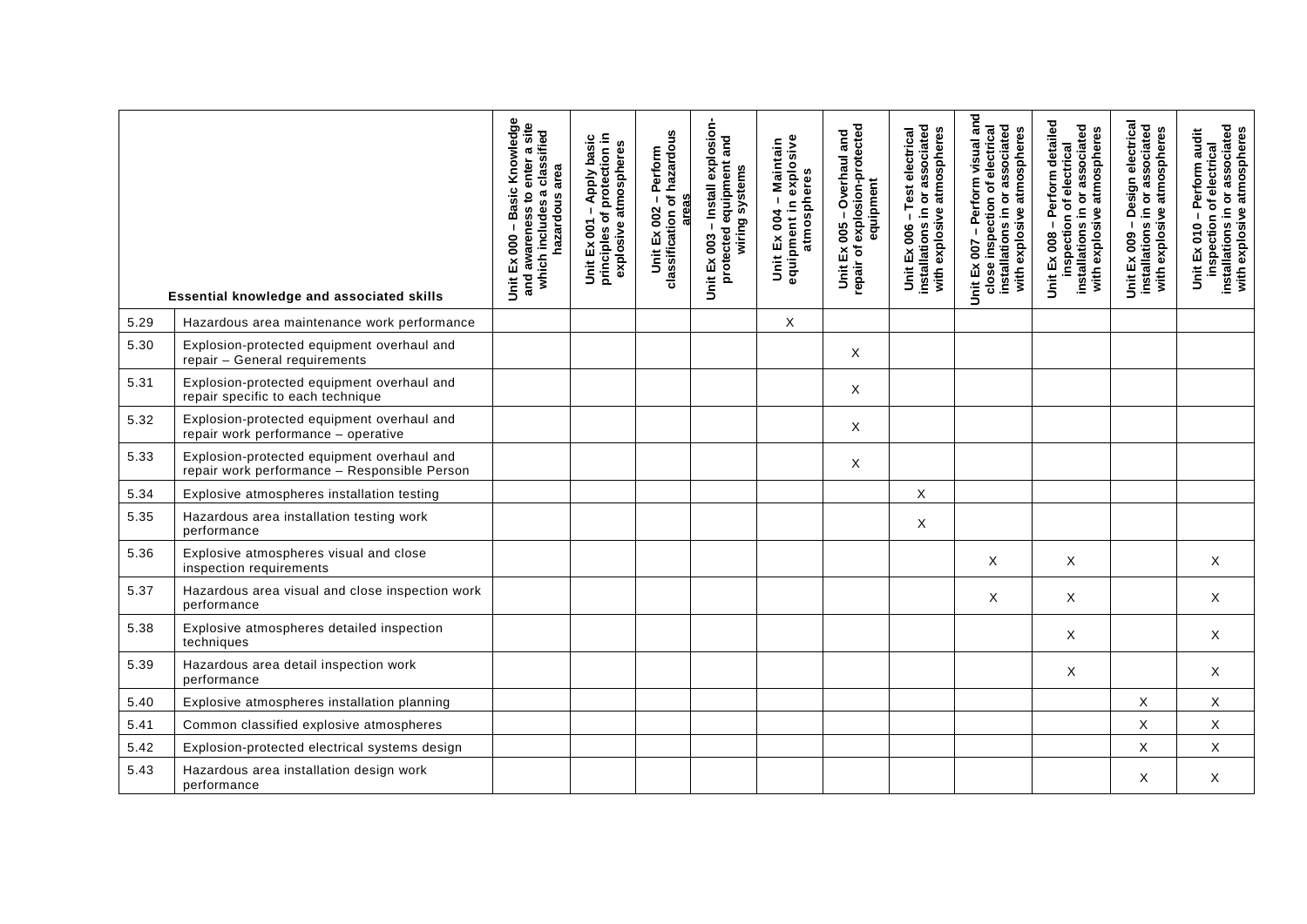| | Essential knowledge and associated skills | Unit Ex 000 – Basic Knowledge and awareness to enter a site which includes a classified hazardous area | Unit Ex 001 – Apply basic principles of protection in explosive atmospheres | Unit Ex 002 – Perform classification of hazardous areas | Unit Ex 003 – Install explosion-protected equipment and wiring systems | Unit Ex 004 – Maintain equipment in explosive atmospheres | Unit Ex 005 – Overhaul and repair of explosion-protected equipment | Unit Ex 006 – Test electrical installations in or associated with explosive atmospheres | Unit Ex 007 – Perform visual and close inspection of electrical installations in or associated with explosive atmospheres | Unit Ex 008 – Perform detailed inspection of electrical installations in or associated with explosive atmospheres | Unit Ex 009 – Design electrical installations in or associated with explosive atmospheres | Unit Ex 010 – Perform audit inspection of electrical installations in or associated with explosive atmospheres |
|---|---|---|---|---|---|---|---|---|---|---|---|---|
| 5.29 | Hazardous area maintenance work performance | | | | | X | | | | | | |
| 5.30 | Explosion-protected equipment overhaul and repair – General requirements | | | | | | X | | | | | |
| 5.31 | Explosion-protected equipment overhaul and repair specific to each technique | | | | | | X | | | | | |
| 5.32 | Explosion-protected equipment overhaul and repair work performance – operative | | | | | | X | | | | | |
| 5.33 | Explosion-protected equipment overhaul and repair work performance – Responsible Person | | | | | | X | | | | | |
| 5.34 | Explosive atmospheres installation testing | | | | | | | X | | | | |
| 5.35 | Hazardous area installation testing work performance | | | | | | | X | | | | |
| 5.36 | Explosive atmospheres visual and close inspection requirements | | | | | | | | X | X | | X |
| 5.37 | Hazardous area visual and close inspection work performance | | | | | | | | X | X | | X |
| 5.38 | Explosive atmospheres detailed inspection techniques | | | | | | | | | X | | X |
| 5.39 | Hazardous area detail inspection work performance | | | | | | | | | X | | X |
| 5.40 | Explosive atmospheres installation planning | | | | | | | | | | X | X |
| 5.41 | Common classified explosive atmospheres | | | | | | | | | | X | X |
| 5.42 | Explosion-protected electrical systems design | | | | | | | | | | X | X |
| 5.43 | Hazardous area installation design work performance | | | | | | | | | | X | X |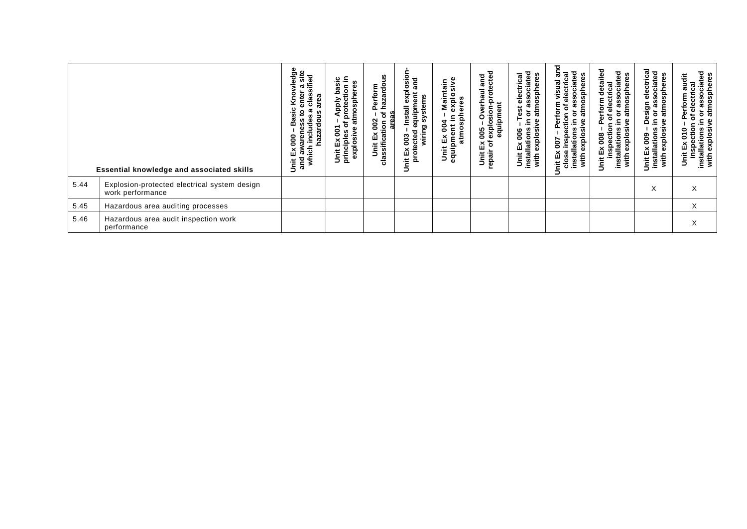| | Essential knowledge and associated skills | Unit Ex 000 – Basic Knowledge and awareness to enter a site which includes a classified hazardous area | Unit Ex 001 – Apply basic principles of protection in explosive atmospheres | Unit Ex 002 – Perform classification of hazardous areas | Unit Ex 003 – Install explosion-protected equipment and wiring systems | Unit Ex 004 – Maintain equipment in explosive atmospheres | Unit Ex 005 – Overhaul and repair of explosion-protected equipment | Unit Ex 006 – Test electrical installations in or associated with explosive atmospheres | Unit Ex 007 – Perform visual and close inspection of electrical installations in or associated with explosive atmospheres | Unit Ex 008 – Perform detailed inspection of electrical installations in or associated with explosive atmospheres | Unit Ex 009 – Design electrical installations in or associated with explosive atmospheres | Unit Ex 010 – Perform audit inspection of electrical installations in or associated with explosive atmospheres |
|---|---|---|---|---|---|---|---|---|---|---|---|---|
| 5.44 | Explosion-protected electrical system design work performance | | | | | | | | | | X | X |
| 5.45 | Hazardous area auditing processes | | | | | | | | | | | X |
| 5.46 | Hazardous area audit inspection work performance | | | | | | | | | | | X |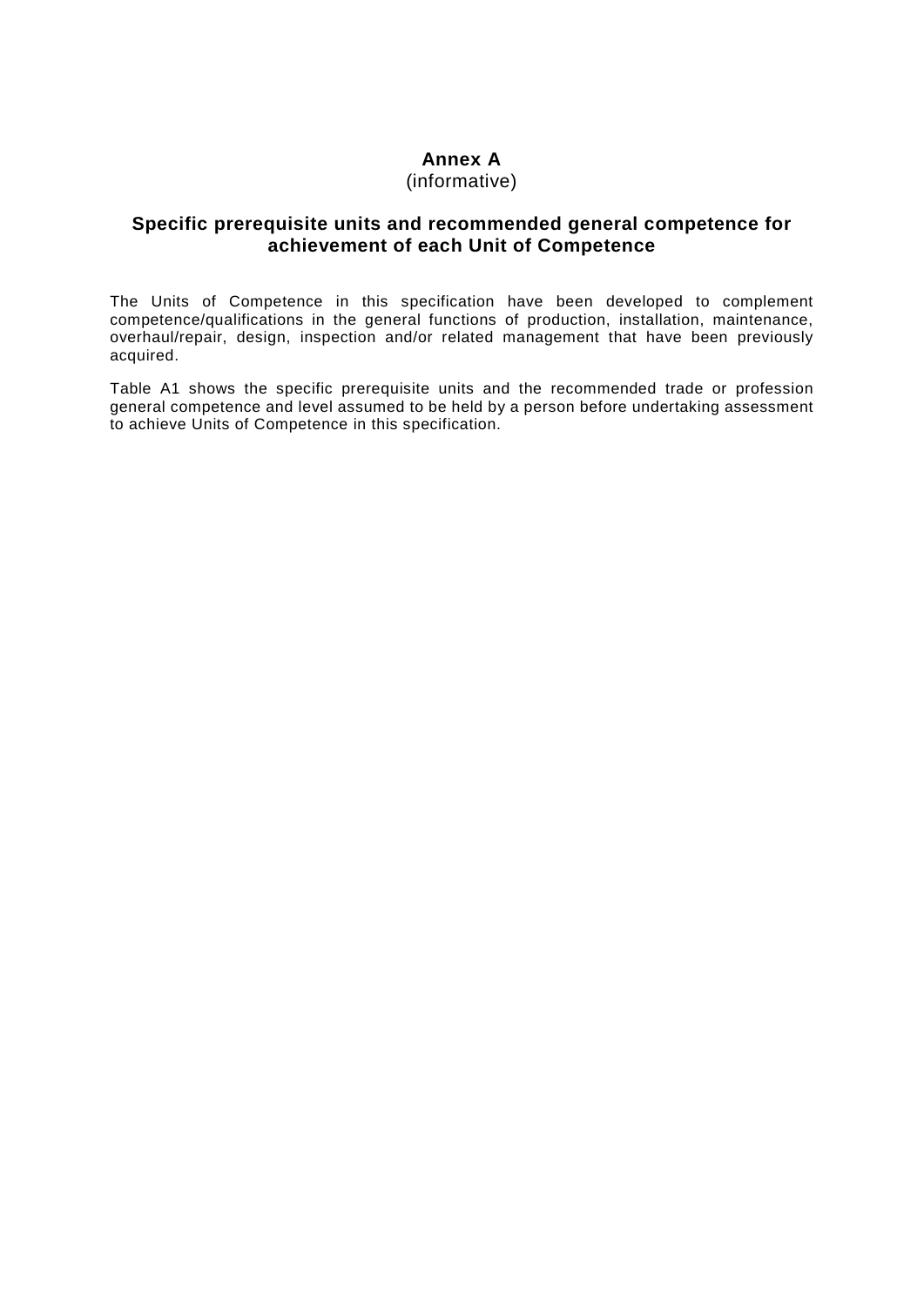# Annex A
(informative)

## Specific prerequisite units and recommended general competence for achievement of each Unit of Competence

The Units of Competence in this specification have been developed to complement competence/qualifications in the general functions of production, installation, maintenance, overhaul/repair, design, inspection and/or related management that have been previously acquired.

Table A1 shows the specific prerequisite units and the recommended trade or profession general competence and level assumed to be held by a person before undertaking assessment to achieve Units of Competence in this specification.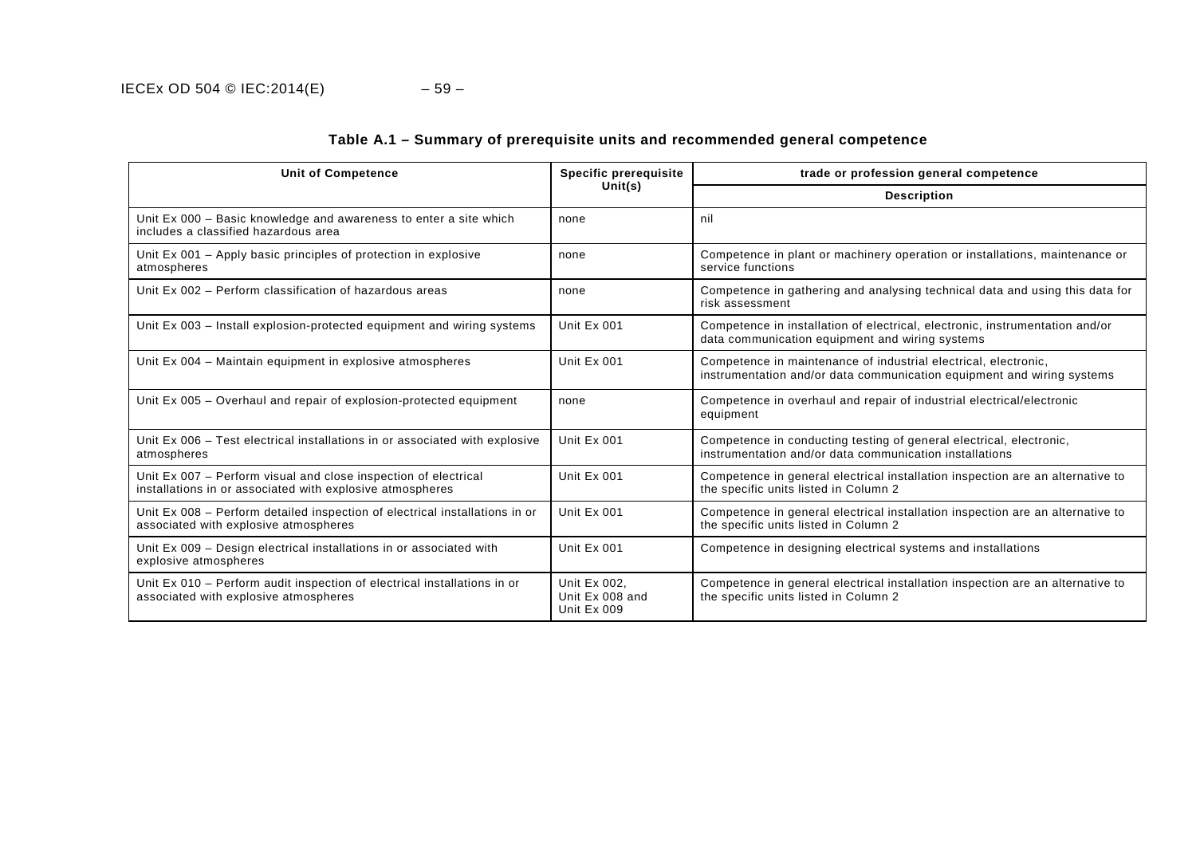**Table A.1 – Summary of prerequisite units and recommended general competence**

| Unit of Competence | Specific prerequisite Unit(s) | trade or profession general competence |
|---|---|---|
| | | **Description** |
| Unit Ex 000 – Basic knowledge and awareness to enter a site which includes a classified hazardous area | none | nil |
| Unit Ex 001 – Apply basic principles of protection in explosive atmospheres | none | Competence in plant or machinery operation or installations, maintenance or service functions |
| Unit Ex 002 – Perform classification of hazardous areas | none | Competence in gathering and analysing technical data and using this data for risk assessment |
| Unit Ex 003 – Install explosion-protected equipment and wiring systems | Unit Ex 001 | Competence in installation of electrical, electronic, instrumentation and/or data communication equipment and wiring systems |
| Unit Ex 004 – Maintain equipment in explosive atmospheres | Unit Ex 001 | Competence in maintenance of industrial electrical, electronic, instrumentation and/or data communication equipment and wiring systems |
| Unit Ex 005 – Overhaul and repair of explosion-protected equipment | none | Competence in overhaul and repair of industrial electrical/electronic equipment |
| Unit Ex 006 – Test electrical installations in or associated with explosive atmospheres | Unit Ex 001 | Competence in conducting testing of general electrical, electronic, instrumentation and/or data communication installations |
| Unit Ex 007 – Perform visual and close inspection of electrical installations in or associated with explosive atmospheres | Unit Ex 001 | Competence in general electrical installation inspection are an alternative to the specific units listed in Column 2 |
| Unit Ex 008 – Perform detailed inspection of electrical installations in or associated with explosive atmospheres | Unit Ex 001 | Competence in general electrical installation inspection are an alternative to the specific units listed in Column 2 |
| Unit Ex 009 – Design electrical installations in or associated with explosive atmospheres | Unit Ex 001 | Competence in designing electrical systems and installations |
| Unit Ex 010 – Perform audit inspection of electrical installations in or associated with explosive atmospheres | Unit Ex 002, Unit Ex 008 and Unit Ex 009 | Competence in general electrical installation inspection are an alternative to the specific units listed in Column 2 |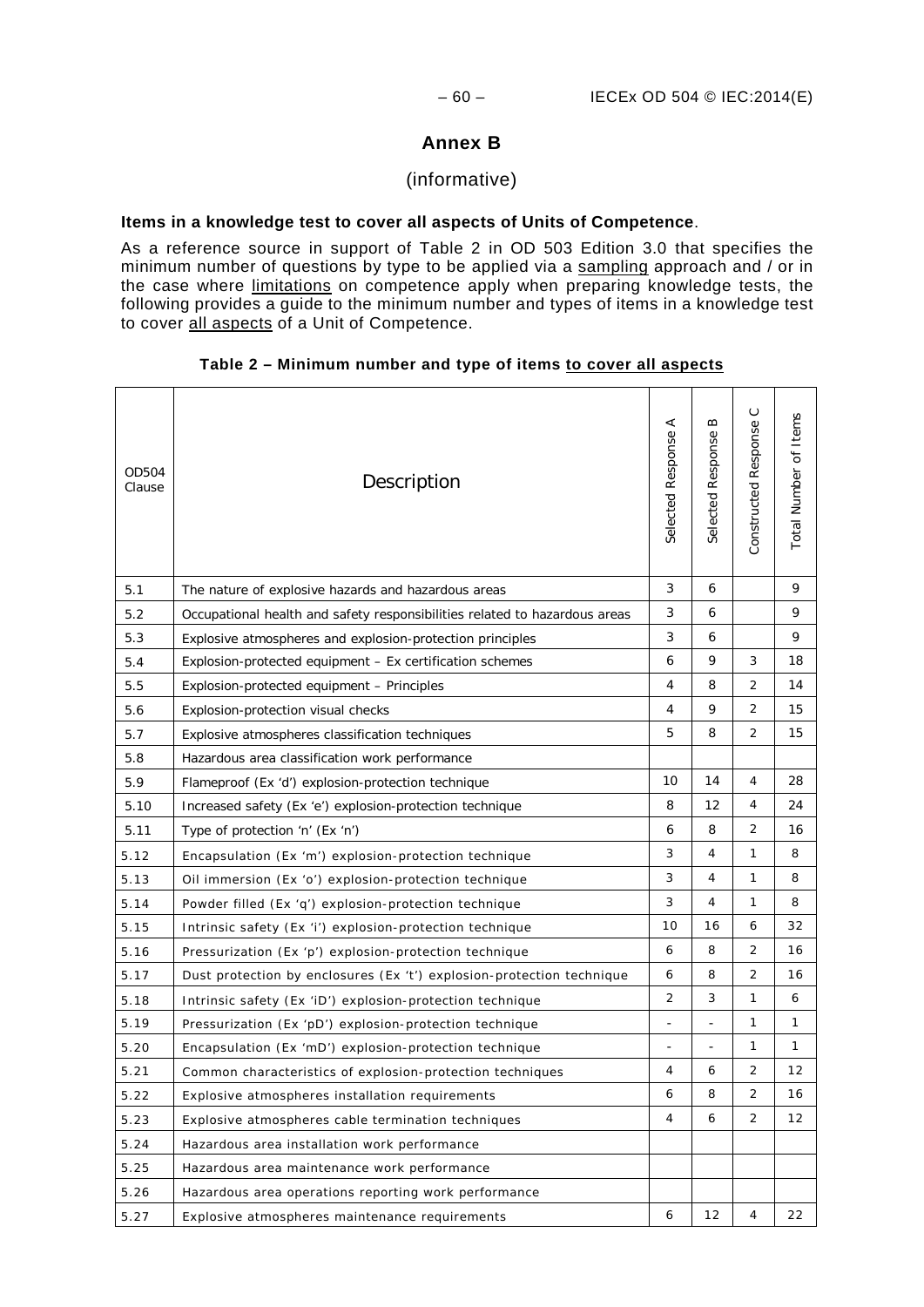# Annex B

(informative)

**Items in a knowledge test to cover all aspects of Units of Competence**.

As a reference source in support of Table 2 in OD 503 Edition 3.0 that specifies the minimum number of questions by type to be applied via a sampling approach and / or in the case where limitations on competence apply when preparing knowledge tests, the following provides a guide to the minimum number and types of items in a knowledge test to cover all aspects of a Unit of Competence.

**Table 2 – Minimum number and type of items to cover all aspects**

| OD504 Clause | Description | Selected Response A | Selected Response B | Constructed Response C | Total Number of Items |
|---|---|---|---|---|---|
| 5.1 | The nature of explosive hazards and hazardous areas | 3 | 6 | | 9 |
| 5.2 | Occupational health and safety responsibilities related to hazardous areas | 3 | 6 | | 9 |
| 5.3 | Explosive atmospheres and explosion-protection principles | 3 | 6 | | 9 |
| 5.4 | Explosion-protected equipment – Ex certification schemes | 6 | 9 | 3 | 18 |
| 5.5 | Explosion-protected equipment – Principles | 4 | 8 | 2 | 14 |
| 5.6 | Explosion-protection visual checks | 4 | 9 | 2 | 15 |
| 5.7 | Explosive atmospheres classification techniques | 5 | 8 | 2 | 15 |
| 5.8 | Hazardous area classification work performance | | | | |
| 5.9 | Flameproof (Ex 'd') explosion-protection technique | 10 | 14 | 4 | 28 |
| 5.10 | Increased safety (Ex 'e') explosion-protection technique | 8 | 12 | 4 | 24 |
| 5.11 | Type of protection 'n' (Ex 'n') | 6 | 8 | 2 | 16 |
| 5.12 | Encapsulation (Ex 'm') explosion-protection technique | 3 | 4 | 1 | 8 |
| 5.13 | Oil immersion (Ex 'o') explosion-protection technique | 3 | 4 | 1 | 8 |
| 5.14 | Powder filled (Ex 'q') explosion-protection technique | 3 | 4 | 1 | 8 |
| 5.15 | Intrinsic safety (Ex 'i') explosion-protection technique | 10 | 16 | 6 | 32 |
| 5.16 | Pressurization (Ex 'p') explosion-protection technique | 6 | 8 | 2 | 16 |
| 5.17 | Dust protection by enclosures (Ex 't') explosion-protection technique | 6 | 8 | 2 | 16 |
| 5.18 | Intrinsic safety (Ex 'iD') explosion-protection technique | 2 | 3 | 1 | 6 |
| 5.19 | Pressurization (Ex 'pD') explosion-protection technique | - | - | 1 | 1 |
| 5.20 | Encapsulation (Ex 'mD') explosion-protection technique | - | - | 1 | 1 |
| 5.21 | Common characteristics of explosion-protection techniques | 4 | 6 | 2 | 12 |
| 5.22 | Explosive atmospheres installation requirements | 6 | 8 | 2 | 16 |
| 5.23 | Explosive atmospheres cable termination techniques | 4 | 6 | 2 | 12 |
| 5.24 | Hazardous area installation work performance | | | | |
| 5.25 | Hazardous area maintenance work performance | | | | |
| 5.26 | Hazardous area operations reporting work performance | | | | |
| 5.27 | Explosive atmospheres maintenance requirements | 6 | 12 | 4 | 22 |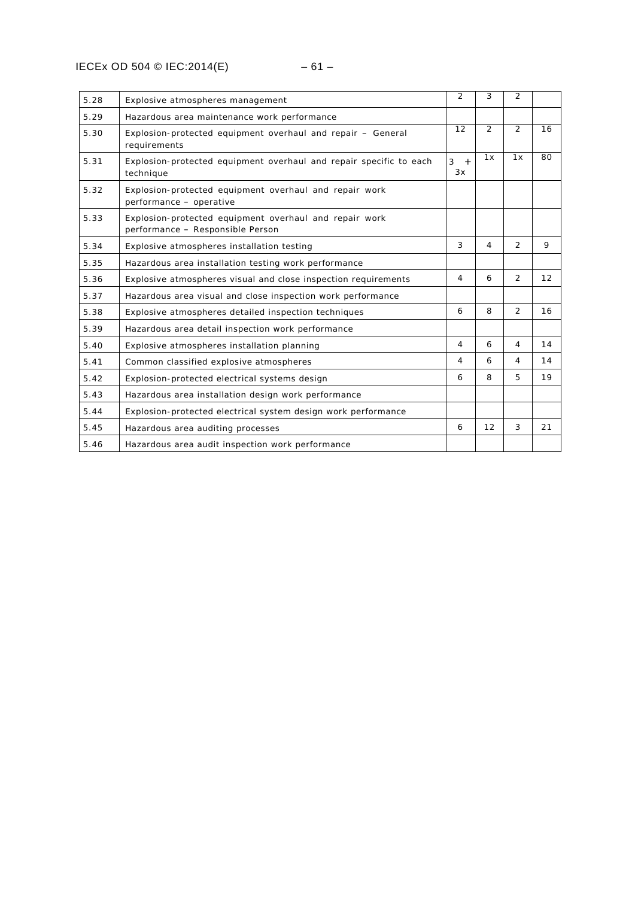| | | | | | |
|---|---|---|---|---|---|
| 5.28 | Explosive atmospheres management | 2 | 3 | 2 | |
| 5.29 | Hazardous area maintenance work performance | | | | |
| 5.30 | Explosion-protected equipment overhaul and repair – General requirements | 12 | 2 | 2 | 16 |
| 5.31 | Explosion-protected equipment overhaul and repair specific to each technique | 3 + 3x | 1x | 1x | 80 |
| 5.32 | Explosion-protected equipment overhaul and repair work performance – operative | | | | |
| 5.33 | Explosion-protected equipment overhaul and repair work performance – Responsible Person | | | | |
| 5.34 | Explosive atmospheres installation testing | 3 | 4 | 2 | 9 |
| 5.35 | Hazardous area installation testing work performance | | | | |
| 5.36 | Explosive atmospheres visual and close inspection requirements | 4 | 6 | 2 | 12 |
| 5.37 | Hazardous area visual and close inspection work performance | | | | |
| 5.38 | Explosive atmospheres detailed inspection techniques | 6 | 8 | 2 | 16 |
| 5.39 | Hazardous area detail inspection work performance | | | | |
| 5.40 | Explosive atmospheres installation planning | 4 | 6 | 4 | 14 |
| 5.41 | Common classified explosive atmospheres | 4 | 6 | 4 | 14 |
| 5.42 | Explosion-protected electrical systems design | 6 | 8 | 5 | 19 |
| 5.43 | Hazardous area installation design work performance | | | | |
| 5.44 | Explosion-protected electrical system design work performance | | | | |
| 5.45 | Hazardous area auditing processes | 6 | 12 | 3 | 21 |
| 5.46 | Hazardous area audit inspection work performance | | | | |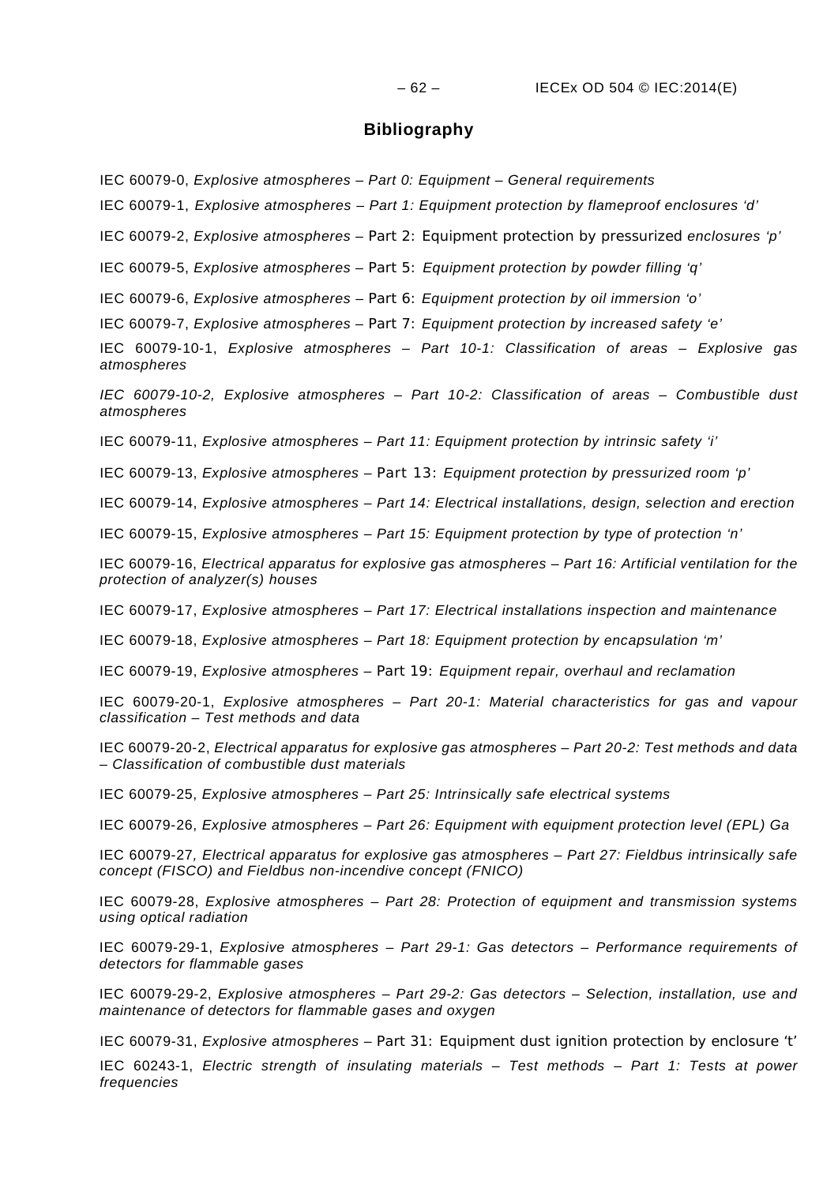## Bibliography

IEC 60079-0, *Explosive atmospheres – Part 0: Equipment – General requirements*

IEC 60079-1, *Explosive atmospheres – Part 1: Equipment protection by flameproof enclosures 'd'*

IEC 60079-2, *Explosive atmospheres* – Part 2: Equipment protection by pressurized *enclosures 'p'*

IEC 60079-5, *Explosive atmospheres* – Part 5: *Equipment protection by powder filling 'q'*

IEC 60079-6, *Explosive atmospheres* – Part 6: *Equipment protection by oil immersion 'o'*

IEC 60079-7, *Explosive atmospheres* – Part 7: *Equipment protection by increased safety 'e'*

IEC 60079-10-1, *Explosive atmospheres – Part 10-1: Classification of areas – Explosive gas atmospheres*

*IEC 60079-10-2, Explosive atmospheres – Part 10-2: Classification of areas – Combustible dust atmospheres*

IEC 60079-11, *Explosive atmospheres – Part 11: Equipment protection by intrinsic safety 'i'*

IEC 60079-13, *Explosive atmospheres* – Part 13: *Equipment protection by pressurized room 'p'*

IEC 60079-14, *Explosive atmospheres – Part 14: Electrical installations, design, selection and erection*

IEC 60079-15, *Explosive atmospheres – Part 15: Equipment protection by type of protection 'n'*

IEC 60079-16, *Electrical apparatus for explosive gas atmospheres – Part 16: Artificial ventilation for the protection of analyzer(s) houses*

IEC 60079-17, *Explosive atmospheres – Part 17: Electrical installations inspection and maintenance*

IEC 60079-18, *Explosive atmospheres – Part 18: Equipment protection by encapsulation 'm'*

IEC 60079-19, *Explosive atmospheres* – Part 19: *Equipment repair, overhaul and reclamation*

IEC 60079-20-1, *Explosive atmospheres – Part 20-1: Material characteristics for gas and vapour classification – Test methods and data*

IEC 60079-20-2, *Electrical apparatus for explosive gas atmospheres – Part 20-2: Test methods and data – Classification of combustible dust materials*

IEC 60079-25, *Explosive atmospheres – Part 25: Intrinsically safe electrical systems*

IEC 60079-26, *Explosive atmospheres – Part 26: Equipment with equipment protection level (EPL) Ga*

IEC 60079-27, *Electrical apparatus for explosive gas atmospheres – Part 27: Fieldbus intrinsically safe concept (FISCO) and Fieldbus non-incendive concept (FNICO)*

IEC 60079-28, *Explosive atmospheres – Part 28: Protection of equipment and transmission systems using optical radiation*

IEC 60079-29-1, *Explosive atmospheres – Part 29-1: Gas detectors – Performance requirements of detectors for flammable gases*

IEC 60079-29-2, *Explosive atmospheres – Part 29-2: Gas detectors – Selection, installation, use and maintenance of detectors for flammable gases and oxygen*

IEC 60079-31, *Explosive atmospheres* – Part 31: Equipment dust ignition protection by enclosure 't'

IEC 60243-1, *Electric strength of insulating materials – Test methods – Part 1: Tests at power frequencies*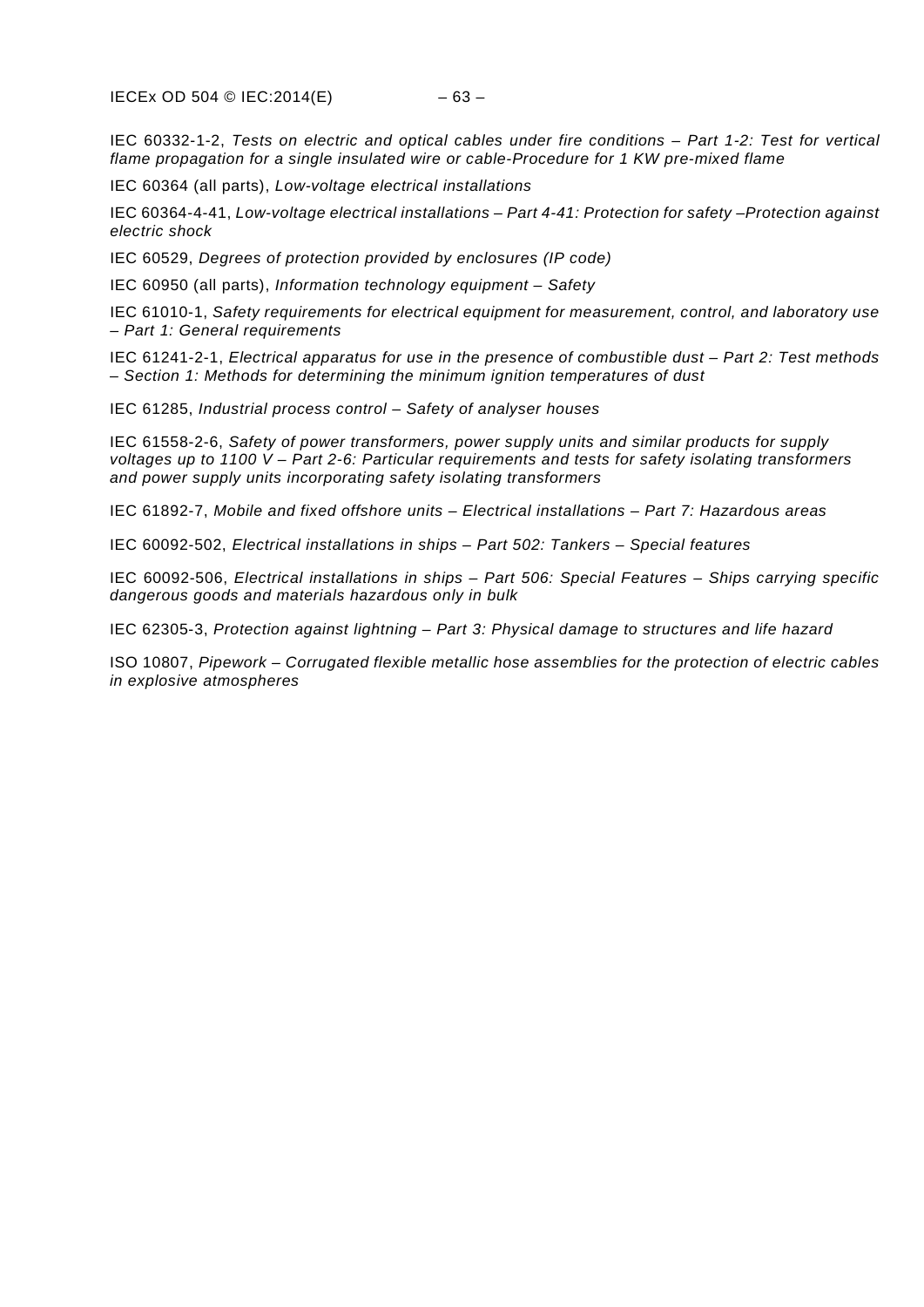IEC 60332-1-2, *Tests on electric and optical cables under fire conditions – Part 1-2: Test for vertical flame propagation for a single insulated wire or cable-Procedure for 1 KW pre-mixed flame*

IEC 60364 (all parts), *Low-voltage electrical installations*

IEC 60364-4-41, *Low-voltage electrical installations – Part 4-41: Protection for safety –Protection against electric shock*

IEC 60529, *Degrees of protection provided by enclosures (IP code)*

IEC 60950 (all parts), *Information technology equipment – Safety*

IEC 61010-1, *Safety requirements for electrical equipment for measurement, control, and laboratory use – Part 1: General requirements*

IEC 61241-2-1, *Electrical apparatus for use in the presence of combustible dust – Part 2: Test methods – Section 1: Methods for determining the minimum ignition temperatures of dust*

IEC 61285, *Industrial process control – Safety of analyser houses*

IEC 61558-2-6, *Safety of power transformers, power supply units and similar products for supply voltages up to 1100 V – Part 2-6: Particular requirements and tests for safety isolating transformers and power supply units incorporating safety isolating transformers*

IEC 61892-7, *Mobile and fixed offshore units – Electrical installations – Part 7: Hazardous areas*

IEC 60092-502, *Electrical installations in ships – Part 502: Tankers – Special features*

IEC 60092-506, *Electrical installations in ships – Part 506: Special Features – Ships carrying specific dangerous goods and materials hazardous only in bulk*

IEC 62305-3, *Protection against lightning – Part 3: Physical damage to structures and life hazard*

ISO 10807, *Pipework – Corrugated flexible metallic hose assemblies for the protection of electric cables in explosive atmospheres*